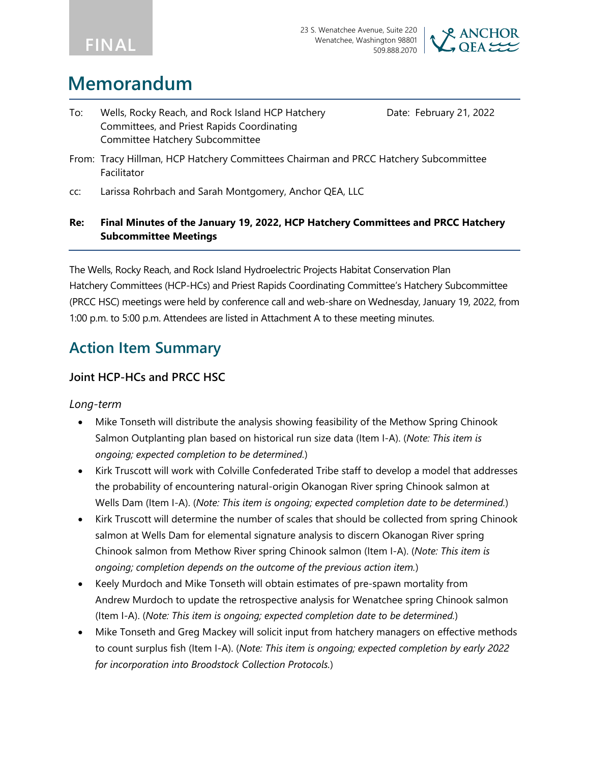FINAL

23 S. Wenatchee Avenue, Suite 220
Wenatchee, Washington 98801
509.888.2070

# Memorandum

To: Wells, Rocky Reach, and Rock Island HCP Hatchery Committees, and Priest Rapids Coordinating Committee Hatchery Subcommittee

Date: February 21, 2022

From: Tracy Hillman, HCP Hatchery Committees Chairman and PRCC Hatchery Subcommittee Facilitator

cc: Larissa Rohrbach and Sarah Montgomery, Anchor QEA, LLC

**Re: Final Minutes of the January 19, 2022, HCP Hatchery Committees and PRCC Hatchery Subcommittee Meetings**

The Wells, Rocky Reach, and Rock Island Hydroelectric Projects Habitat Conservation Plan Hatchery Committees (HCP-HCs) and Priest Rapids Coordinating Committee's Hatchery Subcommittee (PRCC HSC) meetings were held by conference call and web-share on Wednesday, January 19, 2022, from 1:00 p.m. to 5:00 p.m. Attendees are listed in Attachment A to these meeting minutes.

## Action Item Summary

### Joint HCP-HCs and PRCC HSC

*Long-term*

- Mike Tonseth will distribute the analysis showing feasibility of the Methow Spring Chinook Salmon Outplanting plan based on historical run size data (Item I-A). (*Note: This item is ongoing; expected completion to be determined.*)
- Kirk Truscott will work with Colville Confederated Tribe staff to develop a model that addresses the probability of encountering natural-origin Okanogan River spring Chinook salmon at Wells Dam (Item I-A). (*Note: This item is ongoing; expected completion date to be determined.*)
- Kirk Truscott will determine the number of scales that should be collected from spring Chinook salmon at Wells Dam for elemental signature analysis to discern Okanogan River spring Chinook salmon from Methow River spring Chinook salmon (Item I-A). (*Note: This item is ongoing; completion depends on the outcome of the previous action item.*)
- Keely Murdoch and Mike Tonseth will obtain estimates of pre-spawn mortality from Andrew Murdoch to update the retrospective analysis for Wenatchee spring Chinook salmon (Item I-A). (*Note: This item is ongoing; expected completion date to be determined.*)
- Mike Tonseth and Greg Mackey will solicit input from hatchery managers on effective methods to count surplus fish (Item I-A). (*Note: This item is ongoing; expected completion by early 2022 for incorporation into Broodstock Collection Protocols.*)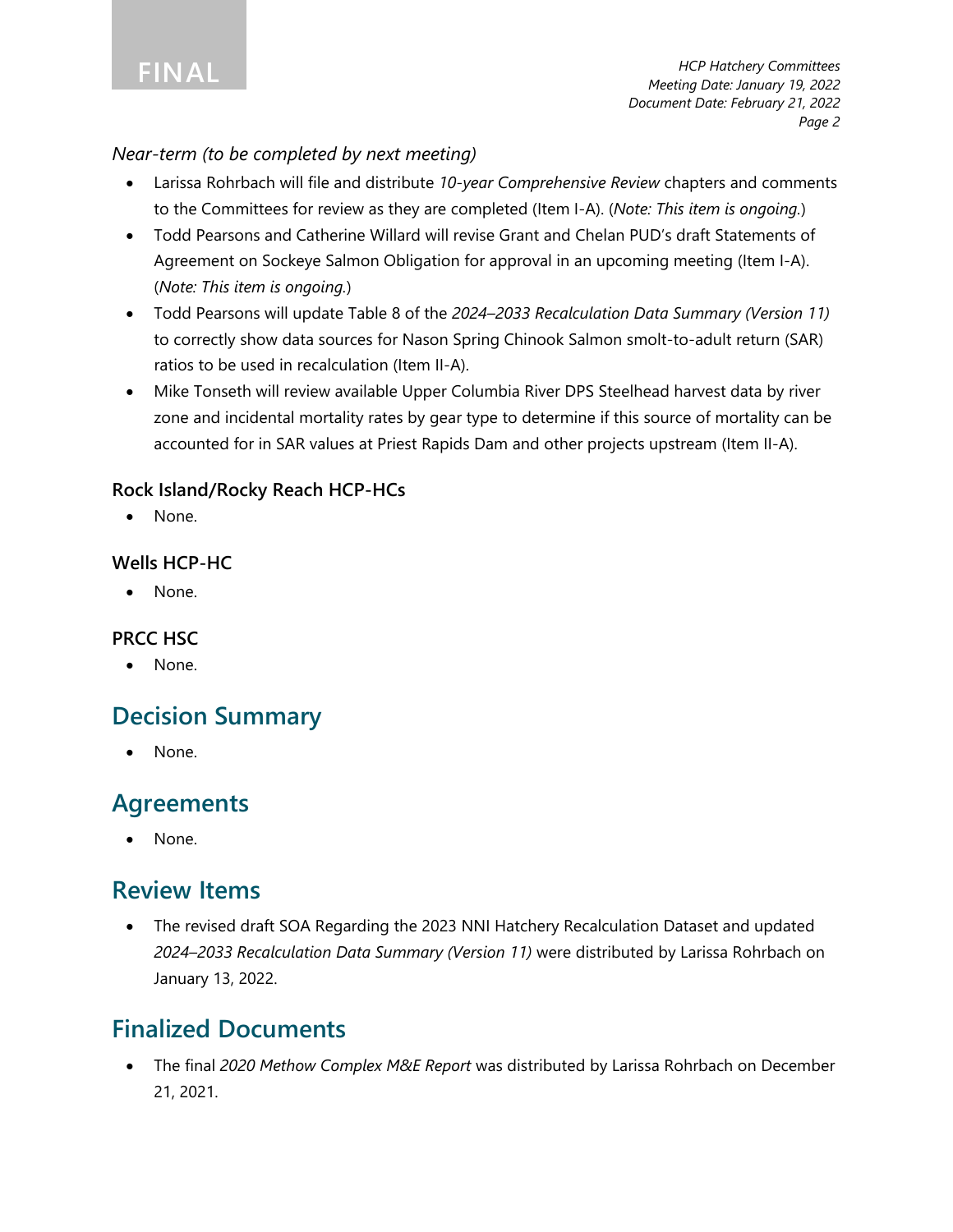*Near-term (to be completed by next meeting)*

- Larissa Rohrbach will file and distribute *10-year Comprehensive Review* chapters and comments to the Committees for review as they are completed (Item I-A). (*Note: This item is ongoing.*)
- Todd Pearsons and Catherine Willard will revise Grant and Chelan PUD's draft Statements of Agreement on Sockeye Salmon Obligation for approval in an upcoming meeting (Item I-A). (*Note: This item is ongoing.*)
- Todd Pearsons will update Table 8 of the *2024–2033 Recalculation Data Summary (Version 11)* to correctly show data sources for Nason Spring Chinook Salmon smolt-to-adult return (SAR) ratios to be used in recalculation (Item II-A).
- Mike Tonseth will review available Upper Columbia River DPS Steelhead harvest data by river zone and incidental mortality rates by gear type to determine if this source of mortality can be accounted for in SAR values at Priest Rapids Dam and other projects upstream (Item II-A).

### Rock Island/Rocky Reach HCP-HCs

- None.

### Wells HCP-HC

- None.

### PRCC HSC

- None.

## Decision Summary

- None.

## Agreements

- None.

## Review Items

- The revised draft SOA Regarding the 2023 NNI Hatchery Recalculation Dataset and updated *2024–2033 Recalculation Data Summary (Version 11)* were distributed by Larissa Rohrbach on January 13, 2022.

## Finalized Documents

- The final *2020 Methow Complex M&E Report* was distributed by Larissa Rohrbach on December 21, 2021.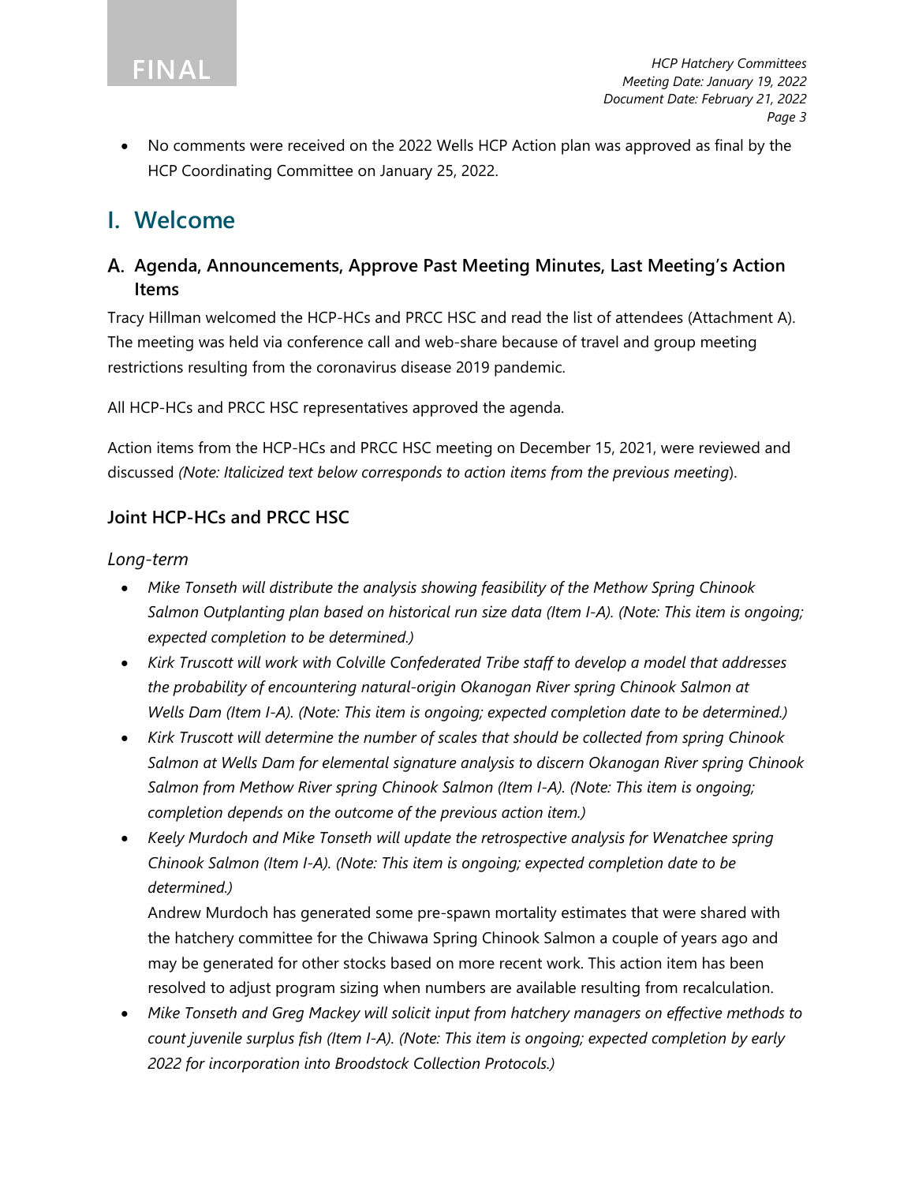- No comments were received on the 2022 Wells HCP Action plan was approved as final by the HCP Coordinating Committee on January 25, 2022.

# I. Welcome

## A. Agenda, Announcements, Approve Past Meeting Minutes, Last Meeting's Action Items

Tracy Hillman welcomed the HCP-HCs and PRCC HSC and read the list of attendees (Attachment A). The meeting was held via conference call and web-share because of travel and group meeting restrictions resulting from the coronavirus disease 2019 pandemic.

All HCP-HCs and PRCC HSC representatives approved the agenda.

Action items from the HCP-HCs and PRCC HSC meeting on December 15, 2021, were reviewed and discussed *(Note: Italicized text below corresponds to action items from the previous meeting*).

### Joint HCP-HCs and PRCC HSC

*Long-term*

- *Mike Tonseth will distribute the analysis showing feasibility of the Methow Spring Chinook Salmon Outplanting plan based on historical run size data (Item I-A). (Note: This item is ongoing; expected completion to be determined.)*
- *Kirk Truscott will work with Colville Confederated Tribe staff to develop a model that addresses the probability of encountering natural-origin Okanogan River spring Chinook Salmon at Wells Dam (Item I-A). (Note: This item is ongoing; expected completion date to be determined.)*
- *Kirk Truscott will determine the number of scales that should be collected from spring Chinook Salmon at Wells Dam for elemental signature analysis to discern Okanogan River spring Chinook Salmon from Methow River spring Chinook Salmon (Item I-A). (Note: This item is ongoing; completion depends on the outcome of the previous action item.)*
- *Keely Murdoch and Mike Tonseth will update the retrospective analysis for Wenatchee spring Chinook Salmon (Item I-A). (Note: This item is ongoing; expected completion date to be determined.)*

  Andrew Murdoch has generated some pre-spawn mortality estimates that were shared with the hatchery committee for the Chiwawa Spring Chinook Salmon a couple of years ago and may be generated for other stocks based on more recent work. This action item has been resolved to adjust program sizing when numbers are available resulting from recalculation.
- *Mike Tonseth and Greg Mackey will solicit input from hatchery managers on effective methods to count juvenile surplus fish (Item I-A). (Note: This item is ongoing; expected completion by early 2022 for incorporation into Broodstock Collection Protocols.)*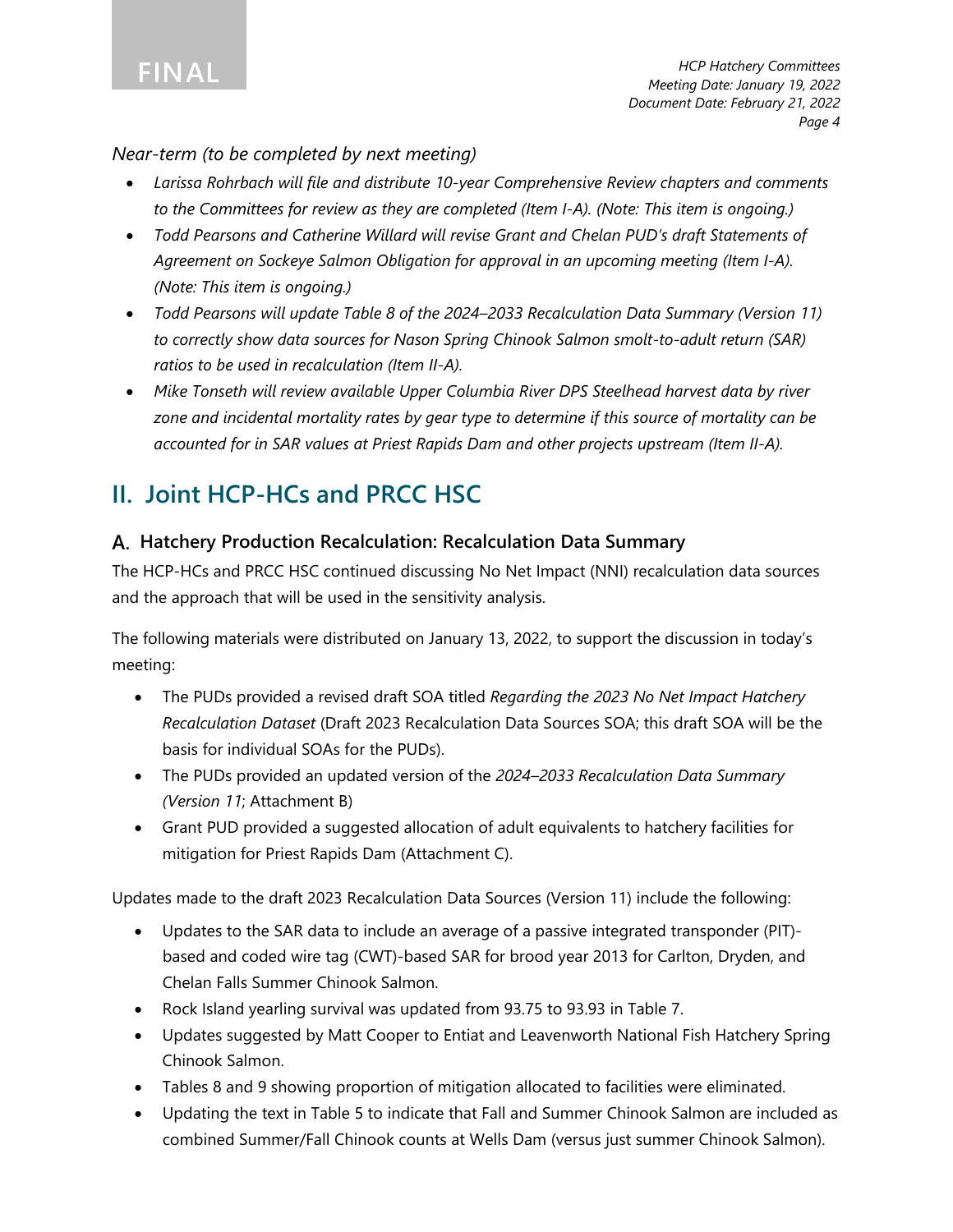*Near-term (to be completed by next meeting)*

- *Larissa Rohrbach will file and distribute 10-year Comprehensive Review chapters and comments to the Committees for review as they are completed (Item I-A). (Note: This item is ongoing.)*
- *Todd Pearsons and Catherine Willard will revise Grant and Chelan PUD's draft Statements of Agreement on Sockeye Salmon Obligation for approval in an upcoming meeting (Item I-A). (Note: This item is ongoing.)*
- *Todd Pearsons will update Table 8 of the 2024–2033 Recalculation Data Summary (Version 11) to correctly show data sources for Nason Spring Chinook Salmon smolt-to-adult return (SAR) ratios to be used in recalculation (Item II-A).*
- *Mike Tonseth will review available Upper Columbia River DPS Steelhead harvest data by river zone and incidental mortality rates by gear type to determine if this source of mortality can be accounted for in SAR values at Priest Rapids Dam and other projects upstream (Item II-A).*

## II. Joint HCP-HCs and PRCC HSC

### A. Hatchery Production Recalculation: Recalculation Data Summary

The HCP-HCs and PRCC HSC continued discussing No Net Impact (NNI) recalculation data sources and the approach that will be used in the sensitivity analysis.

The following materials were distributed on January 13, 2022, to support the discussion in today's meeting:

- The PUDs provided a revised draft SOA titled *Regarding the 2023 No Net Impact Hatchery Recalculation Dataset* (Draft 2023 Recalculation Data Sources SOA; this draft SOA will be the basis for individual SOAs for the PUDs).
- The PUDs provided an updated version of the *2024–2033 Recalculation Data Summary (Version 11*; Attachment B)
- Grant PUD provided a suggested allocation of adult equivalents to hatchery facilities for mitigation for Priest Rapids Dam (Attachment C).

Updates made to the draft 2023 Recalculation Data Sources (Version 11) include the following:

- Updates to the SAR data to include an average of a passive integrated transponder (PIT)-based and coded wire tag (CWT)-based SAR for brood year 2013 for Carlton, Dryden, and Chelan Falls Summer Chinook Salmon.
- Rock Island yearling survival was updated from 93.75 to 93.93 in Table 7.
- Updates suggested by Matt Cooper to Entiat and Leavenworth National Fish Hatchery Spring Chinook Salmon.
- Tables 8 and 9 showing proportion of mitigation allocated to facilities were eliminated.
- Updating the text in Table 5 to indicate that Fall and Summer Chinook Salmon are included as combined Summer/Fall Chinook counts at Wells Dam (versus just summer Chinook Salmon).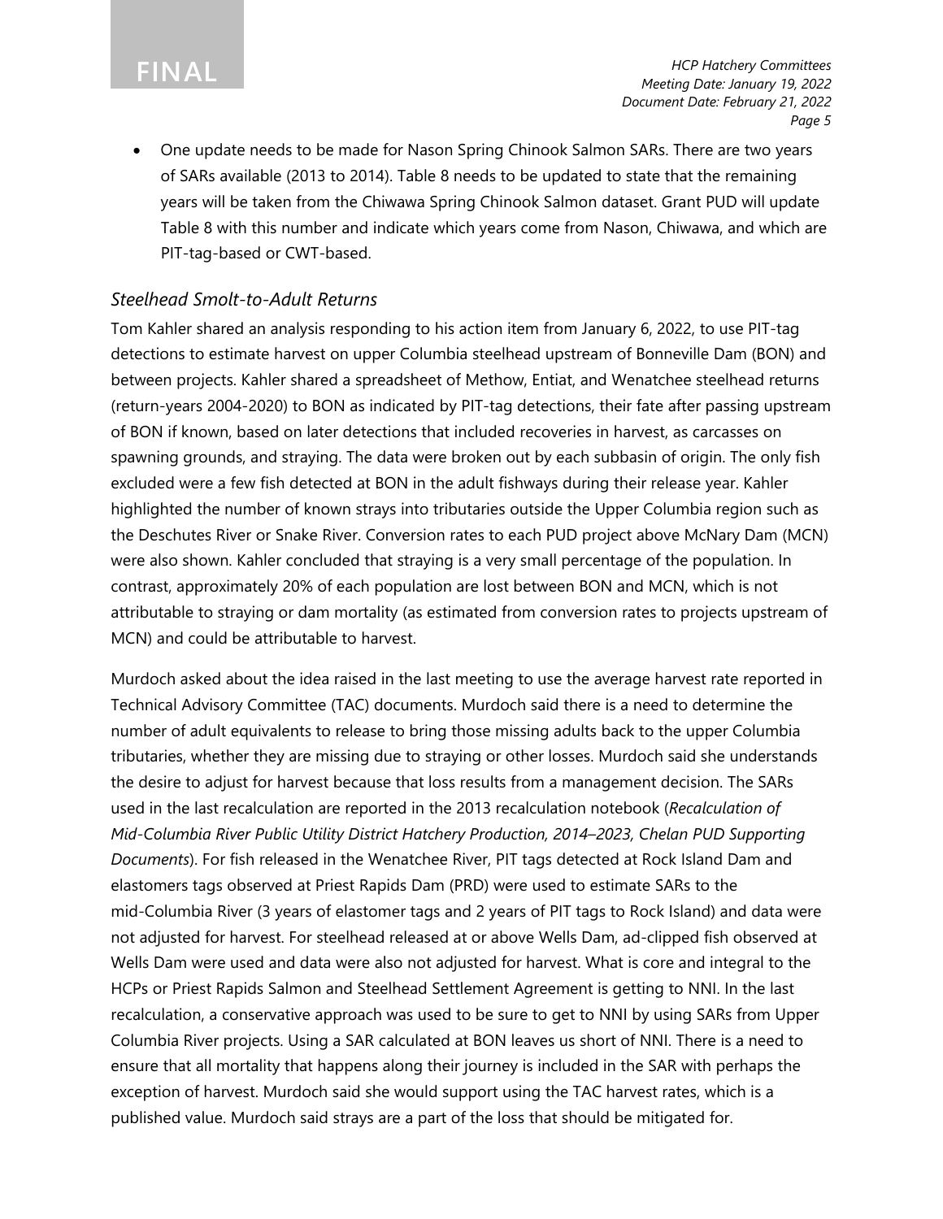- One update needs to be made for Nason Spring Chinook Salmon SARs. There are two years of SARs available (2013 to 2014). Table 8 needs to be updated to state that the remaining years will be taken from the Chiwawa Spring Chinook Salmon dataset. Grant PUD will update Table 8 with this number and indicate which years come from Nason, Chiwawa, and which are PIT-tag-based or CWT-based.

### *Steelhead Smolt-to-Adult Returns*

Tom Kahler shared an analysis responding to his action item from January 6, 2022, to use PIT-tag detections to estimate harvest on upper Columbia steelhead upstream of Bonneville Dam (BON) and between projects. Kahler shared a spreadsheet of Methow, Entiat, and Wenatchee steelhead returns (return-years 2004-2020) to BON as indicated by PIT-tag detections, their fate after passing upstream of BON if known, based on later detections that included recoveries in harvest, as carcasses on spawning grounds, and straying. The data were broken out by each subbasin of origin. The only fish excluded were a few fish detected at BON in the adult fishways during their release year. Kahler highlighted the number of known strays into tributaries outside the Upper Columbia region such as the Deschutes River or Snake River. Conversion rates to each PUD project above McNary Dam (MCN) were also shown. Kahler concluded that straying is a very small percentage of the population. In contrast, approximately 20% of each population are lost between BON and MCN, which is not attributable to straying or dam mortality (as estimated from conversion rates to projects upstream of MCN) and could be attributable to harvest.

Murdoch asked about the idea raised in the last meeting to use the average harvest rate reported in Technical Advisory Committee (TAC) documents. Murdoch said there is a need to determine the number of adult equivalents to release to bring those missing adults back to the upper Columbia tributaries, whether they are missing due to straying or other losses. Murdoch said she understands the desire to adjust for harvest because that loss results from a management decision. The SARs used in the last recalculation are reported in the 2013 recalculation notebook (*Recalculation of Mid-Columbia River Public Utility District Hatchery Production, 2014–2023, Chelan PUD Supporting Documents*). For fish released in the Wenatchee River, PIT tags detected at Rock Island Dam and elastomers tags observed at Priest Rapids Dam (PRD) were used to estimate SARs to the mid-Columbia River (3 years of elastomer tags and 2 years of PIT tags to Rock Island) and data were not adjusted for harvest. For steelhead released at or above Wells Dam, ad-clipped fish observed at Wells Dam were used and data were also not adjusted for harvest. What is core and integral to the HCPs or Priest Rapids Salmon and Steelhead Settlement Agreement is getting to NNI. In the last recalculation, a conservative approach was used to be sure to get to NNI by using SARs from Upper Columbia River projects. Using a SAR calculated at BON leaves us short of NNI. There is a need to ensure that all mortality that happens along their journey is included in the SAR with perhaps the exception of harvest. Murdoch said she would support using the TAC harvest rates, which is a published value. Murdoch said strays are a part of the loss that should be mitigated for.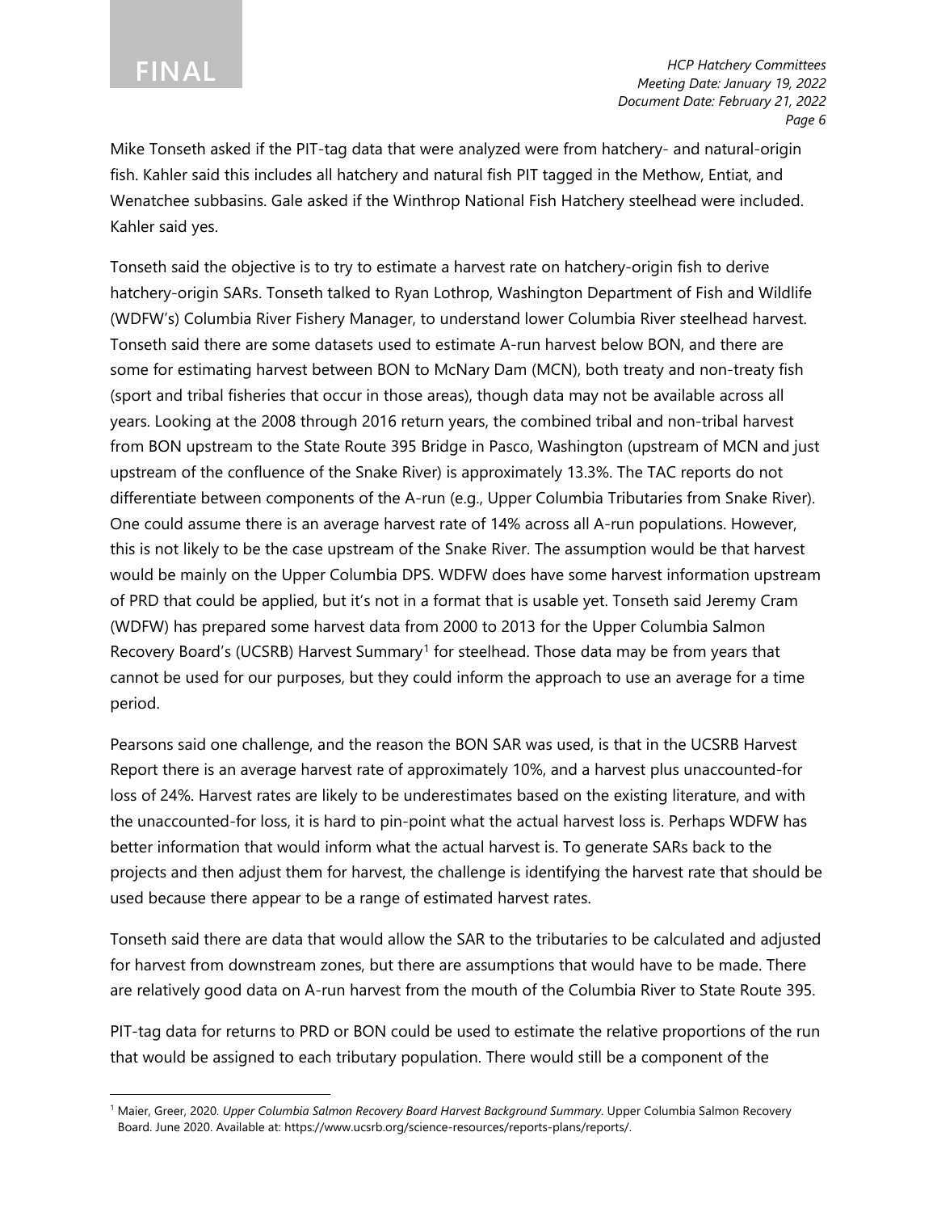Mike Tonseth asked if the PIT-tag data that were analyzed were from hatchery- and natural-origin fish. Kahler said this includes all hatchery and natural fish PIT tagged in the Methow, Entiat, and Wenatchee subbasins. Gale asked if the Winthrop National Fish Hatchery steelhead were included. Kahler said yes.

Tonseth said the objective is to try to estimate a harvest rate on hatchery-origin fish to derive hatchery-origin SARs. Tonseth talked to Ryan Lothrop, Washington Department of Fish and Wildlife (WDFW's) Columbia River Fishery Manager, to understand lower Columbia River steelhead harvest. Tonseth said there are some datasets used to estimate A-run harvest below BON, and there are some for estimating harvest between BON to McNary Dam (MCN), both treaty and non-treaty fish (sport and tribal fisheries that occur in those areas), though data may not be available across all years. Looking at the 2008 through 2016 return years, the combined tribal and non-tribal harvest from BON upstream to the State Route 395 Bridge in Pasco, Washington (upstream of MCN and just upstream of the confluence of the Snake River) is approximately 13.3%. The TAC reports do not differentiate between components of the A-run (e.g., Upper Columbia Tributaries from Snake River). One could assume there is an average harvest rate of 14% across all A-run populations. However, this is not likely to be the case upstream of the Snake River. The assumption would be that harvest would be mainly on the Upper Columbia DPS. WDFW does have some harvest information upstream of PRD that could be applied, but it's not in a format that is usable yet. Tonseth said Jeremy Cram (WDFW) has prepared some harvest data from 2000 to 2013 for the Upper Columbia Salmon Recovery Board's (UCSRB) Harvest Summary[1] for steelhead. Those data may be from years that cannot be used for our purposes, but they could inform the approach to use an average for a time period.

Pearsons said one challenge, and the reason the BON SAR was used, is that in the UCSRB Harvest Report there is an average harvest rate of approximately 10%, and a harvest plus unaccounted-for loss of 24%. Harvest rates are likely to be underestimates based on the existing literature, and with the unaccounted-for loss, it is hard to pin-point what the actual harvest loss is. Perhaps WDFW has better information that would inform what the actual harvest is. To generate SARs back to the projects and then adjust them for harvest, the challenge is identifying the harvest rate that should be used because there appear to be a range of estimated harvest rates.

Tonseth said there are data that would allow the SAR to the tributaries to be calculated and adjusted for harvest from downstream zones, but there are assumptions that would have to be made. There are relatively good data on A-run harvest from the mouth of the Columbia River to State Route 395.

PIT-tag data for returns to PRD or BON could be used to estimate the relative proportions of the run that would be assigned to each tributary population. There would still be a component of the

[1] Maier, Greer, 2020. *Upper Columbia Salmon Recovery Board Harvest Background Summary*. Upper Columbia Salmon Recovery Board. June 2020. Available at: https://www.ucsrb.org/science-resources/reports-plans/reports/.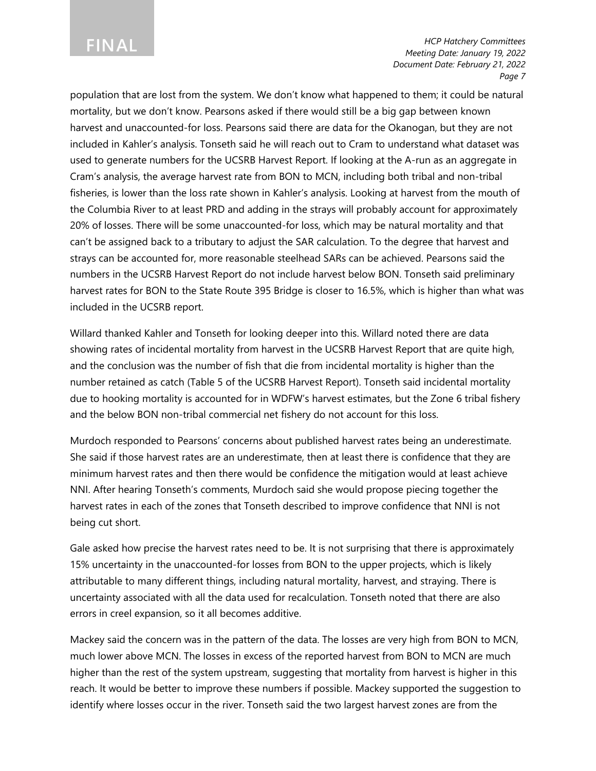population that are lost from the system. We don't know what happened to them; it could be natural mortality, but we don't know. Pearsons asked if there would still be a big gap between known harvest and unaccounted-for loss. Pearsons said there are data for the Okanogan, but they are not included in Kahler's analysis. Tonseth said he will reach out to Cram to understand what dataset was used to generate numbers for the UCSRB Harvest Report. If looking at the A-run as an aggregate in Cram's analysis, the average harvest rate from BON to MCN, including both tribal and non-tribal fisheries, is lower than the loss rate shown in Kahler's analysis. Looking at harvest from the mouth of the Columbia River to at least PRD and adding in the strays will probably account for approximately 20% of losses. There will be some unaccounted-for loss, which may be natural mortality and that can't be assigned back to a tributary to adjust the SAR calculation. To the degree that harvest and strays can be accounted for, more reasonable steelhead SARs can be achieved. Pearsons said the numbers in the UCSRB Harvest Report do not include harvest below BON. Tonseth said preliminary harvest rates for BON to the State Route 395 Bridge is closer to 16.5%, which is higher than what was included in the UCSRB report.

Willard thanked Kahler and Tonseth for looking deeper into this. Willard noted there are data showing rates of incidental mortality from harvest in the UCSRB Harvest Report that are quite high, and the conclusion was the number of fish that die from incidental mortality is higher than the number retained as catch (Table 5 of the UCSRB Harvest Report). Tonseth said incidental mortality due to hooking mortality is accounted for in WDFW's harvest estimates, but the Zone 6 tribal fishery and the below BON non-tribal commercial net fishery do not account for this loss.

Murdoch responded to Pearsons' concerns about published harvest rates being an underestimate. She said if those harvest rates are an underestimate, then at least there is confidence that they are minimum harvest rates and then there would be confidence the mitigation would at least achieve NNI. After hearing Tonseth's comments, Murdoch said she would propose piecing together the harvest rates in each of the zones that Tonseth described to improve confidence that NNI is not being cut short.

Gale asked how precise the harvest rates need to be. It is not surprising that there is approximately 15% uncertainty in the unaccounted-for losses from BON to the upper projects, which is likely attributable to many different things, including natural mortality, harvest, and straying. There is uncertainty associated with all the data used for recalculation. Tonseth noted that there are also errors in creel expansion, so it all becomes additive.

Mackey said the concern was in the pattern of the data. The losses are very high from BON to MCN, much lower above MCN. The losses in excess of the reported harvest from BON to MCN are much higher than the rest of the system upstream, suggesting that mortality from harvest is higher in this reach. It would be better to improve these numbers if possible. Mackey supported the suggestion to identify where losses occur in the river. Tonseth said the two largest harvest zones are from the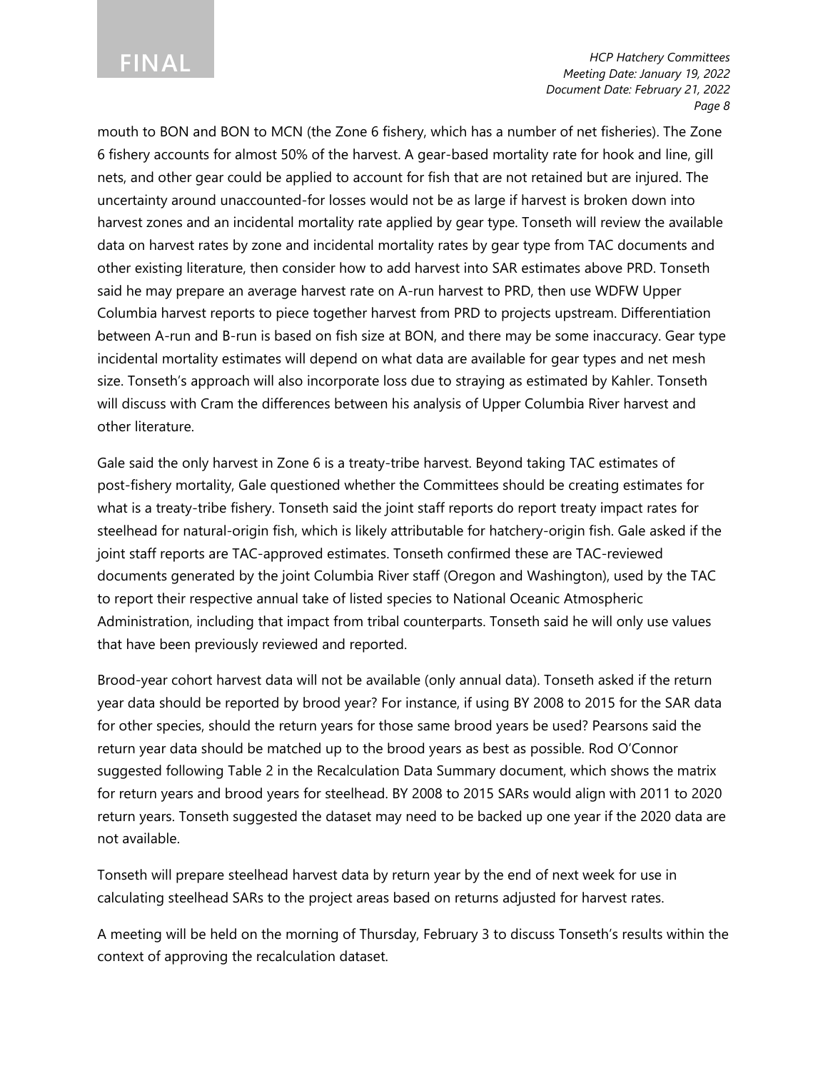mouth to BON and BON to MCN (the Zone 6 fishery, which has a number of net fisheries). The Zone 6 fishery accounts for almost 50% of the harvest. A gear-based mortality rate for hook and line, gill nets, and other gear could be applied to account for fish that are not retained but are injured. The uncertainty around unaccounted-for losses would not be as large if harvest is broken down into harvest zones and an incidental mortality rate applied by gear type. Tonseth will review the available data on harvest rates by zone and incidental mortality rates by gear type from TAC documents and other existing literature, then consider how to add harvest into SAR estimates above PRD. Tonseth said he may prepare an average harvest rate on A-run harvest to PRD, then use WDFW Upper Columbia harvest reports to piece together harvest from PRD to projects upstream. Differentiation between A-run and B-run is based on fish size at BON, and there may be some inaccuracy. Gear type incidental mortality estimates will depend on what data are available for gear types and net mesh size. Tonseth's approach will also incorporate loss due to straying as estimated by Kahler. Tonseth will discuss with Cram the differences between his analysis of Upper Columbia River harvest and other literature.

Gale said the only harvest in Zone 6 is a treaty-tribe harvest. Beyond taking TAC estimates of post-fishery mortality, Gale questioned whether the Committees should be creating estimates for what is a treaty-tribe fishery. Tonseth said the joint staff reports do report treaty impact rates for steelhead for natural-origin fish, which is likely attributable for hatchery-origin fish. Gale asked if the joint staff reports are TAC-approved estimates. Tonseth confirmed these are TAC-reviewed documents generated by the joint Columbia River staff (Oregon and Washington), used by the TAC to report their respective annual take of listed species to National Oceanic Atmospheric Administration, including that impact from tribal counterparts. Tonseth said he will only use values that have been previously reviewed and reported.

Brood-year cohort harvest data will not be available (only annual data). Tonseth asked if the return year data should be reported by brood year? For instance, if using BY 2008 to 2015 for the SAR data for other species, should the return years for those same brood years be used? Pearsons said the return year data should be matched up to the brood years as best as possible. Rod O'Connor suggested following Table 2 in the Recalculation Data Summary document, which shows the matrix for return years and brood years for steelhead. BY 2008 to 2015 SARs would align with 2011 to 2020 return years. Tonseth suggested the dataset may need to be backed up one year if the 2020 data are not available.

Tonseth will prepare steelhead harvest data by return year by the end of next week for use in calculating steelhead SARs to the project areas based on returns adjusted for harvest rates.

A meeting will be held on the morning of Thursday, February 3 to discuss Tonseth's results within the context of approving the recalculation dataset.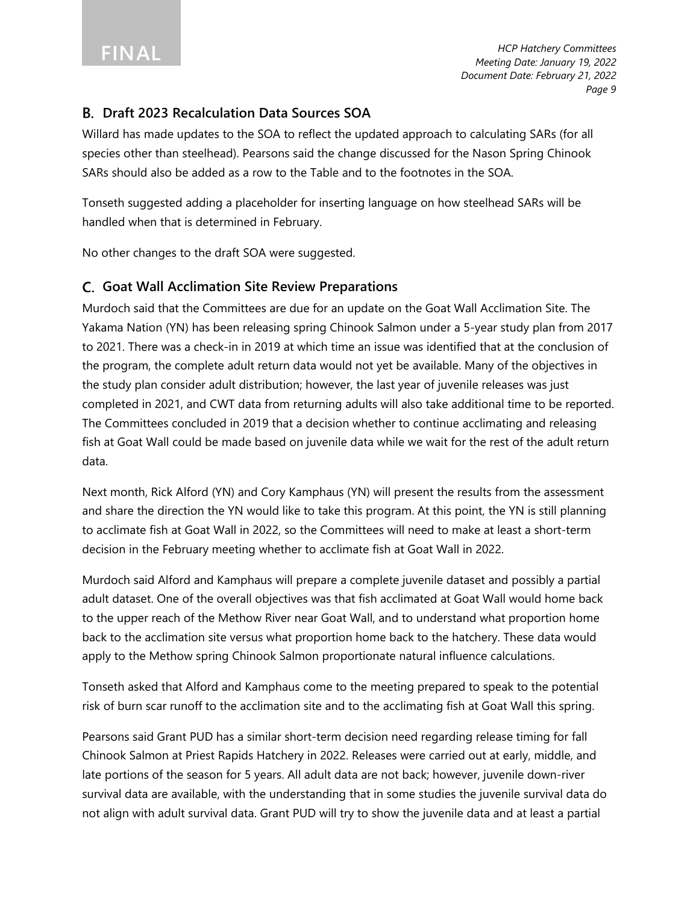## B. Draft 2023 Recalculation Data Sources SOA

Willard has made updates to the SOA to reflect the updated approach to calculating SARs (for all species other than steelhead). Pearsons said the change discussed for the Nason Spring Chinook SARs should also be added as a row to the Table and to the footnotes in the SOA.

Tonseth suggested adding a placeholder for inserting language on how steelhead SARs will be handled when that is determined in February.

No other changes to the draft SOA were suggested.

## C. Goat Wall Acclimation Site Review Preparations

Murdoch said that the Committees are due for an update on the Goat Wall Acclimation Site. The Yakama Nation (YN) has been releasing spring Chinook Salmon under a 5-year study plan from 2017 to 2021. There was a check-in in 2019 at which time an issue was identified that at the conclusion of the program, the complete adult return data would not yet be available. Many of the objectives in the study plan consider adult distribution; however, the last year of juvenile releases was just completed in 2021, and CWT data from returning adults will also take additional time to be reported. The Committees concluded in 2019 that a decision whether to continue acclimating and releasing fish at Goat Wall could be made based on juvenile data while we wait for the rest of the adult return data.

Next month, Rick Alford (YN) and Cory Kamphaus (YN) will present the results from the assessment and share the direction the YN would like to take this program. At this point, the YN is still planning to acclimate fish at Goat Wall in 2022, so the Committees will need to make at least a short-term decision in the February meeting whether to acclimate fish at Goat Wall in 2022.

Murdoch said Alford and Kamphaus will prepare a complete juvenile dataset and possibly a partial adult dataset. One of the overall objectives was that fish acclimated at Goat Wall would home back to the upper reach of the Methow River near Goat Wall, and to understand what proportion home back to the acclimation site versus what proportion home back to the hatchery. These data would apply to the Methow spring Chinook Salmon proportionate natural influence calculations.

Tonseth asked that Alford and Kamphaus come to the meeting prepared to speak to the potential risk of burn scar runoff to the acclimation site and to the acclimating fish at Goat Wall this spring.

Pearsons said Grant PUD has a similar short-term decision need regarding release timing for fall Chinook Salmon at Priest Rapids Hatchery in 2022. Releases were carried out at early, middle, and late portions of the season for 5 years. All adult data are not back; however, juvenile down-river survival data are available, with the understanding that in some studies the juvenile survival data do not align with adult survival data. Grant PUD will try to show the juvenile data and at least a partial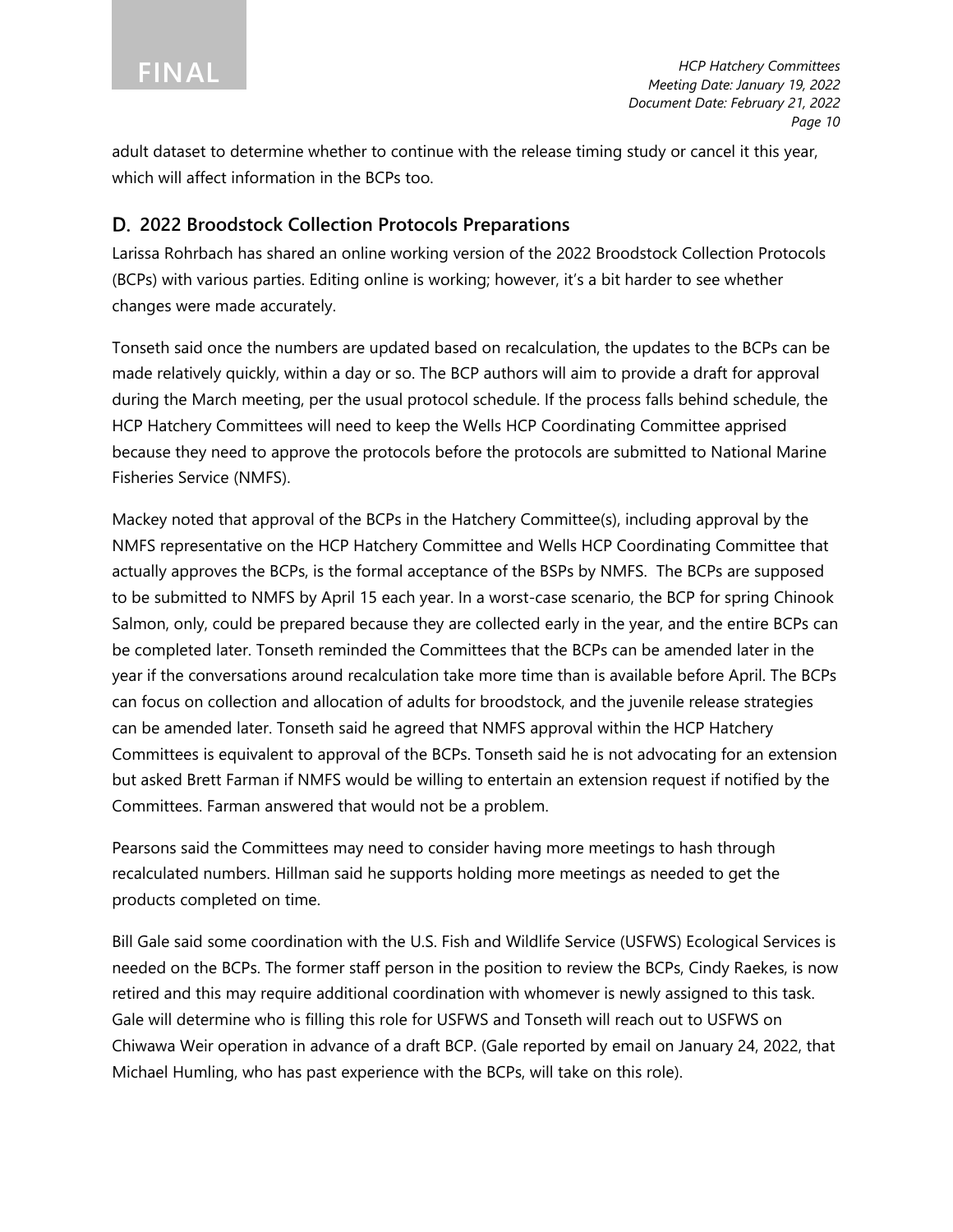adult dataset to determine whether to continue with the release timing study or cancel it this year, which will affect information in the BCPs too.

## D. 2022 Broodstock Collection Protocols Preparations

Larissa Rohrbach has shared an online working version of the 2022 Broodstock Collection Protocols (BCPs) with various parties. Editing online is working; however, it's a bit harder to see whether changes were made accurately.

Tonseth said once the numbers are updated based on recalculation, the updates to the BCPs can be made relatively quickly, within a day or so. The BCP authors will aim to provide a draft for approval during the March meeting, per the usual protocol schedule. If the process falls behind schedule, the HCP Hatchery Committees will need to keep the Wells HCP Coordinating Committee apprised because they need to approve the protocols before the protocols are submitted to National Marine Fisheries Service (NMFS).

Mackey noted that approval of the BCPs in the Hatchery Committee(s), including approval by the NMFS representative on the HCP Hatchery Committee and Wells HCP Coordinating Committee that actually approves the BCPs, is the formal acceptance of the BSPs by NMFS. The BCPs are supposed to be submitted to NMFS by April 15 each year. In a worst-case scenario, the BCP for spring Chinook Salmon, only, could be prepared because they are collected early in the year, and the entire BCPs can be completed later. Tonseth reminded the Committees that the BCPs can be amended later in the year if the conversations around recalculation take more time than is available before April. The BCPs can focus on collection and allocation of adults for broodstock, and the juvenile release strategies can be amended later. Tonseth said he agreed that NMFS approval within the HCP Hatchery Committees is equivalent to approval of the BCPs. Tonseth said he is not advocating for an extension but asked Brett Farman if NMFS would be willing to entertain an extension request if notified by the Committees. Farman answered that would not be a problem.

Pearsons said the Committees may need to consider having more meetings to hash through recalculated numbers. Hillman said he supports holding more meetings as needed to get the products completed on time.

Bill Gale said some coordination with the U.S. Fish and Wildlife Service (USFWS) Ecological Services is needed on the BCPs. The former staff person in the position to review the BCPs, Cindy Raekes, is now retired and this may require additional coordination with whomever is newly assigned to this task. Gale will determine who is filling this role for USFWS and Tonseth will reach out to USFWS on Chiwawa Weir operation in advance of a draft BCP. (Gale reported by email on January 24, 2022, that Michael Humling, who has past experience with the BCPs, will take on this role).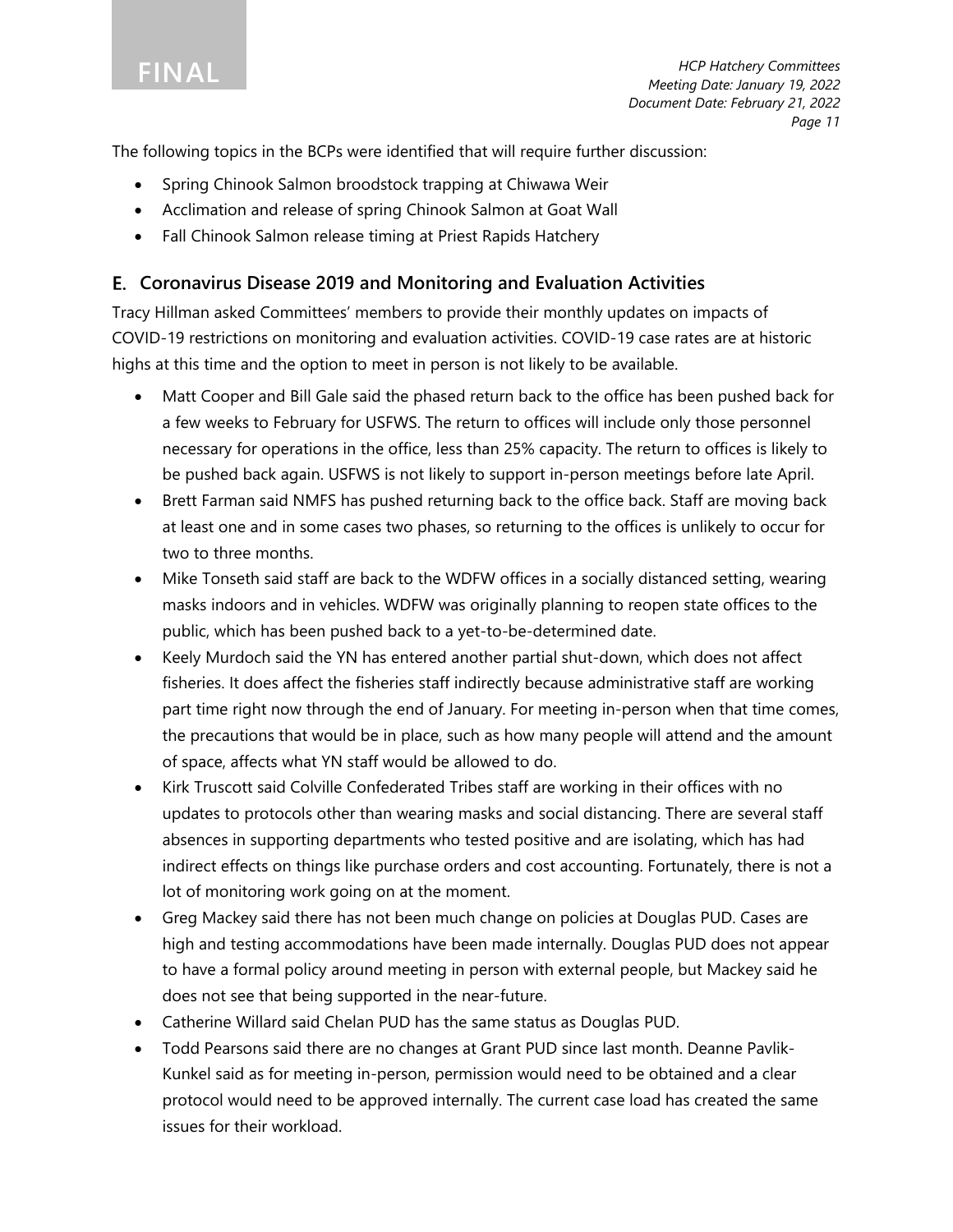The following topics in the BCPs were identified that will require further discussion:

- Spring Chinook Salmon broodstock trapping at Chiwawa Weir
- Acclimation and release of spring Chinook Salmon at Goat Wall
- Fall Chinook Salmon release timing at Priest Rapids Hatchery

## E. Coronavirus Disease 2019 and Monitoring and Evaluation Activities

Tracy Hillman asked Committees' members to provide their monthly updates on impacts of COVID-19 restrictions on monitoring and evaluation activities. COVID-19 case rates are at historic highs at this time and the option to meet in person is not likely to be available.

- Matt Cooper and Bill Gale said the phased return back to the office has been pushed back for a few weeks to February for USFWS. The return to offices will include only those personnel necessary for operations in the office, less than 25% capacity. The return to offices is likely to be pushed back again. USFWS is not likely to support in-person meetings before late April.
- Brett Farman said NMFS has pushed returning back to the office back. Staff are moving back at least one and in some cases two phases, so returning to the offices is unlikely to occur for two to three months.
- Mike Tonseth said staff are back to the WDFW offices in a socially distanced setting, wearing masks indoors and in vehicles. WDFW was originally planning to reopen state offices to the public, which has been pushed back to a yet-to-be-determined date.
- Keely Murdoch said the YN has entered another partial shut-down, which does not affect fisheries. It does affect the fisheries staff indirectly because administrative staff are working part time right now through the end of January. For meeting in-person when that time comes, the precautions that would be in place, such as how many people will attend and the amount of space, affects what YN staff would be allowed to do.
- Kirk Truscott said Colville Confederated Tribes staff are working in their offices with no updates to protocols other than wearing masks and social distancing. There are several staff absences in supporting departments who tested positive and are isolating, which has had indirect effects on things like purchase orders and cost accounting. Fortunately, there is not a lot of monitoring work going on at the moment.
- Greg Mackey said there has not been much change on policies at Douglas PUD. Cases are high and testing accommodations have been made internally. Douglas PUD does not appear to have a formal policy around meeting in person with external people, but Mackey said he does not see that being supported in the near-future.
- Catherine Willard said Chelan PUD has the same status as Douglas PUD.
- Todd Pearsons said there are no changes at Grant PUD since last month. Deanne Pavlik-Kunkel said as for meeting in-person, permission would need to be obtained and a clear protocol would need to be approved internally. The current case load has created the same issues for their workload.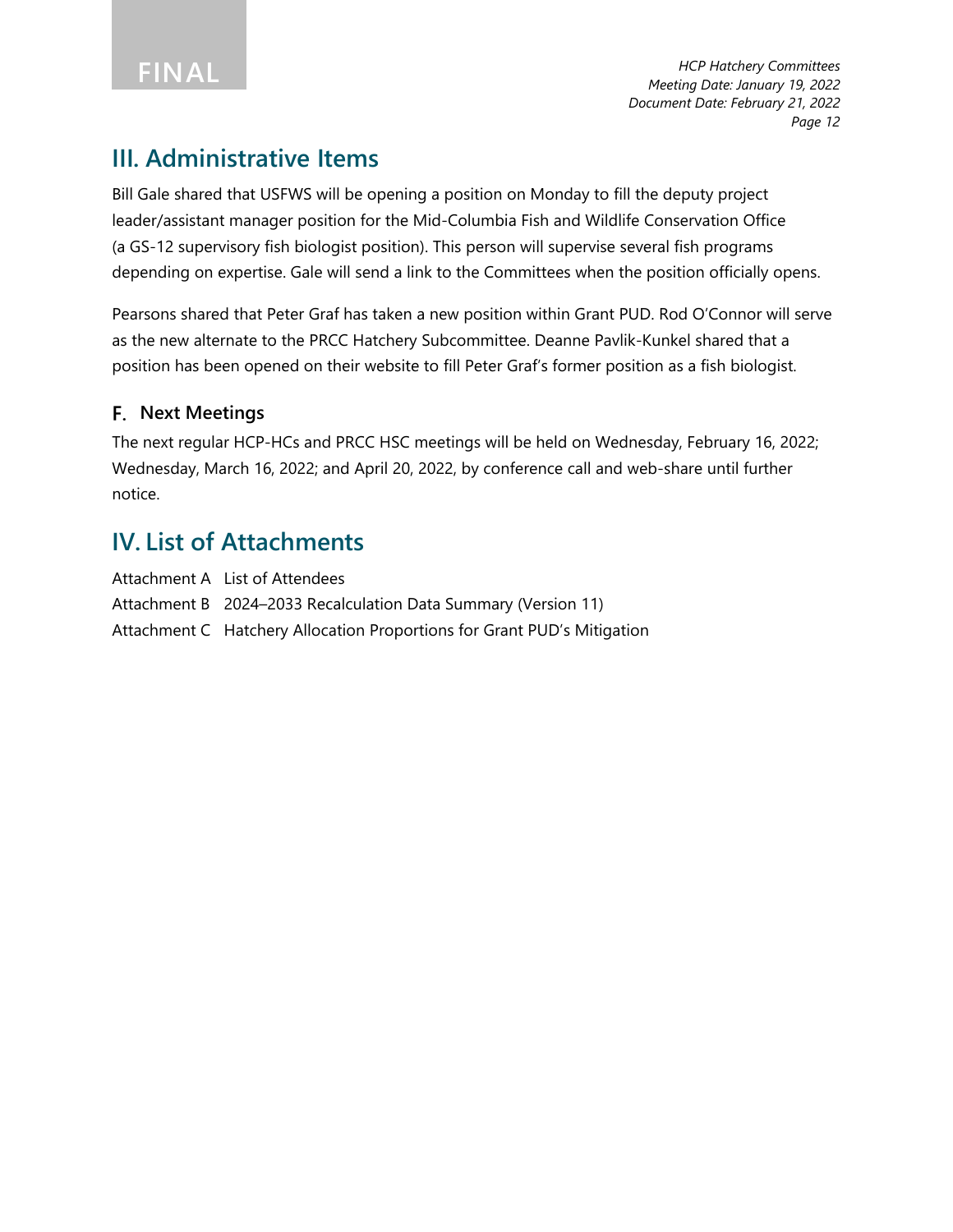## III. Administrative Items

Bill Gale shared that USFWS will be opening a position on Monday to fill the deputy project leader/assistant manager position for the Mid-Columbia Fish and Wildlife Conservation Office (a GS-12 supervisory fish biologist position). This person will supervise several fish programs depending on expertise. Gale will send a link to the Committees when the position officially opens.

Pearsons shared that Peter Graf has taken a new position within Grant PUD. Rod O'Connor will serve as the new alternate to the PRCC Hatchery Subcommittee. Deanne Pavlik-Kunkel shared that a position has been opened on their website to fill Peter Graf's former position as a fish biologist.

### F. Next Meetings

The next regular HCP-HCs and PRCC HSC meetings will be held on Wednesday, February 16, 2022; Wednesday, March 16, 2022; and April 20, 2022, by conference call and web-share until further notice.

## IV. List of Attachments

Attachment A List of Attendees
Attachment B 2024–2033 Recalculation Data Summary (Version 11)
Attachment C Hatchery Allocation Proportions for Grant PUD's Mitigation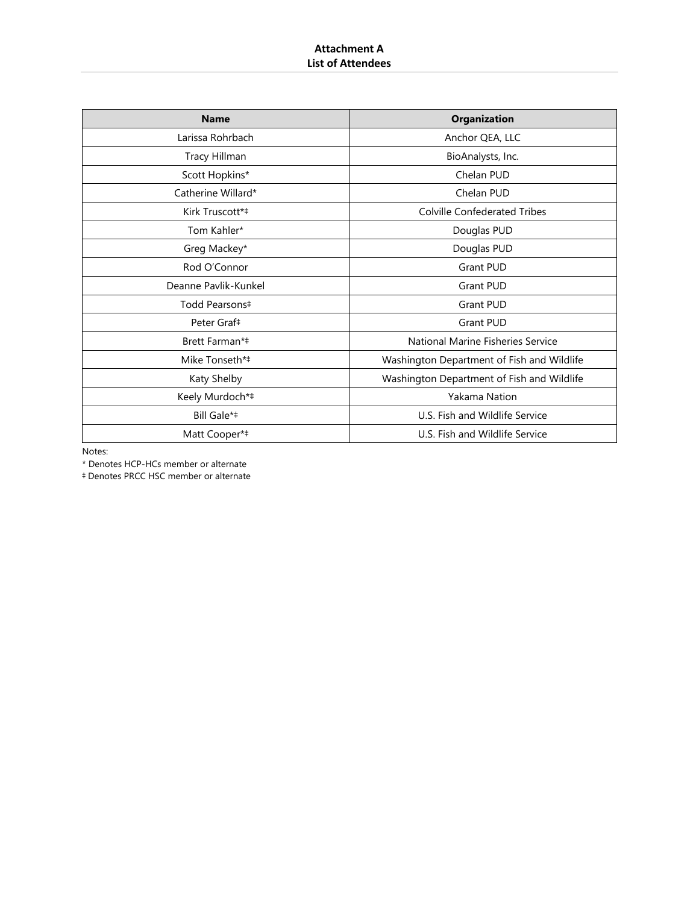**Attachment A**
**List of Attendees**

| Name | Organization |
|---|---|
| Larissa Rohrbach | Anchor QEA, LLC |
| Tracy Hillman | BioAnalysts, Inc. |
| Scott Hopkins* | Chelan PUD |
| Catherine Willard* | Chelan PUD |
| Kirk Truscott*‡ | Colville Confederated Tribes |
| Tom Kahler* | Douglas PUD |
| Greg Mackey* | Douglas PUD |
| Rod O'Connor | Grant PUD |
| Deanne Pavlik-Kunkel | Grant PUD |
| Todd Pearsons‡ | Grant PUD |
| Peter Graf‡ | Grant PUD |
| Brett Farman*‡ | National Marine Fisheries Service |
| Mike Tonseth*‡ | Washington Department of Fish and Wildlife |
| Katy Shelby | Washington Department of Fish and Wildlife |
| Keely Murdoch*‡ | Yakama Nation |
| Bill Gale*‡ | U.S. Fish and Wildlife Service |
| Matt Cooper*‡ | U.S. Fish and Wildlife Service |

Notes:

* Denotes HCP-HCs member or alternate

‡ Denotes PRCC HSC member or alternate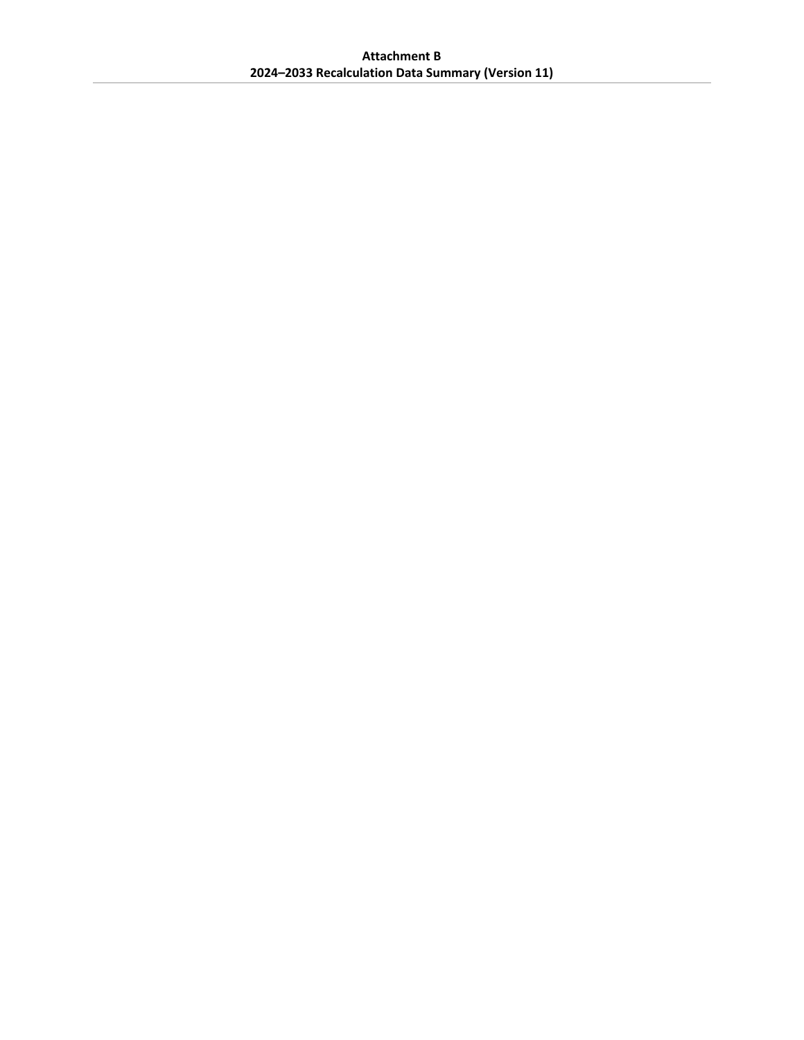**Attachment B**
**2024–2033 Recalculation Data Summary (Version 11)**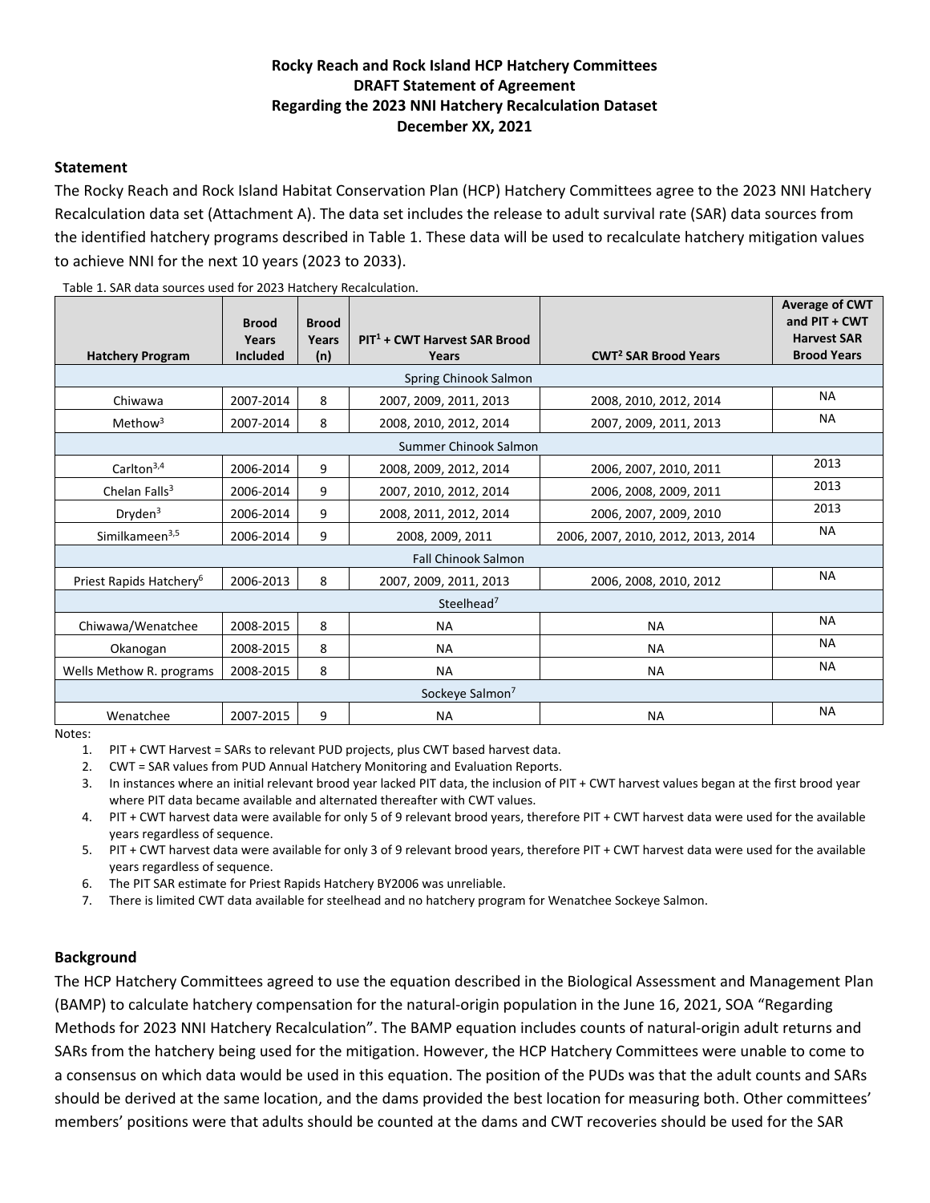**Rocky Reach and Rock Island HCP Hatchery Committees**
**DRAFT Statement of Agreement**
**Regarding the 2023 NNI Hatchery Recalculation Dataset**
**December XX, 2021**

### Statement

The Rocky Reach and Rock Island Habitat Conservation Plan (HCP) Hatchery Committees agree to the 2023 NNI Hatchery Recalculation data set (Attachment A). The data set includes the release to adult survival rate (SAR) data sources from the identified hatchery programs described in Table 1. These data will be used to recalculate hatchery mitigation values to achieve NNI for the next 10 years (2023 to 2033).

Table 1. SAR data sources used for 2023 Hatchery Recalculation.

| Hatchery Program | Brood Years Included | Brood Years (n) | PIT[1] + CWT Harvest SAR Brood Years | CWT[2] SAR Brood Years | Average of CWT and PIT + CWT Harvest SAR Brood Years |
|---|---|---|---|---|---|
| Spring Chinook Salmon | | | | | |
| Chiwawa | 2007-2014 | 8 | 2007, 2009, 2011, 2013 | 2008, 2010, 2012, 2014 | NA |
| Methow[3] | 2007-2014 | 8 | 2008, 2010, 2012, 2014 | 2007, 2009, 2011, 2013 | NA |
| Summer Chinook Salmon | | | | | |
| Carlton[3,4] | 2006-2014 | 9 | 2008, 2009, 2012, 2014 | 2006, 2007, 2010, 2011 | 2013 |
| Chelan Falls[3] | 2006-2014 | 9 | 2007, 2010, 2012, 2014 | 2006, 2008, 2009, 2011 | 2013 |
| Dryden[3] | 2006-2014 | 9 | 2008, 2011, 2012, 2014 | 2006, 2007, 2009, 2010 | 2013 |
| Similkameen[3,5] | 2006-2014 | 9 | 2008, 2009, 2011 | 2006, 2007, 2010, 2012, 2013, 2014 | NA |
| Fall Chinook Salmon | | | | | |
| Priest Rapids Hatchery[6] | 2006-2013 | 8 | 2007, 2009, 2011, 2013 | 2006, 2008, 2010, 2012 | NA |
| Steelhead[7] | | | | | |
| Chiwawa/Wenatchee | 2008-2015 | 8 | NA | NA | NA |
| Okanogan | 2008-2015 | 8 | NA | NA | NA |
| Wells Methow R. programs | 2008-2015 | 8 | NA | NA | NA |
| Sockeye Salmon[7] | | | | | |
| Wenatchee | 2007-2015 | 9 | NA | NA | NA |

Notes:

1. PIT + CWT Harvest = SARs to relevant PUD projects, plus CWT based harvest data.
2. CWT = SAR values from PUD Annual Hatchery Monitoring and Evaluation Reports.
3. In instances where an initial relevant brood year lacked PIT data, the inclusion of PIT + CWT harvest values began at the first brood year where PIT data became available and alternated thereafter with CWT values.
4. PIT + CWT harvest data were available for only 5 of 9 relevant brood years, therefore PIT + CWT harvest data were used for the available years regardless of sequence.
5. PIT + CWT harvest data were available for only 3 of 9 relevant brood years, therefore PIT + CWT harvest data were used for the available years regardless of sequence.
6. The PIT SAR estimate for Priest Rapids Hatchery BY2006 was unreliable.
7. There is limited CWT data available for steelhead and no hatchery program for Wenatchee Sockeye Salmon.

### Background

The HCP Hatchery Committees agreed to use the equation described in the Biological Assessment and Management Plan (BAMP) to calculate hatchery compensation for the natural-origin population in the June 16, 2021, SOA "Regarding Methods for 2023 NNI Hatchery Recalculation". The BAMP equation includes counts of natural-origin adult returns and SARs from the hatchery being used for the mitigation. However, the HCP Hatchery Committees were unable to come to a consensus on which data would be used in this equation. The position of the PUDs was that the adult counts and SARs should be derived at the same location, and the dams provided the best location for measuring both. Other committees' members' positions were that adults should be counted at the dams and CWT recoveries should be used for the SAR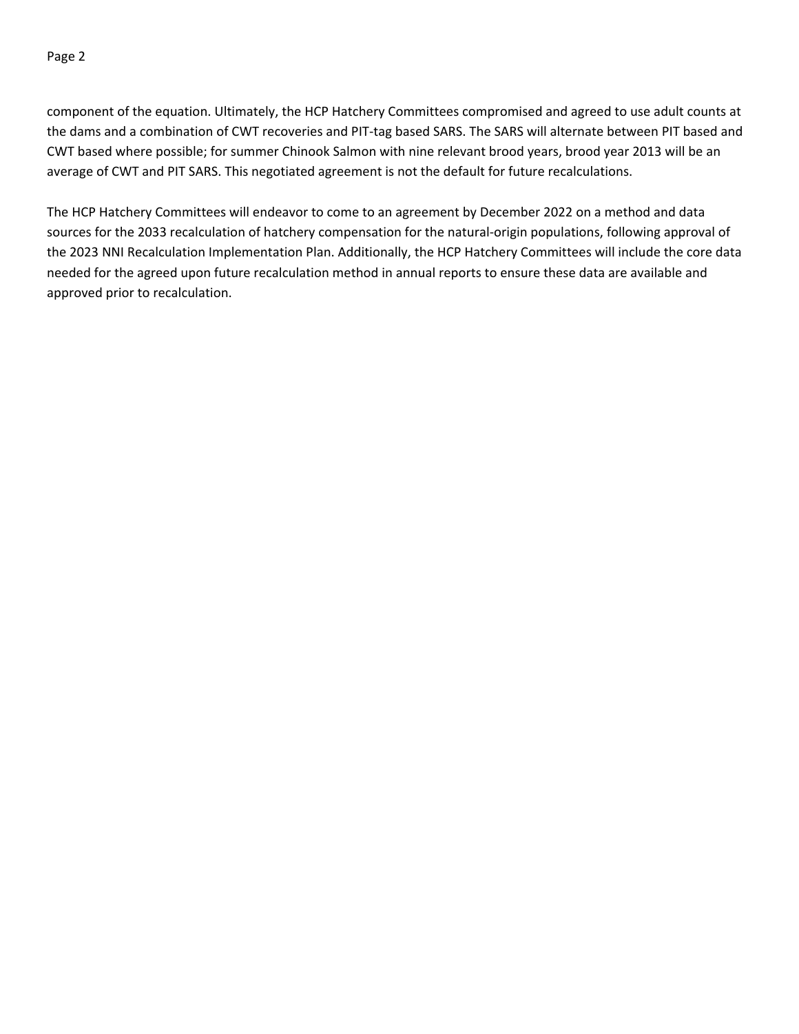component of the equation. Ultimately, the HCP Hatchery Committees compromised and agreed to use adult counts at the dams and a combination of CWT recoveries and PIT-tag based SARS. The SARS will alternate between PIT based and CWT based where possible; for summer Chinook Salmon with nine relevant brood years, brood year 2013 will be an average of CWT and PIT SARS. This negotiated agreement is not the default for future recalculations.

The HCP Hatchery Committees will endeavor to come to an agreement by December 2022 on a method and data sources for the 2033 recalculation of hatchery compensation for the natural-origin populations, following approval of the 2023 NNI Recalculation Implementation Plan. Additionally, the HCP Hatchery Committees will include the core data needed for the agreed upon future recalculation method in annual reports to ensure these data are available and approved prior to recalculation.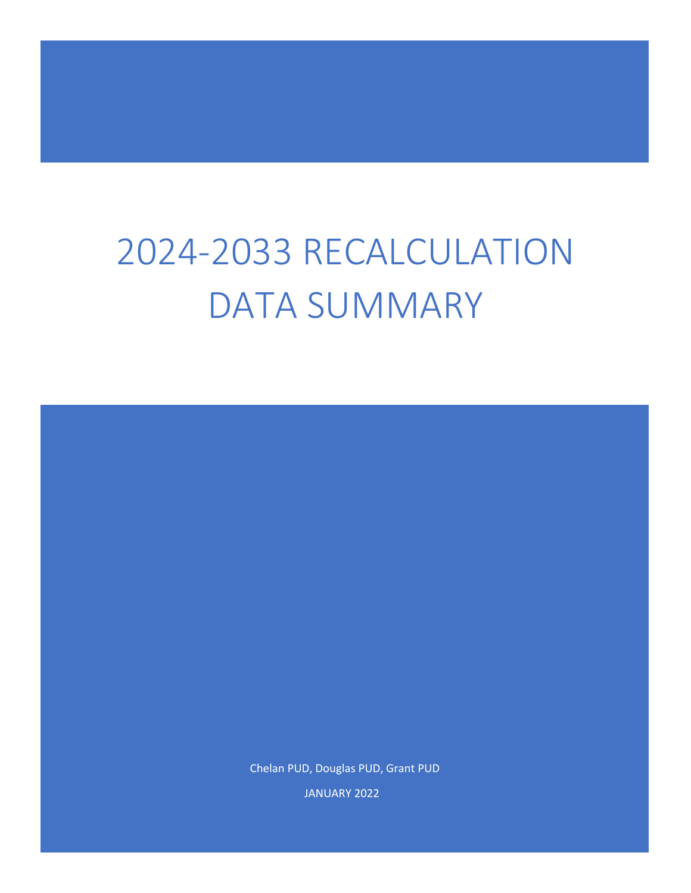# 2024-2033 RECALCULATION DATA SUMMARY

Chelan PUD, Douglas PUD, Grant PUD

JANUARY 2022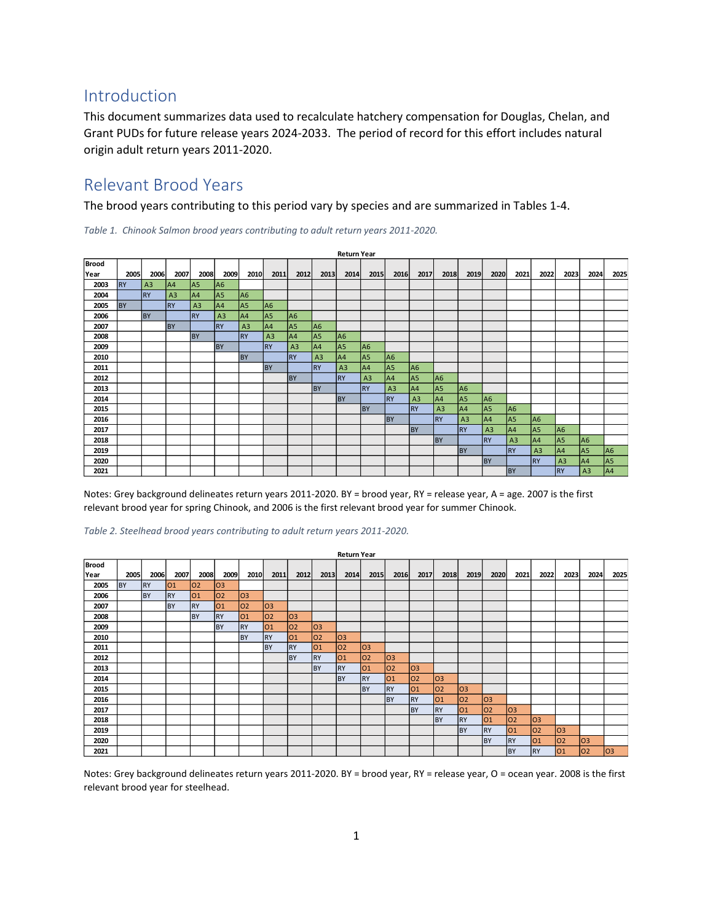# Introduction

This document summarizes data used to recalculate hatchery compensation for Douglas, Chelan, and Grant PUDs for future release years 2024-2033. The period of record for this effort includes natural origin adult return years 2011-2020.

# Relevant Brood Years

The brood years contributing to this period vary by species and are summarized in Tables 1-4.

*Table 1. Chinook Salmon brood years contributing to adult return years 2011-2020.*

| | Return Year | | | | | | | | | | | | | | | | | | | | |
|---|---|---|---|---|---|---|---|---|---|---|---|---|---|---|---|---|---|---|---|---|---|
| Brood Year | 2005 | 2006 | 2007 | 2008 | 2009 | 2010 | 2011 | 2012 | 2013 | 2014 | 2015 | 2016 | 2017 | 2018 | 2019 | 2020 | 2021 | 2022 | 2023 | 2024 | 2025 |
| 2003 | RY | A3 | A4 | A5 | A6 | | | | | | | | | | | | | | | | |
| 2004 | | RY | A3 | A4 | A5 | A6 | | | | | | | | | | | | | | | |
| 2005 | BY | | RY | A3 | A4 | A5 | A6 | | | | | | | | | | | | | | |
| 2006 | | BY | | RY | A3 | A4 | A5 | A6 | | | | | | | | | | | | | |
| 2007 | | | BY | | RY | A3 | A4 | A5 | A6 | | | | | | | | | | | | |
| 2008 | | | | BY | | RY | A3 | A4 | A5 | A6 | | | | | | | | | | | |
| 2009 | | | | | BY | | RY | A3 | A4 | A5 | A6 | | | | | | | | | | |
| 2010 | | | | | | BY | | RY | A3 | A4 | A5 | A6 | | | | | | | | | |
| 2011 | | | | | | | BY | | RY | A3 | A4 | A5 | A6 | | | | | | | | |
| 2012 | | | | | | | | BY | | RY | A3 | A4 | A5 | A6 | | | | | | | |
| 2013 | | | | | | | | | BY | | RY | A3 | A4 | A5 | A6 | | | | | | |
| 2014 | | | | | | | | | | BY | | RY | A3 | A4 | A5 | A6 | | | | | |
| 2015 | | | | | | | | | | | BY | | RY | A3 | A4 | A5 | A6 | | | | |
| 2016 | | | | | | | | | | | | BY | | RY | A3 | A4 | A5 | A6 | | | |
| 2017 | | | | | | | | | | | | | BY | | RY | A3 | A4 | A5 | A6 | | |
| 2018 | | | | | | | | | | | | | | BY | | RY | A3 | A4 | A5 | A6 | |
| 2019 | | | | | | | | | | | | | | | BY | | RY | A3 | A4 | A5 | A6 |
| 2020 | | | | | | | | | | | | | | | | BY | | RY | A3 | A4 | A5 |
| 2021 | | | | | | | | | | | | | | | | | BY | | RY | A3 | A4 |

Notes: Grey background delineates return years 2011-2020. BY = brood year, RY = release year, A = age. 2007 is the first relevant brood year for spring Chinook, and 2006 is the first relevant brood year for summer Chinook.

*Table 2. Steelhead brood years contributing to adult return years 2011-2020.*

| | Return Year | | | | | | | | | | | | | | | | | | | | |
|---|---|---|---|---|---|---|---|---|---|---|---|---|---|---|---|---|---|---|---|---|---|
| Brood Year | 2005 | 2006 | 2007 | 2008 | 2009 | 2010 | 2011 | 2012 | 2013 | 2014 | 2015 | 2016 | 2017 | 2018 | 2019 | 2020 | 2021 | 2022 | 2023 | 2024 | 2025 |
| 2005 | BY | RY | O1 | O2 | O3 | | | | | | | | | | | | | | | | |
| 2006 | | BY | RY | O1 | O2 | O3 | | | | | | | | | | | | | | | |
| 2007 | | | BY | RY | O1 | O2 | O3 | | | | | | | | | | | | | | |
| 2008 | | | | BY | RY | O1 | O2 | O3 | | | | | | | | | | | | | |
| 2009 | | | | | BY | RY | O1 | O2 | O3 | | | | | | | | | | | | |
| 2010 | | | | | | BY | RY | O1 | O2 | O3 | | | | | | | | | | | |
| 2011 | | | | | | | BY | RY | O1 | O2 | O3 | | | | | | | | | | |
| 2012 | | | | | | | | BY | RY | O1 | O2 | O3 | | | | | | | | | |
| 2013 | | | | | | | | | BY | RY | O1 | O2 | O3 | | | | | | | | |
| 2014 | | | | | | | | | | BY | RY | O1 | O2 | O3 | | | | | | | |
| 2015 | | | | | | | | | | | BY | RY | O1 | O2 | O3 | | | | | | |
| 2016 | | | | | | | | | | | | BY | RY | O1 | O2 | O3 | | | | | |
| 2017 | | | | | | | | | | | | | BY | RY | O1 | O2 | O3 | | | | |
| 2018 | | | | | | | | | | | | | | BY | RY | O1 | O2 | O3 | | | |
| 2019 | | | | | | | | | | | | | | | BY | RY | O1 | O2 | O3 | | |
| 2020 | | | | | | | | | | | | | | | | BY | RY | O1 | O2 | O3 | |
| 2021 | | | | | | | | | | | | | | | | | BY | RY | O1 | O2 | O3 |

Notes: Grey background delineates return years 2011-2020. BY = brood year, RY = release year, O = ocean year. 2008 is the first relevant brood year for steelhead.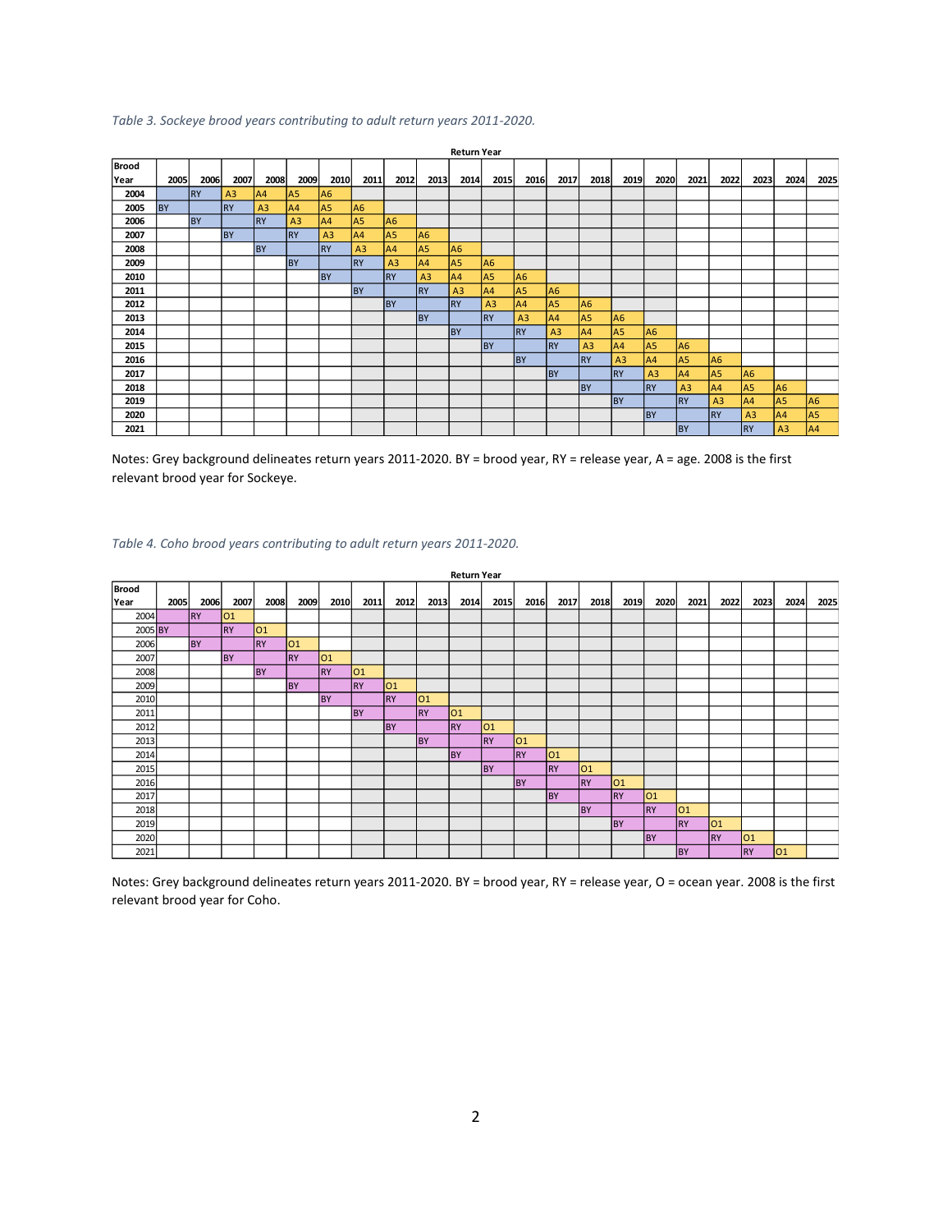*Table 3. Sockeye brood years contributing to adult return years 2011-2020.*

| Brood Year | Return Year | | | | | | | | | | | | | | | | | | | | |
|---|---|---|---|---|---|---|---|---|---|---|---|---|---|---|---|---|---|---|---|---|---|
| | 2005 | 2006 | 2007 | 2008 | 2009 | 2010 | 2011 | 2012 | 2013 | 2014 | 2015 | 2016 | 2017 | 2018 | 2019 | 2020 | 2021 | 2022 | 2023 | 2024 | 2025 |
| 2004 | | RY | A3 | A4 | A5 | A6 | | | | | | | | | | | | | | | |
| 2005 | BY | | RY | A3 | A4 | A5 | A6 | | | | | | | | | | | | | | |
| 2006 | | BY | | RY | A3 | A4 | A5 | A6 | | | | | | | | | | | | | |
| 2007 | | | BY | | RY | A3 | A4 | A5 | A6 | | | | | | | | | | | | |
| 2008 | | | | BY | | RY | A3 | A4 | A5 | A6 | | | | | | | | | | | |
| 2009 | | | | | BY | | RY | A3 | A4 | A5 | A6 | | | | | | | | | | |
| 2010 | | | | | | BY | | RY | A3 | A4 | A5 | A6 | | | | | | | | | |
| 2011 | | | | | | | BY | | RY | A3 | A4 | A5 | A6 | | | | | | | | |
| 2012 | | | | | | | | BY | | RY | A3 | A4 | A5 | A6 | | | | | | | |
| 2013 | | | | | | | | | BY | | RY | A3 | A4 | A5 | A6 | | | | | | |
| 2014 | | | | | | | | | | BY | | RY | A3 | A4 | A5 | A6 | | | | | |
| 2015 | | | | | | | | | | | BY | | RY | A3 | A4 | A5 | A6 | | | | |
| 2016 | | | | | | | | | | | | BY | | RY | A3 | A4 | A5 | A6 | | | |
| 2017 | | | | | | | | | | | | | BY | | RY | A3 | A4 | A5 | A6 | | |
| 2018 | | | | | | | | | | | | | | BY | | RY | A3 | A4 | A5 | A6 | |
| 2019 | | | | | | | | | | | | | | | BY | | RY | A3 | A4 | A5 | A6 |
| 2020 | | | | | | | | | | | | | | | | BY | | RY | A3 | A4 | A5 |
| 2021 | | | | | | | | | | | | | | | | | BY | | RY | A3 | A4 |

Notes: Grey background delineates return years 2011-2020. BY = brood year, RY = release year, A = age. 2008 is the first relevant brood year for Sockeye.

*Table 4. Coho brood years contributing to adult return years 2011-2020.*

| Brood Year | Return Year | | | | | | | | | | | | | | | | | | | | |
|---|---|---|---|---|---|---|---|---|---|---|---|---|---|---|---|---|---|---|---|---|---|
| | 2005 | 2006 | 2007 | 2008 | 2009 | 2010 | 2011 | 2012 | 2013 | 2014 | 2015 | 2016 | 2017 | 2018 | 2019 | 2020 | 2021 | 2022 | 2023 | 2024 | 2025 |
| 2004 | | RY | O1 | | | | | | | | | | | | | | | | | | |
| 2005 | BY | | RY | O1 | | | | | | | | | | | | | | | | | |
| 2006 | | BY | | RY | O1 | | | | | | | | | | | | | | | | |
| 2007 | | | BY | | RY | O1 | | | | | | | | | | | | | | | |
| 2008 | | | | BY | | RY | O1 | | | | | | | | | | | | | | |
| 2009 | | | | | BY | | RY | O1 | | | | | | | | | | | | | |
| 2010 | | | | | | BY | | RY | O1 | | | | | | | | | | | | |
| 2011 | | | | | | | BY | | RY | O1 | | | | | | | | | | | |
| 2012 | | | | | | | | BY | | RY | O1 | | | | | | | | | | |
| 2013 | | | | | | | | | BY | | RY | O1 | | | | | | | | | |
| 2014 | | | | | | | | | | BY | | RY | O1 | | | | | | | | |
| 2015 | | | | | | | | | | | BY | | RY | O1 | | | | | | | |
| 2016 | | | | | | | | | | | | BY | | RY | O1 | | | | | | |
| 2017 | | | | | | | | | | | | | BY | | RY | O1 | | | | | |
| 2018 | | | | | | | | | | | | | | BY | | RY | O1 | | | | |
| 2019 | | | | | | | | | | | | | | | BY | | RY | O1 | | | |
| 2020 | | | | | | | | | | | | | | | | BY | | RY | O1 | | |
| 2021 | | | | | | | | | | | | | | | | | BY | | RY | O1 | |

Notes: Grey background delineates return years 2011-2020. BY = brood year, RY = release year, O = ocean year. 2008 is the first relevant brood year for Coho.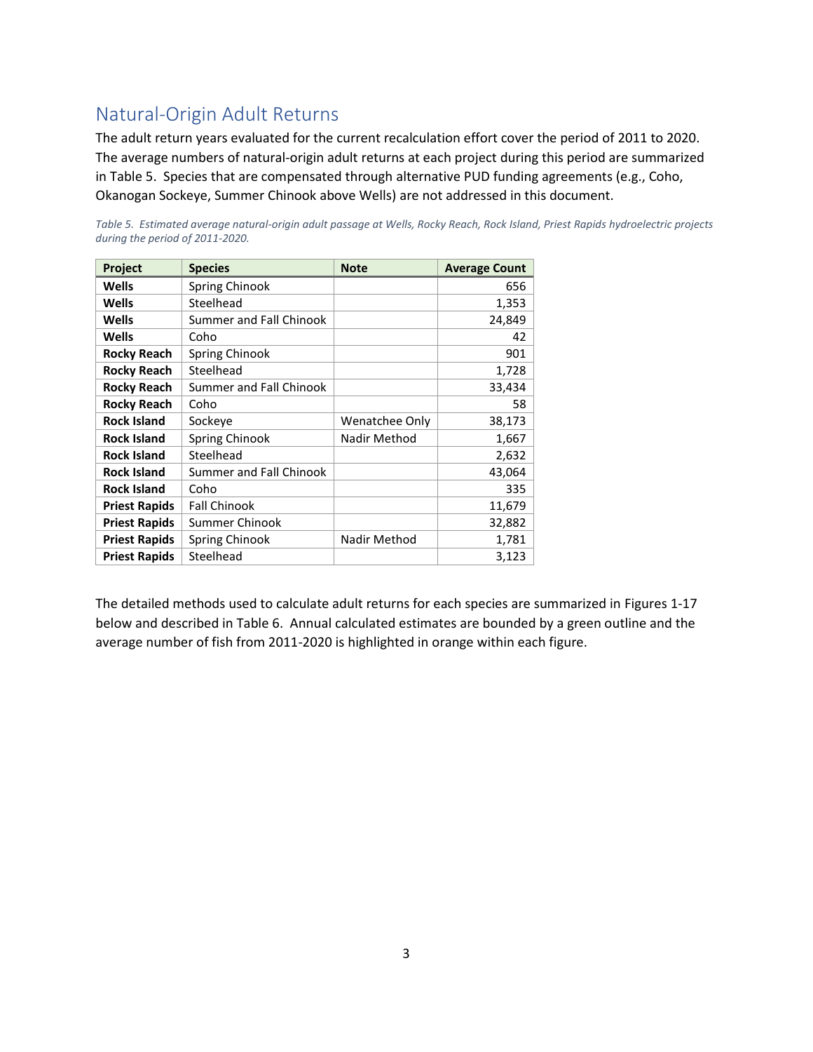## Natural-Origin Adult Returns

The adult return years evaluated for the current recalculation effort cover the period of 2011 to 2020. The average numbers of natural-origin adult returns at each project during this period are summarized in Table 5. Species that are compensated through alternative PUD funding agreements (e.g., Coho, Okanogan Sockeye, Summer Chinook above Wells) are not addressed in this document.

*Table 5. Estimated average natural-origin adult passage at Wells, Rocky Reach, Rock Island, Priest Rapids hydroelectric projects during the period of 2011-2020.*

| Project | Species | Note | Average Count |
|---|---|---|---|
| **Wells** | Spring Chinook | | 656 |
| **Wells** | Steelhead | | 1,353 |
| **Wells** | Summer and Fall Chinook | | 24,849 |
| **Wells** | Coho | | 42 |
| **Rocky Reach** | Spring Chinook | | 901 |
| **Rocky Reach** | Steelhead | | 1,728 |
| **Rocky Reach** | Summer and Fall Chinook | | 33,434 |
| **Rocky Reach** | Coho | | 58 |
| **Rock Island** | Sockeye | Wenatchee Only | 38,173 |
| **Rock Island** | Spring Chinook | Nadir Method | 1,667 |
| **Rock Island** | Steelhead | | 2,632 |
| **Rock Island** | Summer and Fall Chinook | | 43,064 |
| **Rock Island** | Coho | | 335 |
| **Priest Rapids** | Fall Chinook | | 11,679 |
| **Priest Rapids** | Summer Chinook | | 32,882 |
| **Priest Rapids** | Spring Chinook | Nadir Method | 1,781 |
| **Priest Rapids** | Steelhead | | 3,123 |

The detailed methods used to calculate adult returns for each species are summarized in Figures 1-17 below and described in Table 6. Annual calculated estimates are bounded by a green outline and the average number of fish from 2011-2020 is highlighted in orange within each figure.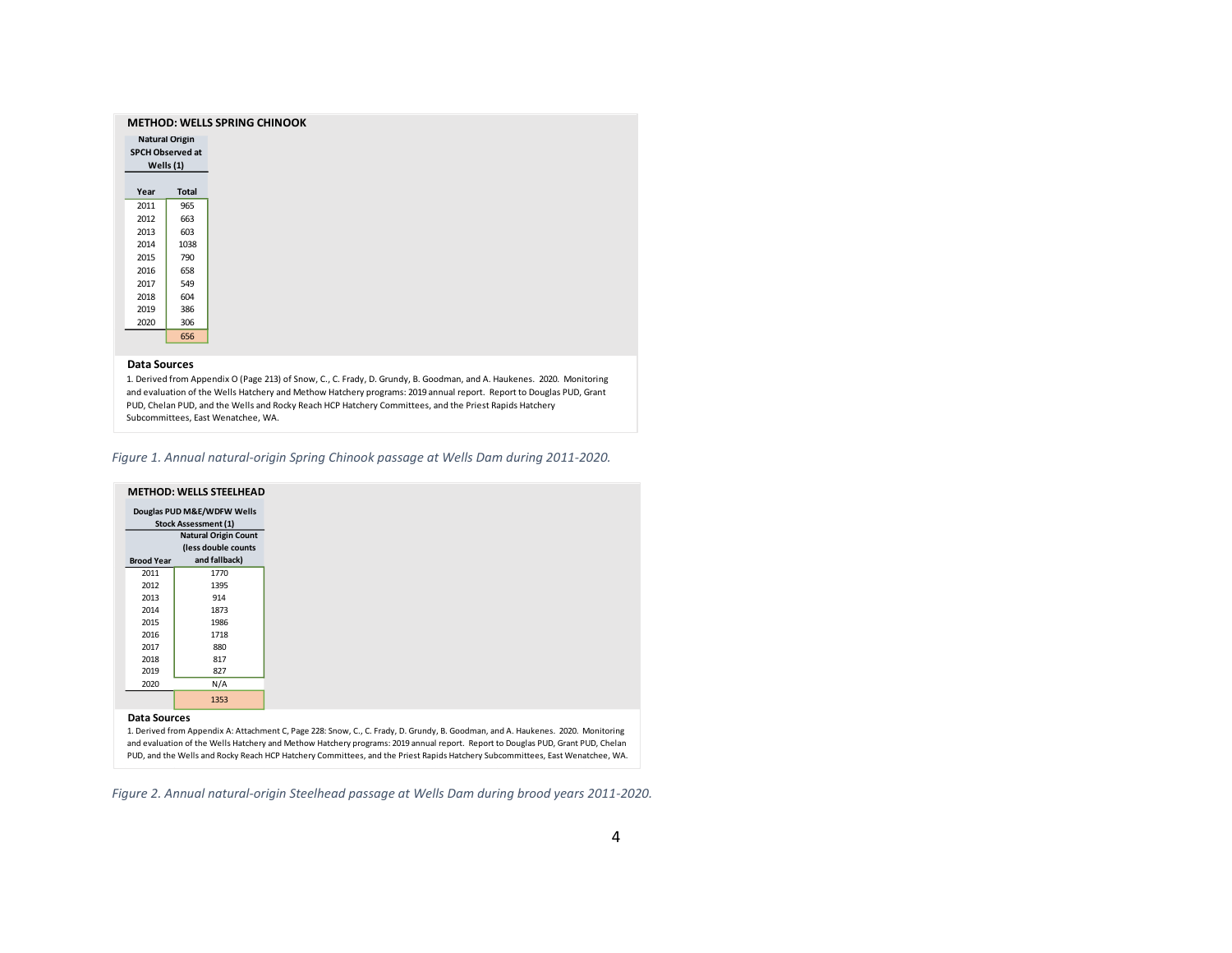**METHOD: WELLS SPRING CHINOOK**

| Natural Origin SPCH Observed at Wells (1) | |
|---|---|
| Year | Total |
| 2011 | 965 |
| 2012 | 663 |
| 2013 | 603 |
| 2014 | 1038 |
| 2015 | 790 |
| 2016 | 658 |
| 2017 | 549 |
| 2018 | 604 |
| 2019 | 386 |
| 2020 | 306 |
| | 656 |

**Data Sources**

1. Derived from Appendix O (Page 213) of Snow, C., C. Frady, D. Grundy, B. Goodman, and A. Haukenes. 2020. Monitoring and evaluation of the Wells Hatchery and Methow Hatchery programs: 2019 annual report. Report to Douglas PUD, Grant PUD, Chelan PUD, and the Wells and Rocky Reach HCP Hatchery Committees, and the Priest Rapids Hatchery Subcommittees, East Wenatchee, WA.

*Figure 1. Annual natural-origin Spring Chinook passage at Wells Dam during 2011-2020.*

**METHOD: WELLS STEELHEAD**

| Douglas PUD M&E/WDFW Wells Stock Assessment (1) | |
|---|---|
| Brood Year | Natural Origin Count (less double counts and fallback) |
| 2011 | 1770 |
| 2012 | 1395 |
| 2013 | 914 |
| 2014 | 1873 |
| 2015 | 1986 |
| 2016 | 1718 |
| 2017 | 880 |
| 2018 | 817 |
| 2019 | 827 |
| 2020 | N/A |
| | 1353 |

**Data Sources**

1. Derived from Appendix A: Attachment C, Page 228: Snow, C., C. Frady, D. Grundy, B. Goodman, and A. Haukenes. 2020. Monitoring and evaluation of the Wells Hatchery and Methow Hatchery programs: 2019 annual report. Report to Douglas PUD, Grant PUD, Chelan PUD, and the Wells and Rocky Reach HCP Hatchery Committees, and the Priest Rapids Hatchery Subcommittees, East Wenatchee, WA.

*Figure 2. Annual natural-origin Steelhead passage at Wells Dam during brood years 2011-2020.*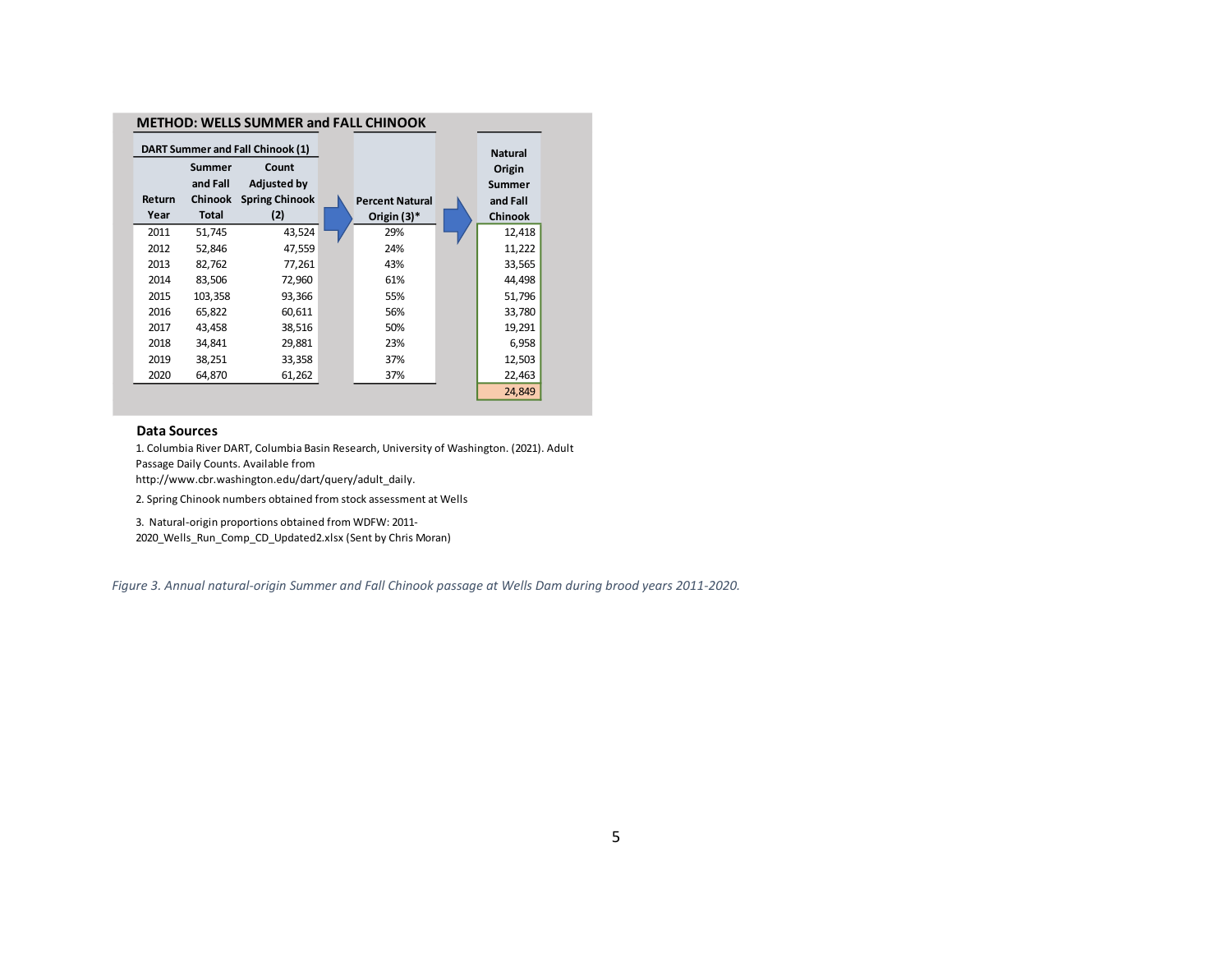**METHOD: WELLS SUMMER and FALL CHINOOK**

| DART Summer and Fall Chinook (1) | | | | |
|---|---|---|---|---|
| Return Year | Summer and Fall Chinook Total | Count Adjusted by Spring Chinook (2) | Percent Natural Origin (3)* | Natural Origin Summer and Fall Chinook |
| 2011 | 51,745 | 43,524 | 29% | 12,418 |
| 2012 | 52,846 | 47,559 | 24% | 11,222 |
| 2013 | 82,762 | 77,261 | 43% | 33,565 |
| 2014 | 83,506 | 72,960 | 61% | 44,498 |
| 2015 | 103,358 | 93,366 | 55% | 51,796 |
| 2016 | 65,822 | 60,611 | 56% | 33,780 |
| 2017 | 43,458 | 38,516 | 50% | 19,291 |
| 2018 | 34,841 | 29,881 | 23% | 6,958 |
| 2019 | 38,251 | 33,358 | 37% | 12,503 |
| 2020 | 64,870 | 61,262 | 37% | 22,463 |
| | | | | 24,849 |

**Data Sources**

1. Columbia River DART, Columbia Basin Research, University of Washington. (2021). Adult Passage Daily Counts. Available from http://www.cbr.washington.edu/dart/query/adult_daily.

2. Spring Chinook numbers obtained from stock assessment at Wells

3. Natural-origin proportions obtained from WDFW: 2011-2020_Wells_Run_Comp_CD_Updated2.xlsx (Sent by Chris Moran)

*Figure 3. Annual natural-origin Summer and Fall Chinook passage at Wells Dam during brood years 2011-2020.*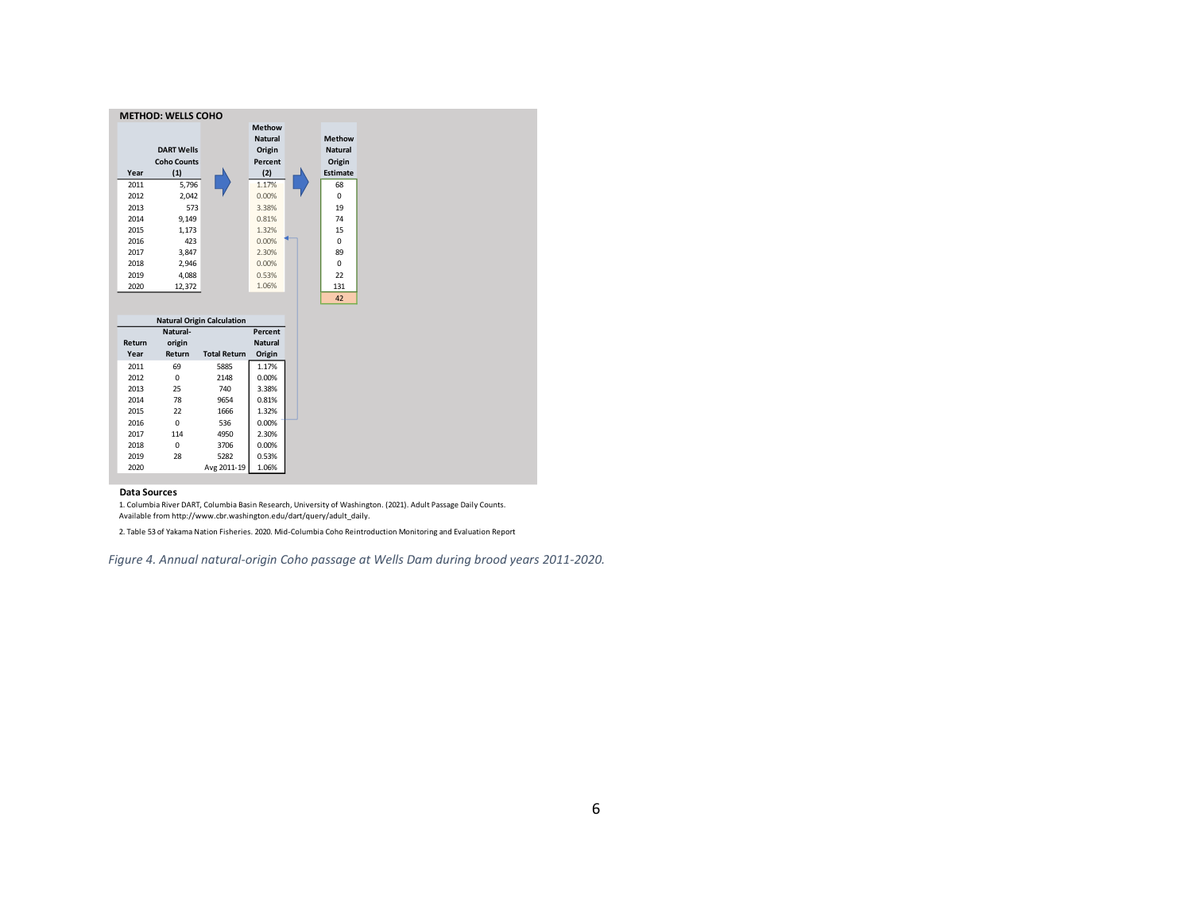**METHOD: WELLS COHO**

| Year | DART Wells Coho Counts (1) | Methow Natural Origin Percent (2) | Methow Natural Origin Estimate |
|---|---|---|---|
| 2011 | 5,796 | 1.17% | 68 |
| 2012 | 2,042 | 0.00% | 0 |
| 2013 | 573 | 3.38% | 19 |
| 2014 | 9,149 | 0.81% | 74 |
| 2015 | 1,173 | 1.32% | 15 |
| 2016 | 423 | 0.00% | 0 |
| 2017 | 3,847 | 2.30% | 89 |
| 2018 | 2,946 | 0.00% | 0 |
| 2019 | 4,088 | 0.53% | 22 |
| 2020 | 12,372 | 1.06% | 131 |
| | | | 42 |

**Natural Origin Calculation**

| Return Year | Natural-origin Return | Total Return | Percent Natural Origin |
|---|---|---|---|
| 2011 | 69 | 5885 | 1.17% |
| 2012 | 0 | 2148 | 0.00% |
| 2013 | 25 | 740 | 3.38% |
| 2014 | 78 | 9654 | 0.81% |
| 2015 | 22 | 1666 | 1.32% |
| 2016 | 0 | 536 | 0.00% |
| 2017 | 114 | 4950 | 2.30% |
| 2018 | 0 | 3706 | 0.00% |
| 2019 | 28 | 5282 | 0.53% |
| 2020 | | Avg 2011-19 | 1.06% |

**Data Sources**

1. Columbia River DART, Columbia Basin Research, University of Washington. (2021). Adult Passage Daily Counts. Available from http://www.cbr.washington.edu/dart/query/adult_daily.

2. Table 53 of Yakama Nation Fisheries. 2020. Mid-Columbia Coho Reintroduction Monitoring and Evaluation Report

*Figure 4. Annual natural-origin Coho passage at Wells Dam during brood years 2011-2020.*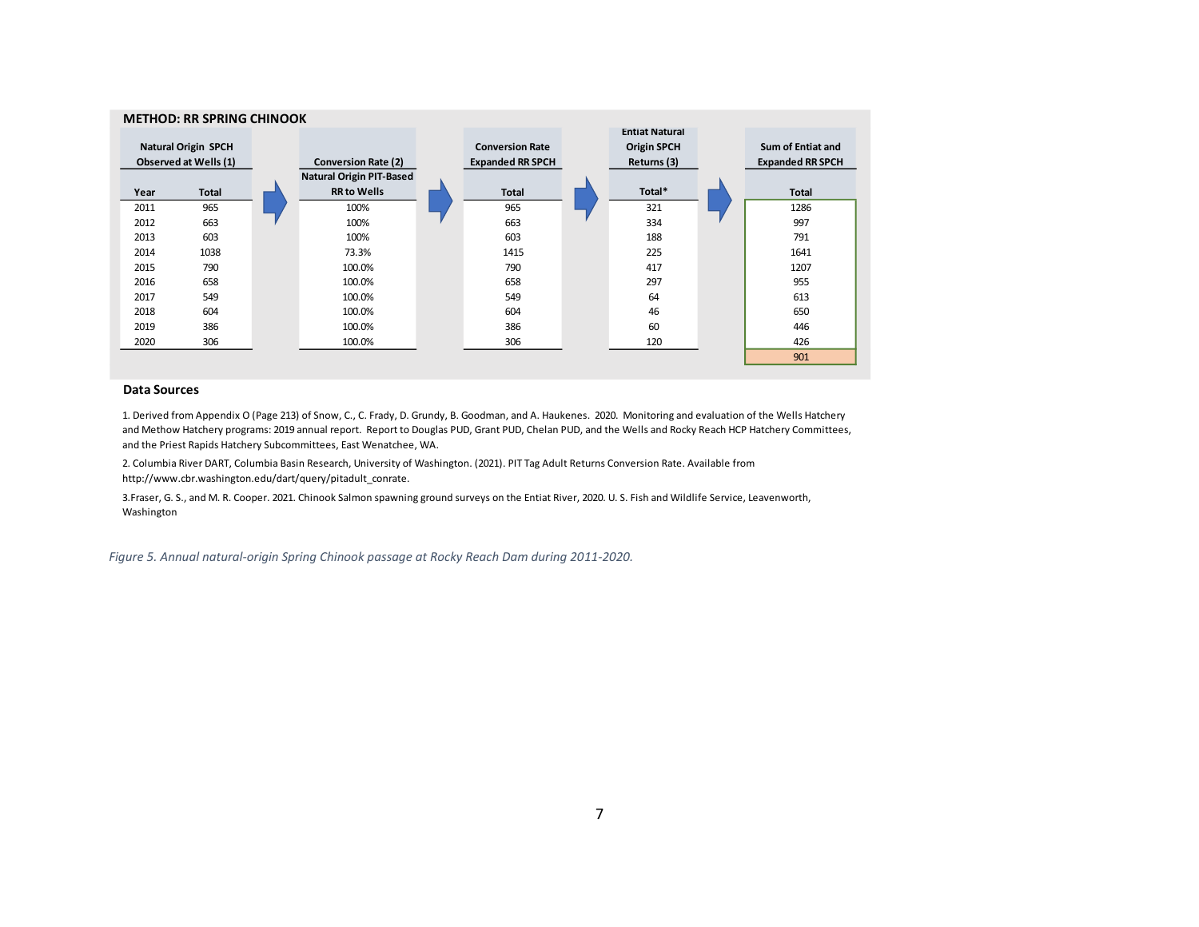## METHOD: RR SPRING CHINOOK

| Natural Origin SPCH Observed at Wells (1) | | Conversion Rate (2) | Conversion Rate Expanded RR SPCH | Entiat Natural Origin SPCH Returns (3) | Sum of Entiat and Expanded RR SPCH |
|---|---|---|---|---|---|
| Year | Total | Natural Origin PIT-Based RR to Wells | Total | Total* | Total |
| 2011 | 965 | 100% | 965 | 321 | 1286 |
| 2012 | 663 | 100% | 663 | 334 | 997 |
| 2013 | 603 | 100% | 603 | 188 | 791 |
| 2014 | 1038 | 73.3% | 1415 | 225 | 1641 |
| 2015 | 790 | 100.0% | 790 | 417 | 1207 |
| 2016 | 658 | 100.0% | 658 | 297 | 955 |
| 2017 | 549 | 100.0% | 549 | 64 | 613 |
| 2018 | 604 | 100.0% | 604 | 46 | 650 |
| 2019 | 386 | 100.0% | 386 | 60 | 446 |
| 2020 | 306 | 100.0% | 306 | 120 | 426 |
| | | | | | 901 |

### Data Sources

1. Derived from Appendix O (Page 213) of Snow, C., C. Frady, D. Grundy, B. Goodman, and A. Haukenes. 2020. Monitoring and evaluation of the Wells Hatchery and Methow Hatchery programs: 2019 annual report. Report to Douglas PUD, Grant PUD, Chelan PUD, and the Wells and Rocky Reach HCP Hatchery Committees, and the Priest Rapids Hatchery Subcommittees, East Wenatchee, WA.

2. Columbia River DART, Columbia Basin Research, University of Washington. (2021). PIT Tag Adult Returns Conversion Rate. Available from http://www.cbr.washington.edu/dart/query/pitadult_conrate.

3. Fraser, G. S., and M. R. Cooper. 2021. Chinook Salmon spawning ground surveys on the Entiat River, 2020. U. S. Fish and Wildlife Service, Leavenworth, Washington

*Figure 5. Annual natural-origin Spring Chinook passage at Rocky Reach Dam during 2011-2020.*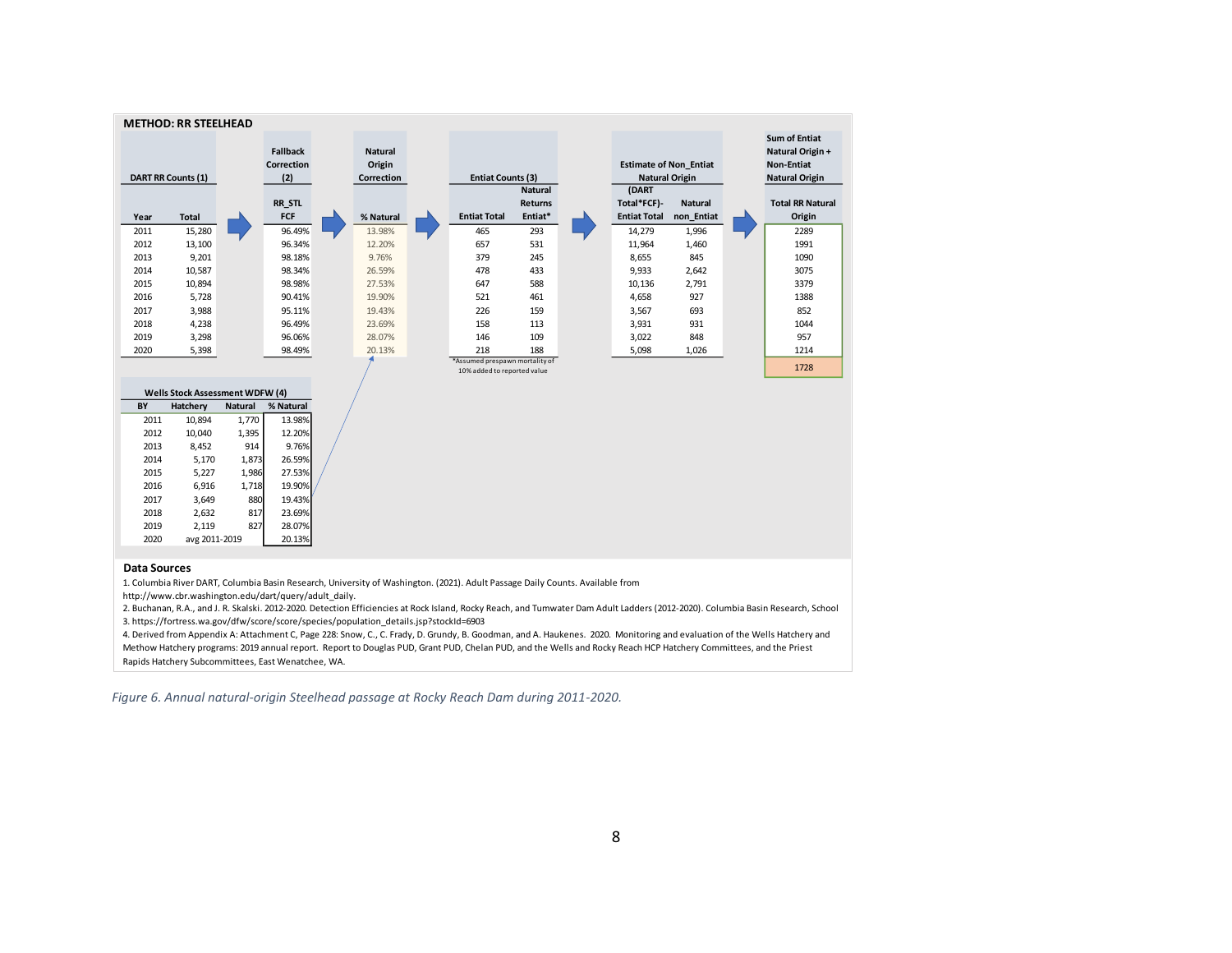**METHOD: RR STEELHEAD**

| DART RR Counts (1) | | Fallback Correction (2) | Natural Origin Correction | Entiat Counts (3) | | Estimate of Non_Entiat Natural Origin | | Sum of Entiat Natural Origin + Non-Entiat Natural Origin |
|---|---|---|---|---|---|---|---|---|
| Year | Total | RR_STL FCF | % Natural | Entiat Total | Natural Returns Entiat* | (DART Total*FCF)-Entiat Total | Natural non_Entiat | Total RR Natural Origin |
| 2011 | 15,280 | 96.49% | 13.98% | 465 | 293 | 14,279 | 1,996 | 2289 |
| 2012 | 13,100 | 96.34% | 12.20% | 657 | 531 | 11,964 | 1,460 | 1991 |
| 2013 | 9,201 | 98.18% | 9.76% | 379 | 245 | 8,655 | 845 | 1090 |
| 2014 | 10,587 | 98.34% | 26.59% | 478 | 433 | 9,933 | 2,642 | 3075 |
| 2015 | 10,894 | 98.98% | 27.53% | 647 | 588 | 10,136 | 2,791 | 3379 |
| 2016 | 5,728 | 90.41% | 19.90% | 521 | 461 | 4,658 | 927 | 1388 |
| 2017 | 3,988 | 95.11% | 19.43% | 226 | 159 | 3,567 | 693 | 852 |
| 2018 | 4,238 | 96.49% | 23.69% | 158 | 113 | 3,931 | 931 | 1044 |
| 2019 | 3,298 | 96.06% | 28.07% | 146 | 109 | 3,022 | 848 | 957 |
| 2020 | 5,398 | 98.49% | 20.13% | 218 | 188 | 5,098 | 1,026 | 1214 |
| | | | | | | | | 1728 |

*Assumed prespawn mortality of 10% added to reported value

**Wells Stock Assessment WDFW (4)**

| BY | Hatchery | Natural | % Natural |
|---|---|---|---|
| 2011 | 10,894 | 1,770 | 13.98% |
| 2012 | 10,040 | 1,395 | 12.20% |
| 2013 | 8,452 | 914 | 9.76% |
| 2014 | 5,170 | 1,873 | 26.59% |
| 2015 | 5,227 | 1,986 | 27.53% |
| 2016 | 6,916 | 1,718 | 19.90% |
| 2017 | 3,649 | 880 | 19.43% |
| 2018 | 2,632 | 817 | 23.69% |
| 2019 | 2,119 | 827 | 28.07% |
| 2020 | avg 2011-2019 | | 20.13% |

**Data Sources**

1. Columbia River DART, Columbia Basin Research, University of Washington. (2021). Adult Passage Daily Counts. Available from http://www.cbr.washington.edu/dart/query/adult_daily.
2. Buchanan, R.A., and J. R. Skalski. 2012-2020. Detection Efficiencies at Rock Island, Rocky Reach, and Tumwater Dam Adult Ladders (2012-2020). Columbia Basin Research, School
3. https://fortress.wa.gov/dfw/score/score/species/population_details.jsp?stockId=6903
4. Derived from Appendix A: Attachment C, Page 228: Snow, C., C. Frady, D. Grundy, B. Goodman, and A. Haukenes. 2020. Monitoring and evaluation of the Wells Hatchery and Methow Hatchery programs: 2019 annual report. Report to Douglas PUD, Grant PUD, Chelan PUD, and the Wells and Rocky Reach HCP Hatchery Committees, and the Priest Rapids Hatchery Subcommittees, East Wenatchee, WA.

*Figure 6. Annual natural-origin Steelhead passage at Rocky Reach Dam during 2011-2020.*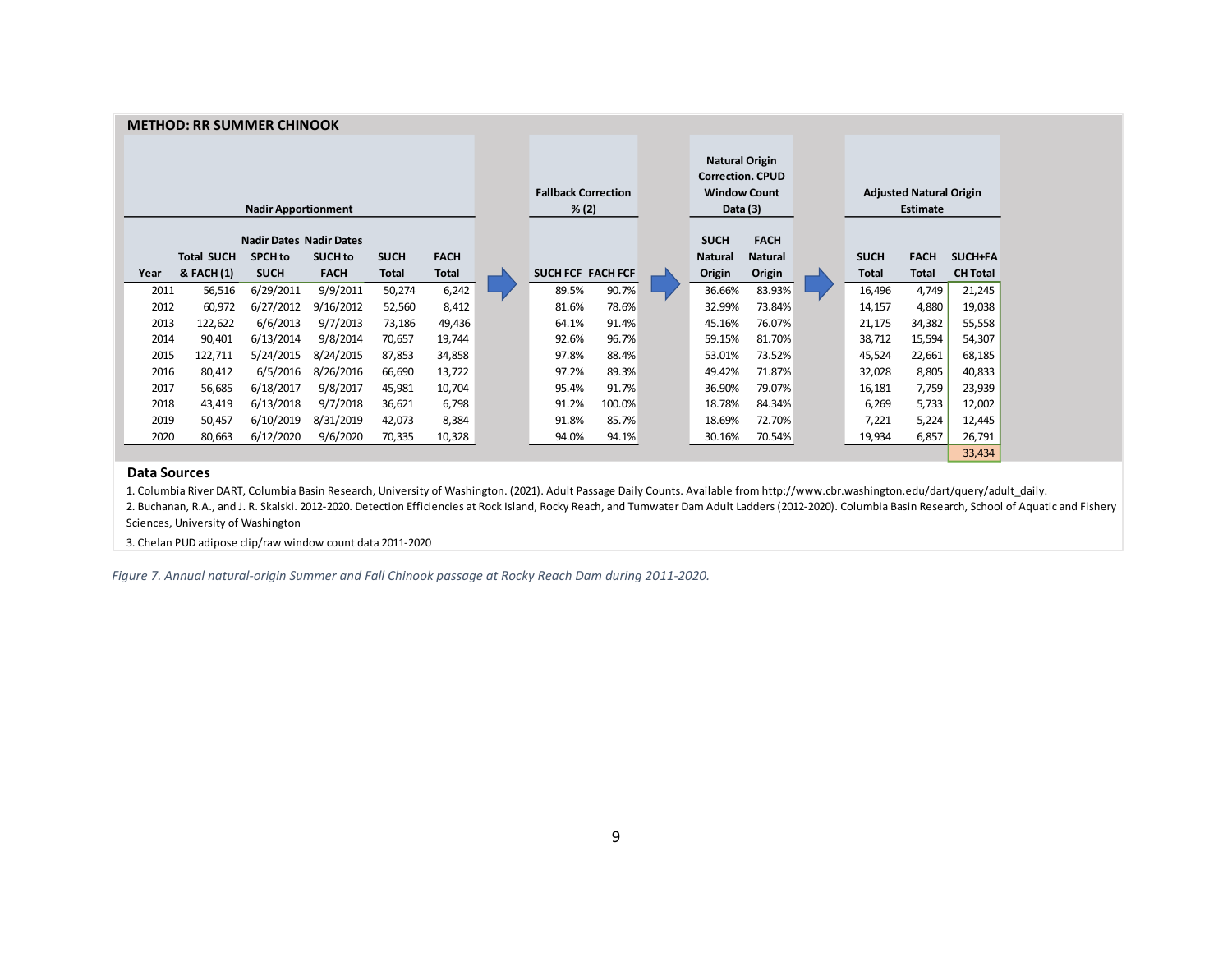**METHOD: RR SUMMER CHINOOK**

| Nadir Apportionment | | | | | | Fallback Correction % (2) | | Natural Origin Correction. CPUD Window Count Data (3) | | Adjusted Natural Origin Estimate | | |
|---|---|---|---|---|---|---|---|---|---|---|---|---|
| Year | Total SUCH & FACH (1) | Nadir Dates SPCH to SUCH | Nadir Dates SUCH to FACH | SUCH Total | FACH Total | SUCH FCF | FACH FCF | SUCH Natural Origin | FACH Natural Origin | SUCH Total | FACH Total | SUCH+FACH Total |
| 2011 | 56,516 | 6/29/2011 | 9/9/2011 | 50,274 | 6,242 | 89.5% | 90.7% | 36.66% | 83.93% | 16,496 | 4,749 | 21,245 |
| 2012 | 60,972 | 6/27/2012 | 9/16/2012 | 52,560 | 8,412 | 81.6% | 78.6% | 32.99% | 73.84% | 14,157 | 4,880 | 19,038 |
| 2013 | 122,622 | 6/6/2013 | 9/7/2013 | 73,186 | 49,436 | 64.1% | 91.4% | 45.16% | 76.07% | 21,175 | 34,382 | 55,558 |
| 2014 | 90,401 | 6/13/2014 | 9/8/2014 | 70,657 | 19,744 | 92.6% | 96.7% | 59.15% | 81.70% | 38,712 | 15,594 | 54,307 |
| 2015 | 122,711 | 5/24/2015 | 8/24/2015 | 87,853 | 34,858 | 97.8% | 88.4% | 53.01% | 73.52% | 45,524 | 22,661 | 68,185 |
| 2016 | 80,412 | 6/5/2016 | 8/26/2016 | 66,690 | 13,722 | 97.2% | 89.3% | 49.42% | 71.87% | 32,028 | 8,805 | 40,833 |
| 2017 | 56,685 | 6/18/2017 | 9/8/2017 | 45,981 | 10,704 | 95.4% | 91.7% | 36.90% | 79.07% | 16,181 | 7,759 | 23,939 |
| 2018 | 43,419 | 6/13/2018 | 9/7/2018 | 36,621 | 6,798 | 91.2% | 100.0% | 18.78% | 84.34% | 6,269 | 5,733 | 12,002 |
| 2019 | 50,457 | 6/10/2019 | 8/31/2019 | 42,073 | 8,384 | 91.8% | 85.7% | 18.69% | 72.70% | 7,221 | 5,224 | 12,445 |
| 2020 | 80,663 | 6/12/2020 | 9/6/2020 | 70,335 | 10,328 | 94.0% | 94.1% | 30.16% | 70.54% | 19,934 | 6,857 | 26,791 |
| | | | | | | | | | | | | 33,434 |

**Data Sources**

1. Columbia River DART, Columbia Basin Research, University of Washington. (2021). Adult Passage Daily Counts. Available from http://www.cbr.washington.edu/dart/query/adult_daily.
2. Buchanan, R.A., and J. R. Skalski. 2012-2020. Detection Efficiencies at Rock Island, Rocky Reach, and Tumwater Dam Adult Ladders (2012-2020). Columbia Basin Research, School of Aquatic and Fishery Sciences, University of Washington
3. Chelan PUD adipose clip/raw window count data 2011-2020

*Figure 7. Annual natural-origin Summer and Fall Chinook passage at Rocky Reach Dam during 2011-2020.*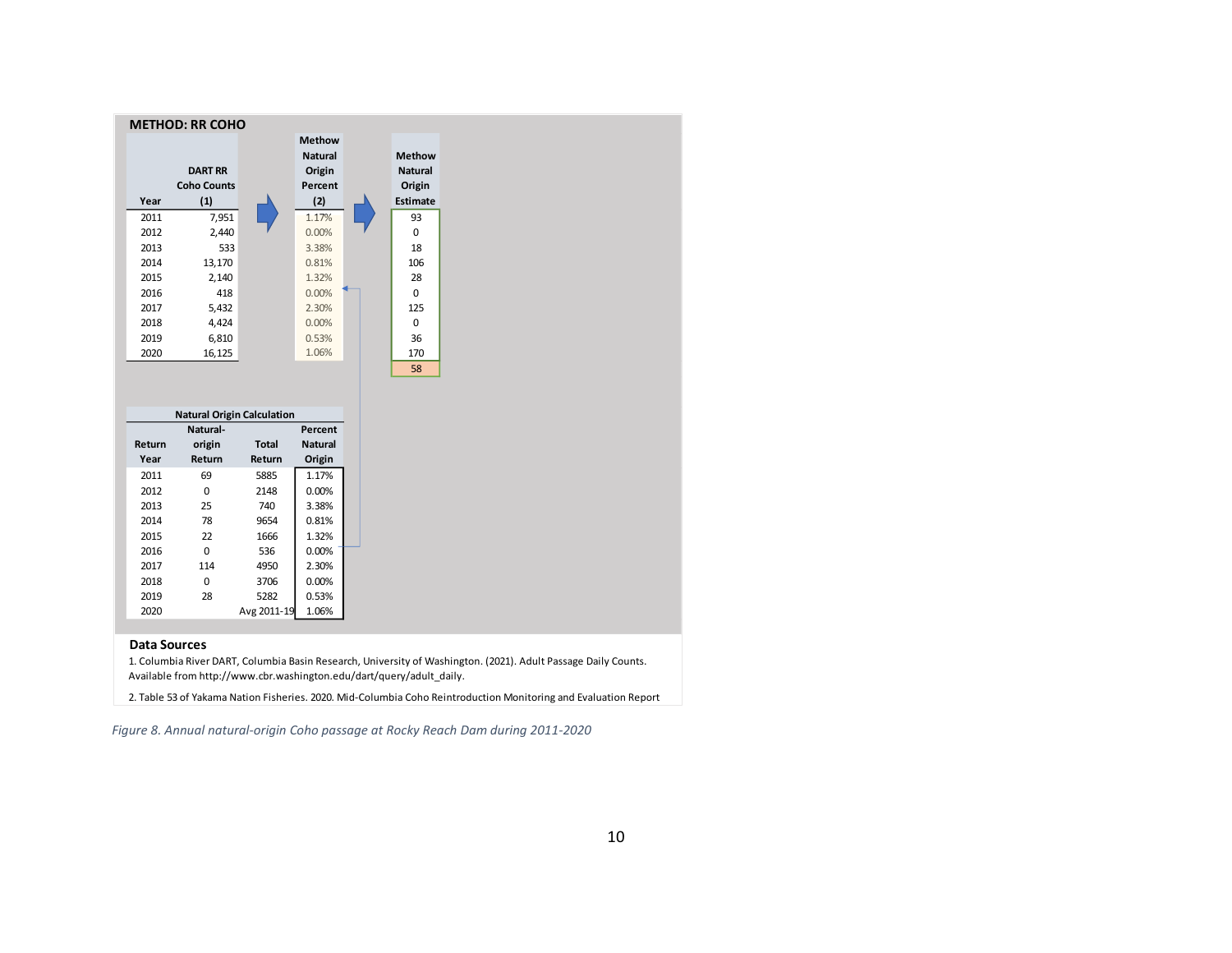**METHOD: RR COHO**

| Year | DART RR Coho Counts (1) | Methow Natural Origin Percent (2) | Methow Natural Origin Estimate |
|---|---|---|---|
| 2011 | 7,951 | 1.17% | 93 |
| 2012 | 2,440 | 0.00% | 0 |
| 2013 | 533 | 3.38% | 18 |
| 2014 | 13,170 | 0.81% | 106 |
| 2015 | 2,140 | 1.32% | 28 |
| 2016 | 418 | 0.00% | 0 |
| 2017 | 5,432 | 2.30% | 125 |
| 2018 | 4,424 | 0.00% | 0 |
| 2019 | 6,810 | 0.53% | 36 |
| 2020 | 16,125 | 1.06% | 170 |
| | | | 58 |

**Natural Origin Calculation**

| Return Year | Natural-origin Return | Total Return | Percent Natural Origin |
|---|---|---|---|
| 2011 | 69 | 5885 | 1.17% |
| 2012 | 0 | 2148 | 0.00% |
| 2013 | 25 | 740 | 3.38% |
| 2014 | 78 | 9654 | 0.81% |
| 2015 | 22 | 1666 | 1.32% |
| 2016 | 0 | 536 | 0.00% |
| 2017 | 114 | 4950 | 2.30% |
| 2018 | 0 | 3706 | 0.00% |
| 2019 | 28 | 5282 | 0.53% |
| 2020 | | Avg 2011-19 | 1.06% |

**Data Sources**

1. Columbia River DART, Columbia Basin Research, University of Washington. (2021). Adult Passage Daily Counts. Available from http://www.cbr.washington.edu/dart/query/adult_daily.

2. Table 53 of Yakama Nation Fisheries. 2020. Mid-Columbia Coho Reintroduction Monitoring and Evaluation Report

*Figure 8. Annual natural-origin Coho passage at Rocky Reach Dam during 2011-2020*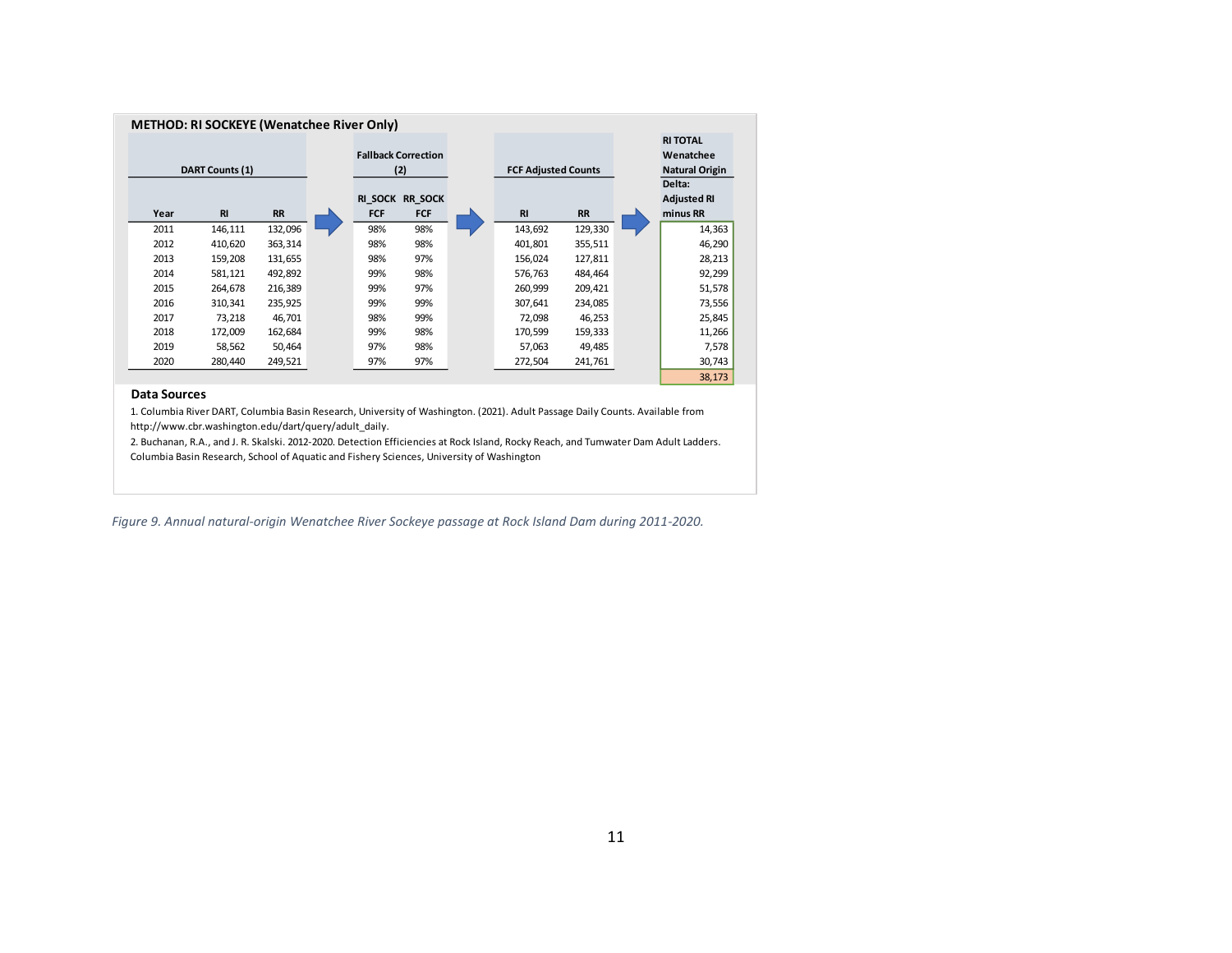**METHOD: RI SOCKEYE (Wenatchee River Only)**

| | DART Counts (1) | | Fallback Correction (2) | | FCF Adjusted Counts | | RI TOTAL Wenatchee Natural Origin |
|---|---|---|---|---|---|---|---|
| Year | RI | RR | RI_SOCK FCF | RR_SOCK FCF | RI | RR | Delta: Adjusted RI minus RR |
| 2011 | 146,111 | 132,096 | 98% | 98% | 143,692 | 129,330 | 14,363 |
| 2012 | 410,620 | 363,314 | 98% | 98% | 401,801 | 355,511 | 46,290 |
| 2013 | 159,208 | 131,655 | 98% | 97% | 156,024 | 127,811 | 28,213 |
| 2014 | 581,121 | 492,892 | 99% | 98% | 576,763 | 484,464 | 92,299 |
| 2015 | 264,678 | 216,389 | 99% | 97% | 260,999 | 209,421 | 51,578 |
| 2016 | 310,341 | 235,925 | 99% | 99% | 307,641 | 234,085 | 73,556 |
| 2017 | 73,218 | 46,701 | 98% | 99% | 72,098 | 46,253 | 25,845 |
| 2018 | 172,009 | 162,684 | 99% | 98% | 170,599 | 159,333 | 11,266 |
| 2019 | 58,562 | 50,464 | 97% | 98% | 57,063 | 49,485 | 7,578 |
| 2020 | 280,440 | 249,521 | 97% | 97% | 272,504 | 241,761 | 30,743 |
| | | | | | | | 38,173 |

**Data Sources**

1. Columbia River DART, Columbia Basin Research, University of Washington. (2021). Adult Passage Daily Counts. Available from http://www.cbr.washington.edu/dart/query/adult_daily.
2. Buchanan, R.A., and J. R. Skalski. 2012-2020. Detection Efficiencies at Rock Island, Rocky Reach, and Tumwater Dam Adult Ladders. Columbia Basin Research, School of Aquatic and Fishery Sciences, University of Washington

*Figure 9. Annual natural-origin Wenatchee River Sockeye passage at Rock Island Dam during 2011-2020.*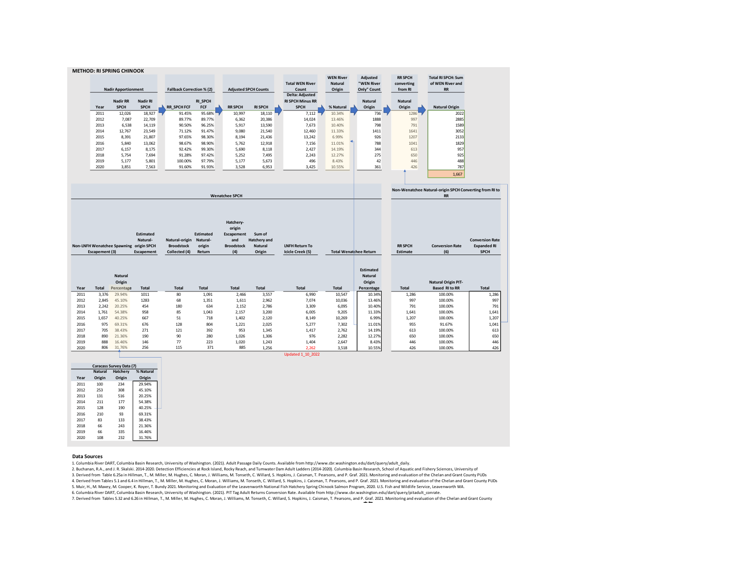**METHOD: RI SPRING CHINOOK**

| | Nadir Apportionment | | Fallback Correction % (2) | | Adjusted SPCH Counts | | Total WEN River Count | WEN River Natural Origin | Adjusted "WEN River Only" Count | RR SPCH converting from RI | Total RI SPCH: Sum of WEN River and RR |
|---|---|---|---|---|---|---|---|---|---|---|---|
| Year | Nadir RR SPCH | Nadir RI SPCH | RR_SPCH FCF | RI_SPCH FCF | RR SPCH | RI SPCH | Delta: Adjusted RI SPCH Minus RR SPCH | % Natural | Natural Origin | Natural Origin | Natural Origin |
| 2011 | 12,026 | 18,927 | 91.45% | 95.68% | 10,997 | 18,110 | 7,112 | 10.34% | 736 | 1286 | 2022 |
| 2012 | 7,087 | 22,709 | 89.77% | 89.77% | 6,362 | 20,386 | 14,024 | 13.46% | 1888 | 997 | 2885 |
| 2013 | 6,538 | 14,119 | 90.50% | 96.25% | 5,917 | 13,590 | 7,673 | 10.40% | 798 | 791 | 1589 |
| 2014 | 12,767 | 23,549 | 71.12% | 91.47% | 9,080 | 21,540 | 12,460 | 11.33% | 1411 | 1641 | 3052 |
| 2015 | 8,391 | 21,807 | 97.65% | 98.30% | 8,194 | 21,436 | 13,242 | 6.99% | 926 | 1207 | 2133 |
| 2016 | 5,840 | 13,062 | 98.67% | 98.90% | 5,762 | 12,918 | 7,156 | 11.01% | 788 | 1041 | 1829 |
| 2017 | 6,157 | 8,175 | 92.42% | 99.30% | 5,690 | 8,118 | 2,427 | 14.19% | 344 | 613 | 957 |
| 2018 | 5,754 | 7,694 | 91.28% | 97.42% | 5,252 | 7,495 | 2,243 | 12.27% | 275 | 650 | 925 |
| 2019 | 5,177 | 5,801 | 100.00% | 97.79% | 5,177 | 5,673 | 496 | 8.43% | 42 | 446 | 488 |
| 2020 | 3,851 | 7,563 | 91.60% | 91.93% | 3,528 | 6,953 | 3,425 | 10.55% | 361 | 426 | 787 |
| | | | | | | | | | | | 1,667 |

**Wenatchee SPCH**

| | Non-LNFH Wenatchee Spawning Escapement (3) | | Estimated Natural-origin SPCH Escapement | Natural-origin Broodstock Collected (4) | Estimated Natural-origin Return | Hatchery-origin Escapement and Broodstock (4) | Sum of Hatchery and Natural Origin | LNFH Return To Icicle Creek (5) | Total Wenatchee Return | |
|---|---|---|---|---|---|---|---|---|---|---|
| Year | Total | Natural Origin Percentage | Total | Total | Total | Total | Total | Total | Total | Estimated Natural Origin Percentage |
| 2011 | 3,376 | 29.94% | 1011 | 80 | 1,091 | 2,466 | 3,557 | 6,990 | 10,547 | 10.34% |
| 2012 | 2,845 | 45.10% | 1283 | 68 | 1,351 | 1,611 | 2,962 | 7,074 | 10,036 | 13.46% |
| 2013 | 2,242 | 20.25% | 454 | 180 | 634 | 2,152 | 2,786 | 3,309 | 6,095 | 10.40% |
| 2014 | 1,761 | 54.38% | 958 | 85 | 1,043 | 2,157 | 3,200 | 6,005 | 9,205 | 11.33% |
| 2015 | 1,657 | 40.25% | 667 | 51 | 718 | 1,402 | 2,120 | 8,149 | 10,269 | 6.99% |
| 2016 | 975 | 69.31% | 676 | 128 | 804 | 1,221 | 2,025 | 5,277 | 7,302 | 11.01% |
| 2017 | 705 | 38.43% | 271 | 121 | 392 | 953 | 1,345 | 1,417 | 2,762 | 14.19% |
| 2018 | 890 | 21.36% | 190 | 90 | 280 | 1,026 | 1,306 | 976 | 2,282 | 12.27% |
| 2019 | 888 | 16.46% | 146 | 77 | 223 | 1,020 | 1,243 | 1,404 | 2,647 | 8.43% |
| 2020 | 806 | 31.76% | 256 | 115 | 371 | 885 | 1,256 | 2,262 | 3,518 | 10.55% |

Updated 1_10_2022

**Non-Wenatchee Natural-origin SPCH Converting from RI to RR**

| RR SPCH Estimate | Conversion Rate (6) | Conversion Rate Expanded RI SPCH |
|---|---|---|
| Total | Natural Origin PIT-Based RI to RR | Total |
| 1,286 | 100.00% | 1,286 |
| 997 | 100.00% | 997 |
| 791 | 100.00% | 791 |
| 1,641 | 100.00% | 1,641 |
| 1,207 | 100.00% | 1,207 |
| 955 | 91.67% | 1,041 |
| 613 | 100.00% | 613 |
| 650 | 100.00% | 650 |
| 446 | 100.00% | 446 |
| 426 | 100.00% | 426 |

**Caracass Survey Data (7)**

| Year | Natural Origin | Hatchery Origin | % Natural Origin |
|---|---|---|---|
| 2011 | 100 | 234 | 29.94% |
| 2012 | 253 | 308 | 45.10% |
| 2013 | 131 | 516 | 20.25% |
| 2014 | 211 | 177 | 54.38% |
| 2015 | 128 | 190 | 40.25% |
| 2016 | 210 | 93 | 69.31% |
| 2017 | 83 | 133 | 38.43% |
| 2018 | 66 | 243 | 21.36% |
| 2019 | 66 | 335 | 16.46% |
| 2020 | 108 | 232 | 31.76% |

### Data Sources

1. Columbia River DART, Columbia Basin Research, University of Washington. (2021). Adult Passage Daily Counts. Available from http://www.cbr.washington.edu/dart/query/adult_daily.
2. Buchanan, R.A., and J. R. Skalski. 2014-2020. Detection Efficiencies at Rock Island, Rocky Reach, and Tumwater Dam Adult Ladders (2014-2020). Columbia Basin Research, School of Aquatic and Fishery Sciences, University of
3. Derived from Table 6.25a in Hillman, T., M. Miller, M. Hughes, C. Moran, J. Williams, M. Tonseth, C. Willard, S. Hopkins, J. Caisman, T. Pearsons, and P. Graf. 2021. Monitoring and evaluation of the Chelan and Grant County PUDs
4. Derived from Tables 5.1 and 6.4 in Hillman, T., M. Miller, M. Hughes, C. Moran, J. Williams, M. Tonseth, C. Willard, S. Hopkins, J. Caisman, T. Pearsons, and P. Graf. 2021. Monitoring and evaluation of the Chelan and Grant County PUDs
5. Muir, H., M. Maxey, M. Cooper, K. Royer, T. Bundy 2021. Monitoring and Evaluation of the Leavenworth National Fish Hatchery Spring Chinook Salmon Program, 2020. U.S. Fish and Wildlife Service, Leavenworth WA.
6. Columbia River DART, Columbia Basin Research, University of Washington. (2021). PIT Tag Adult Returns Conversion Rate. Available from http://www.cbr.washington.edu/dart/query/pitadult_conrate.
7. Derived from Tables 5.32 and 6.26 in Hillman, T., M. Miller, M. Hughes, C. Moran, J. Williams, M. Tonseth, C. Willard, S. Hopkins, J. Caisman, T. Pearsons, and P. Graf. 2021. Monitoring and evaluation of the Chelan and Grant County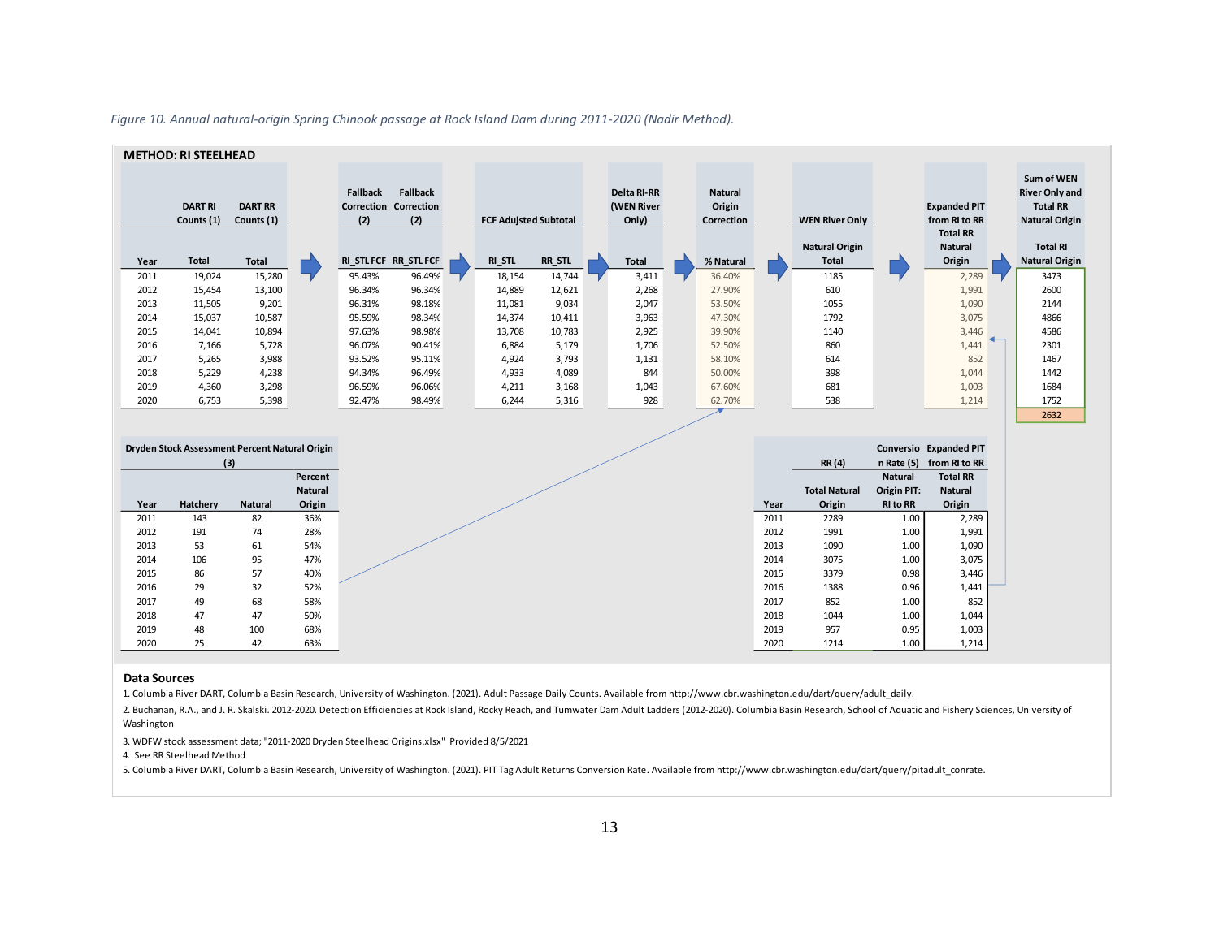*Figure 10. Annual natural-origin Spring Chinook passage at Rock Island Dam during 2011-2020 (Nadir Method).*

**METHOD: RI STEELHEAD**

| | DART RI Counts (1) | DART RR Counts (1) | Fallback Correction (2) | Fallback Correction (2) | FCF Adjusted Subtotal | | Delta RI-RR (WEN River Only) | Natural Origin Correction | WEN River Only | Expanded PIT from RI to RR | Sum of WEN River Only and Total RR Natural Origin |
|---|---|---|---|---|---|---|---|---|---|---|---|
| Year | Total | Total | RI_STL FCF | RR_STL FCF | RI_STL | RR_STL | Total | % Natural | Natural Origin Total | Total RR Natural Origin | Total RI Natural Origin |
| 2011 | 19,024 | 15,280 | 95.43% | 96.49% | 18,154 | 14,744 | 3,411 | 36.40% | 1185 | 2,289 | 3473 |
| 2012 | 15,454 | 13,100 | 96.34% | 96.34% | 14,889 | 12,621 | 2,268 | 27.90% | 610 | 1,991 | 2600 |
| 2013 | 11,505 | 9,201 | 96.31% | 98.18% | 11,081 | 9,034 | 2,047 | 53.50% | 1055 | 1,090 | 2144 |
| 2014 | 15,037 | 10,587 | 95.59% | 98.34% | 14,374 | 10,411 | 3,963 | 47.30% | 1792 | 3,075 | 4866 |
| 2015 | 14,041 | 10,894 | 97.63% | 98.98% | 13,708 | 10,783 | 2,925 | 39.90% | 1140 | 3,446 | 4586 |
| 2016 | 7,166 | 5,728 | 96.07% | 90.41% | 6,884 | 5,179 | 1,706 | 52.50% | 860 | 1,441 | 2301 |
| 2017 | 5,265 | 3,988 | 93.52% | 95.11% | 4,924 | 3,793 | 1,131 | 58.10% | 614 | 852 | 1467 |
| 2018 | 5,229 | 4,238 | 94.34% | 96.49% | 4,933 | 4,089 | 844 | 50.00% | 398 | 1,044 | 1442 |
| 2019 | 4,360 | 3,298 | 96.59% | 96.06% | 4,211 | 3,168 | 1,043 | 67.60% | 681 | 1,003 | 1684 |
| 2020 | 6,753 | 5,398 | 92.47% | 98.49% | 6,244 | 5,316 | 928 | 62.70% | 538 | 1,214 | 1752 |
| | | | | | | | | | | | 2632 |

| Dryden Stock Assessment Percent Natural Origin (3) | | | |
|---|---|---|---|
| Year | Hatchery | Natural | Percent Natural Origin |
| 2011 | 143 | 82 | 36% |
| 2012 | 191 | 74 | 28% |
| 2013 | 53 | 61 | 54% |
| 2014 | 106 | 95 | 47% |
| 2015 | 86 | 57 | 40% |
| 2016 | 29 | 32 | 52% |
| 2017 | 49 | 68 | 58% |
| 2018 | 47 | 47 | 50% |
| 2019 | 48 | 100 | 68% |
| 2020 | 25 | 42 | 63% |

| | RR (4) | Conversion Rate (5) | Expanded PIT from RI to RR |
|---|---|---|---|
| Year | Total Natural Origin | Natural Origin PIT: RI to RR | Total RR Natural Origin |
| 2011 | 2289 | 1.00 | 2,289 |
| 2012 | 1991 | 1.00 | 1,991 |
| 2013 | 1090 | 1.00 | 1,090 |
| 2014 | 3075 | 1.00 | 3,075 |
| 2015 | 3379 | 0.98 | 3,446 |
| 2016 | 1388 | 0.96 | 1,441 |
| 2017 | 852 | 1.00 | 852 |
| 2018 | 1044 | 1.00 | 1,044 |
| 2019 | 957 | 0.95 | 1,003 |
| 2020 | 1214 | 1.00 | 1,214 |

**Data Sources**

1. Columbia River DART, Columbia Basin Research, University of Washington. (2021). Adult Passage Daily Counts. Available from http://www.cbr.washington.edu/dart/query/adult_daily.

2. Buchanan, R.A., and J. R. Skalski. 2012-2020. Detection Efficiencies at Rock Island, Rocky Reach, and Tumwater Dam Adult Ladders (2012-2020). Columbia Basin Research, School of Aquatic and Fishery Sciences, University of Washington

3. WDFW stock assessment data; "2011-2020 Dryden Steelhead Origins.xlsx" Provided 8/5/2021

4. See RR Steelhead Method

5. Columbia River DART, Columbia Basin Research, University of Washington. (2021). PIT Tag Adult Returns Conversion Rate. Available from http://www.cbr.washington.edu/dart/query/pitadult_conrate.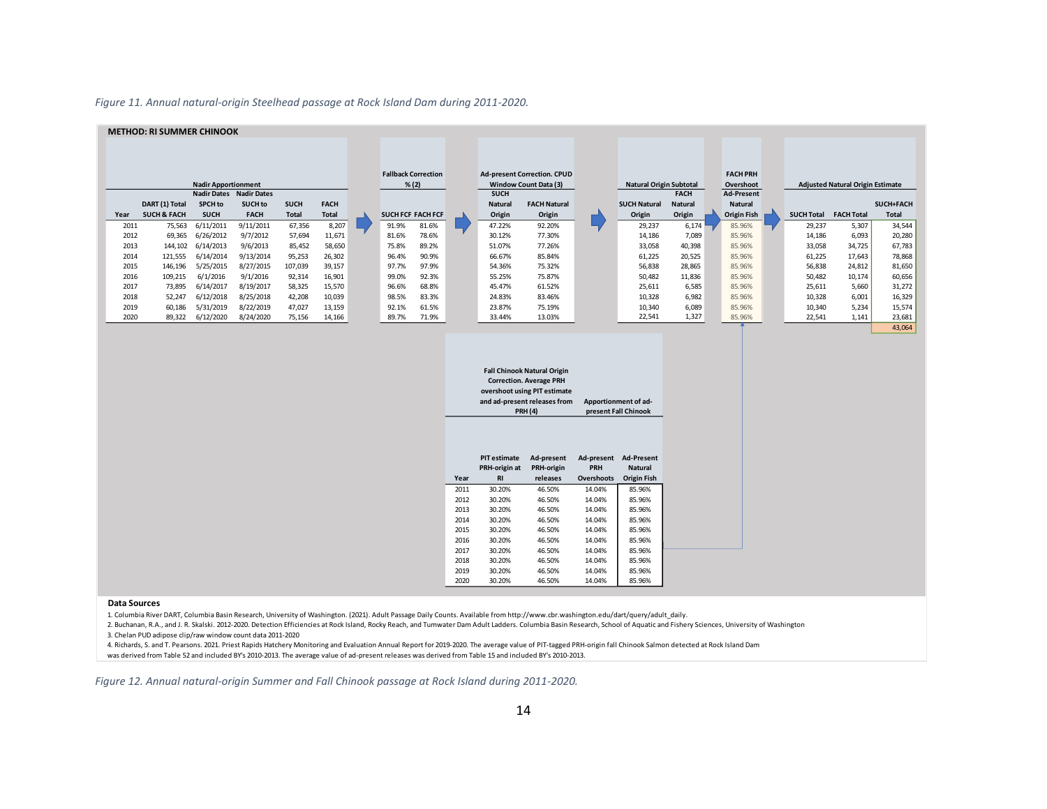*Figure 11. Annual natural-origin Steelhead passage at Rock Island Dam during 2011-2020.*

**METHOD: RI SUMMER CHINOOK**

| | Nadir Apportionment | | | | | Fallback Correction % (2) | | Ad-present Correction. CPUD Window Count Data (3) | | Natural Origin Subtotal | | FACH PRH Overshoot | Adjusted Natural Origin Estimate | | |
|---|---|---|---|---|---|---|---|---|---|---|---|---|---|---|---|
| Year | DART (1) Total SUCH & FACH | Nadir Dates SPCH to SUCH | Nadir Dates SUCH to FACH | SUCH Total | FACH Total | SUCH FCF | FACH FCF | SUCH Natural Origin | FACH Natural Origin | SUCH Natural Origin | FACH Natural Origin | Ad-Present Natural Origin Fish | SUCH Total | FACH Total | SUCH+FACH Total |
| 2011 | 75,563 | 6/11/2011 | 9/11/2011 | 67,356 | 8,207 | 91.9% | 81.6% | 47.22% | 92.20% | 29,237 | 6,174 | 85.96% | 29,237 | 5,307 | 34,544 |
| 2012 | 69,365 | 6/26/2012 | 9/7/2012 | 57,694 | 11,671 | 81.6% | 78.6% | 30.12% | 77.30% | 14,186 | 7,089 | 85.96% | 14,186 | 6,093 | 20,280 |
| 2013 | 144,102 | 6/14/2013 | 9/6/2013 | 85,452 | 58,650 | 75.8% | 89.2% | 51.07% | 77.26% | 33,058 | 40,398 | 85.96% | 33,058 | 34,725 | 67,783 |
| 2014 | 121,555 | 6/14/2014 | 9/13/2014 | 95,253 | 26,302 | 96.4% | 90.9% | 66.67% | 85.84% | 61,225 | 20,525 | 85.96% | 61,225 | 17,643 | 78,868 |
| 2015 | 146,196 | 5/25/2015 | 8/27/2015 | 107,039 | 39,157 | 97.7% | 97.9% | 54.36% | 75.32% | 56,838 | 28,865 | 85.96% | 56,838 | 24,812 | 81,650 |
| 2016 | 109,215 | 6/1/2016 | 9/1/2016 | 92,314 | 16,901 | 99.0% | 92.3% | 55.25% | 75.87% | 50,482 | 11,836 | 85.96% | 50,482 | 10,174 | 60,656 |
| 2017 | 73,895 | 6/14/2017 | 8/19/2017 | 58,325 | 15,570 | 96.6% | 68.8% | 45.47% | 61.52% | 25,611 | 6,585 | 85.96% | 25,611 | 5,660 | 31,272 |
| 2018 | 52,247 | 6/12/2018 | 8/25/2018 | 42,208 | 10,039 | 98.5% | 83.3% | 24.83% | 83.46% | 10,328 | 6,982 | 85.96% | 10,328 | 6,001 | 16,329 |
| 2019 | 60,186 | 5/31/2019 | 8/22/2019 | 47,027 | 13,159 | 92.1% | 61.5% | 23.87% | 75.19% | 10,340 | 6,089 | 85.96% | 10,340 | 5,234 | 15,574 |
| 2020 | 89,322 | 6/12/2020 | 8/24/2020 | 75,156 | 14,166 | 89.7% | 71.9% | 33.44% | 13.03% | 22,541 | 1,327 | 85.96% | 22,541 | 1,141 | 23,681 |
| | | | | | | | | | | | | | | | 43,064 |

| | Fall Chinook Natural Origin Correction. Average PRH overshoot using PIT estimate and ad-present releases from PRH (4) | | | Apportionment of ad-present Fall Chinook |
|---|---|---|---|---|
| Year | PIT estimate PRH-origin at RI | Ad-present PRH-origin releases | Ad-present PRH Overshoots | Ad-Present Natural Origin Fish |
| 2011 | 30.20% | 46.50% | 14.04% | 85.96% |
| 2012 | 30.20% | 46.50% | 14.04% | 85.96% |
| 2013 | 30.20% | 46.50% | 14.04% | 85.96% |
| 2014 | 30.20% | 46.50% | 14.04% | 85.96% |
| 2015 | 30.20% | 46.50% | 14.04% | 85.96% |
| 2016 | 30.20% | 46.50% | 14.04% | 85.96% |
| 2017 | 30.20% | 46.50% | 14.04% | 85.96% |
| 2018 | 30.20% | 46.50% | 14.04% | 85.96% |
| 2019 | 30.20% | 46.50% | 14.04% | 85.96% |
| 2020 | 30.20% | 46.50% | 14.04% | 85.96% |

**Data Sources**

1. Columbia River DART, Columbia Basin Research, University of Washington. (2021). Adult Passage Daily Counts. Available from http://www.cbr.washington.edu/dart/query/adult_daily.
2. Buchanan, R.A., and J. R. Skalski. 2012-2020. Detection Efficiencies at Rock Island, Rocky Reach, and Tumwater Dam Adult Ladders. Columbia Basin Research, School of Aquatic and Fishery Sciences, University of Washington
3. Chelan PUD adipose clip/raw window count data 2011-2020
4. Richards, S. and T. Pearsons. 2021. Priest Rapids Hatchery Monitoring and Evaluation Annual Report for 2019-2020. The average value of PIT-tagged PRH-origin fall Chinook Salmon detected at Rock Island Dam was derived from Table 52 and included BY's 2010-2013. The average value of ad-present releases was derived from Table 15 and included BY's 2010-2013.

*Figure 12. Annual natural-origin Summer and Fall Chinook passage at Rock Island during 2011-2020.*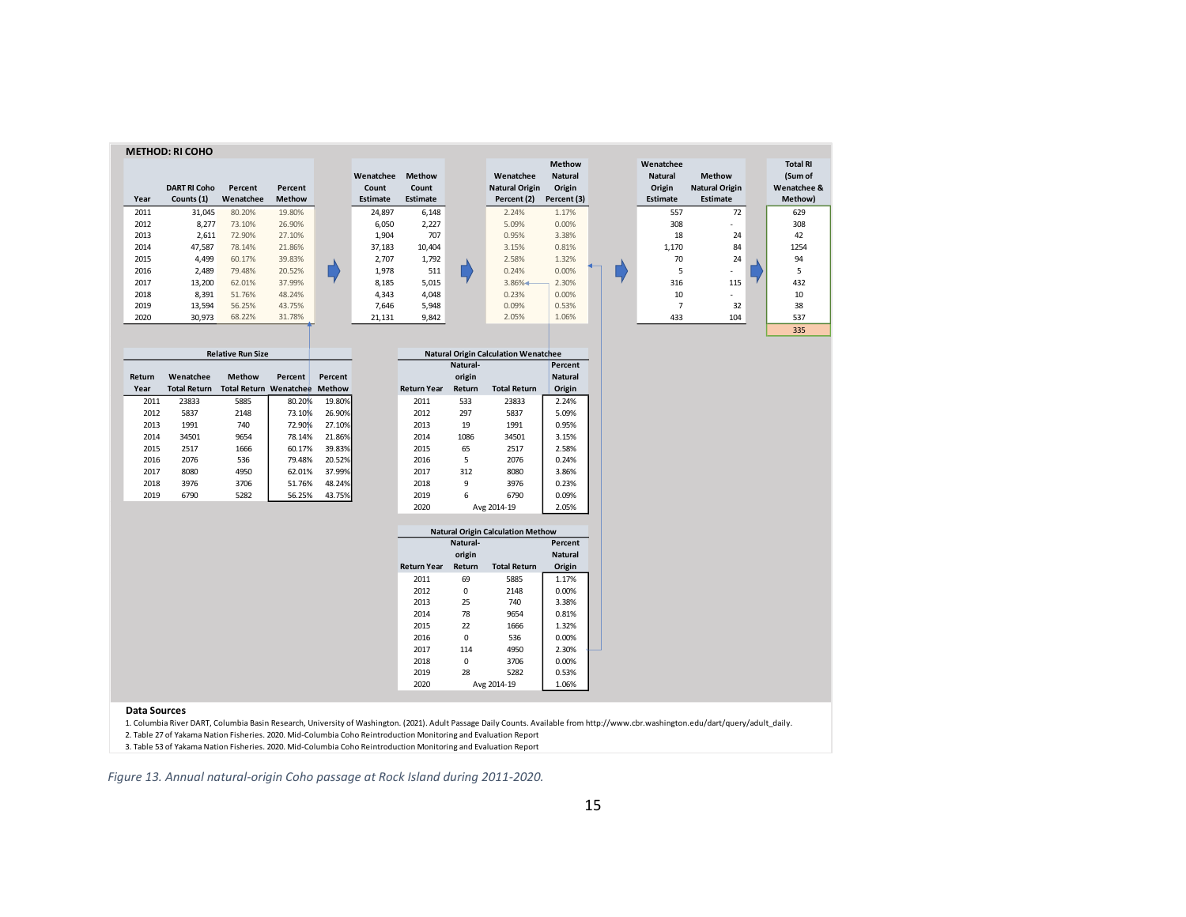**METHOD: RI COHO**

| Year | DART RI Coho Counts (1) | Percent Wenatchee | Percent Methow |
|---|---|---|---|
| 2011 | 31,045 | 80.20% | 19.80% |
| 2012 | 8,277 | 73.10% | 26.90% |
| 2013 | 2,611 | 72.90% | 27.10% |
| 2014 | 47,587 | 78.14% | 21.86% |
| 2015 | 4,499 | 60.17% | 39.83% |
| 2016 | 2,489 | 79.48% | 20.52% |
| 2017 | 13,200 | 62.01% | 37.99% |
| 2018 | 8,391 | 51.76% | 48.24% |
| 2019 | 13,594 | 56.25% | 43.75% |
| 2020 | 30,973 | 68.22% | 31.78% |

| Wenatchee Count Estimate | Methow Count Estimate |
|---|---|
| 24,897 | 6,148 |
| 6,050 | 2,227 |
| 1,904 | 707 |
| 37,183 | 10,404 |
| 2,707 | 1,792 |
| 1,978 | 511 |
| 8,185 | 5,015 |
| 4,343 | 4,048 |
| 7,646 | 5,948 |
| 21,131 | 9,842 |

| Wenatchee Natural Origin Percent (2) | Methow Natural Origin Percent (3) |
|---|---|
| 2.24% | 1.17% |
| 5.09% | 0.00% |
| 0.95% | 3.38% |
| 3.15% | 0.81% |
| 2.58% | 1.32% |
| 0.24% | 0.00% |
| 3.86% | 2.30% |
| 0.23% | 0.00% |
| 0.09% | 0.53% |
| 2.05% | 1.06% |

| Wenatchee Natural Origin Estimate | Methow Natural Origin Estimate |
|---|---|
| 557 | 72 |
| 308 | - |
| 18 | 24 |
| 1,170 | 84 |
| 70 | 24 |
| 5 | - |
| 316 | 115 |
| 10 | - |
| 7 | 32 |
| 433 | 104 |

| Total RI (Sum of Wenatchee & Methow) |
|---|
| 629 |
| 308 |
| 42 |
| 1254 |
| 94 |
| 5 |
| 432 |
| 10 |
| 38 |
| 537 |
| 335 |

**Relative Run Size**

| Return Year | Wenatchee Total Return | Methow Total Return | Percent Wenatchee | Percent Methow |
|---|---|---|---|---|
| 2011 | 23833 | 5885 | 80.20% | 19.80% |
| 2012 | 5837 | 2148 | 73.10% | 26.90% |
| 2013 | 1991 | 740 | 72.90% | 27.10% |
| 2014 | 34501 | 9654 | 78.14% | 21.86% |
| 2015 | 2517 | 1666 | 60.17% | 39.83% |
| 2016 | 2076 | 536 | 79.48% | 20.52% |
| 2017 | 8080 | 4950 | 62.01% | 37.99% |
| 2018 | 3976 | 3706 | 51.76% | 48.24% |
| 2019 | 6790 | 5282 | 56.25% | 43.75% |

**Natural Origin Calculation Wenatchee**

| Return Year | Natural-origin Return | Total Return | Percent Natural Origin |
|---|---|---|---|
| 2011 | 533 | 23833 | 2.24% |
| 2012 | 297 | 5837 | 5.09% |
| 2013 | 19 | 1991 | 0.95% |
| 2014 | 1086 | 34501 | 3.15% |
| 2015 | 65 | 2517 | 2.58% |
| 2016 | 5 | 2076 | 0.24% |
| 2017 | 312 | 8080 | 3.86% |
| 2018 | 9 | 3976 | 0.23% |
| 2019 | 6 | 6790 | 0.09% |
| 2020 | Avg 2014-19 | | 2.05% |

**Natural Origin Calculation Methow**

| Return Year | Natural-origin Return | Total Return | Percent Natural Origin |
|---|---|---|---|
| 2011 | 69 | 5885 | 1.17% |
| 2012 | 0 | 2148 | 0.00% |
| 2013 | 25 | 740 | 3.38% |
| 2014 | 78 | 9654 | 0.81% |
| 2015 | 22 | 1666 | 1.32% |
| 2016 | 0 | 536 | 0.00% |
| 2017 | 114 | 4950 | 2.30% |
| 2018 | 0 | 3706 | 0.00% |
| 2019 | 28 | 5282 | 0.53% |
| 2020 | Avg 2014-19 | | 1.06% |

**Data Sources**

1. Columbia River DART, Columbia Basin Research, University of Washington. (2021). Adult Passage Daily Counts. Available from http://www.cbr.washington.edu/dart/query/adult_daily.
2. Table 27 of Yakama Nation Fisheries. 2020. Mid-Columbia Coho Reintroduction Monitoring and Evaluation Report
3. Table 53 of Yakama Nation Fisheries. 2020. Mid-Columbia Coho Reintroduction Monitoring and Evaluation Report

*Figure 13. Annual natural-origin Coho passage at Rock Island during 2011-2020.*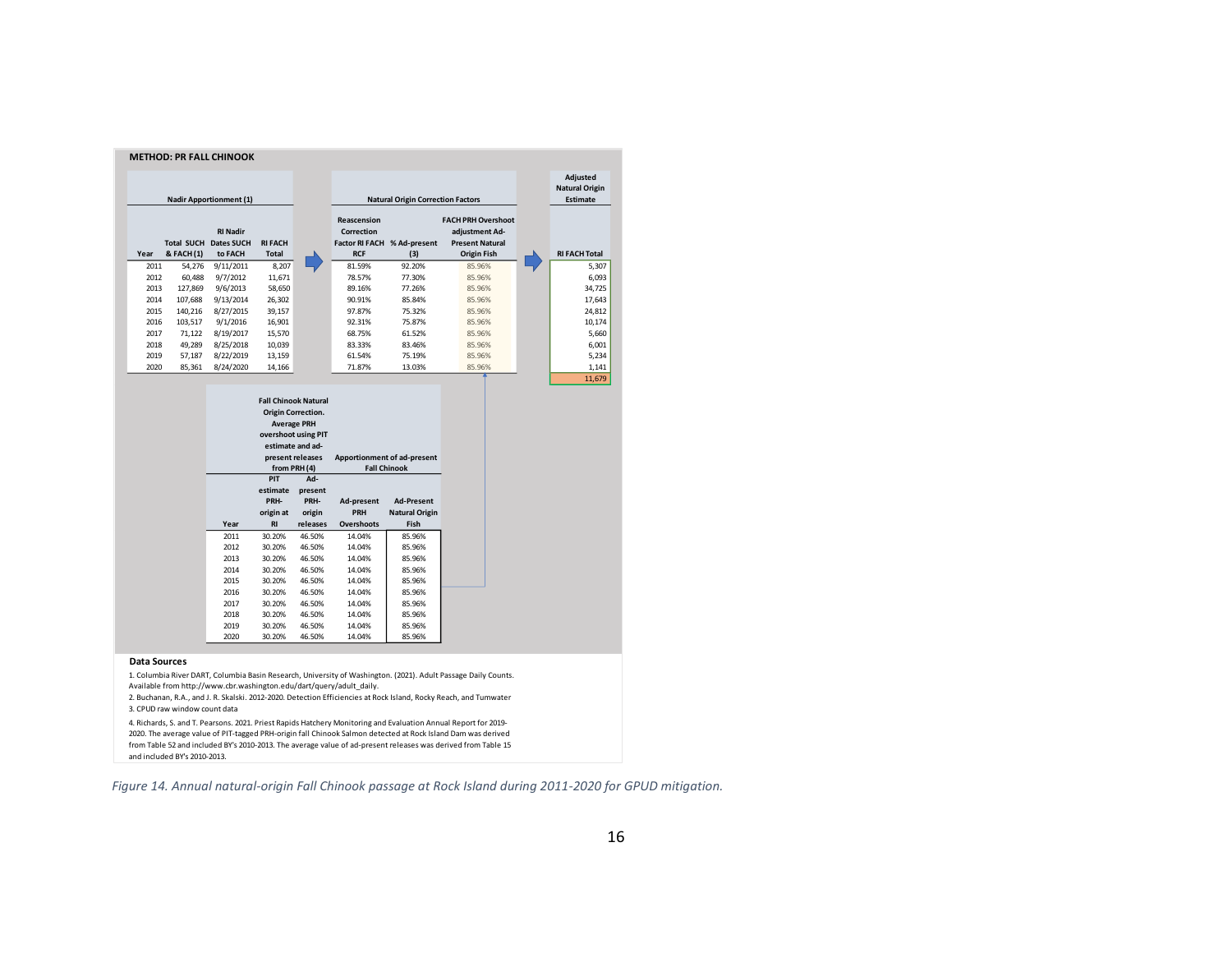**METHOD: PR FALL CHINOOK**

| Nadir Apportionment (1) | | | | Natural Origin Correction Factors | | | Adjusted Natural Origin Estimate |
|---|---|---|---|---|---|---|---|
| Year | Total SUCH & FACH (1) | RI Nadir Dates SUCH to FACH | RI FACH Total | Reascension Correction Factor RI FACH RCF | % Ad-present (3) | FACH PRH Overshoot adjustment Ad-Present Natural Origin Fish | RI FACH Total |
| 2011 | 54,276 | 9/11/2011 | 8,207 | 81.59% | 92.20% | 85.96% | 5,307 |
| 2012 | 60,488 | 9/7/2012 | 11,671 | 78.57% | 77.30% | 85.96% | 6,093 |
| 2013 | 127,869 | 9/6/2013 | 58,650 | 89.16% | 77.26% | 85.96% | 34,725 |
| 2014 | 107,688 | 9/13/2014 | 26,302 | 90.91% | 85.84% | 85.96% | 17,643 |
| 2015 | 140,216 | 8/27/2015 | 39,157 | 97.87% | 75.32% | 85.96% | 24,812 |
| 2016 | 103,517 | 9/1/2016 | 16,901 | 92.31% | 75.87% | 85.96% | 10,174 |
| 2017 | 71,122 | 8/19/2017 | 15,570 | 68.75% | 61.52% | 85.96% | 5,660 |
| 2018 | 49,289 | 8/25/2018 | 10,039 | 83.33% | 83.46% | 85.96% | 6,001 |
| 2019 | 57,187 | 8/22/2019 | 13,159 | 61.54% | 75.19% | 85.96% | 5,234 |
| 2020 | 85,361 | 8/24/2020 | 14,166 | 71.87% | 13.03% | 85.96% | 1,141 |
| | | | | | | | 11,679 |

| | Fall Chinook Natural Origin Correction. Average PRH overshoot using PIT estimate and ad-present releases from PRH (4) | | Apportionment of ad-present Fall Chinook | |
|---|---|---|---|---|
| Year | PIT estimate PRH-origin at RI | Ad-present PRH-origin releases | Ad-present PRH Overshoots | Ad-Present Natural Origin Fish |
| 2011 | 30.20% | 46.50% | 14.04% | 85.96% |
| 2012 | 30.20% | 46.50% | 14.04% | 85.96% |
| 2013 | 30.20% | 46.50% | 14.04% | 85.96% |
| 2014 | 30.20% | 46.50% | 14.04% | 85.96% |
| 2015 | 30.20% | 46.50% | 14.04% | 85.96% |
| 2016 | 30.20% | 46.50% | 14.04% | 85.96% |
| 2017 | 30.20% | 46.50% | 14.04% | 85.96% |
| 2018 | 30.20% | 46.50% | 14.04% | 85.96% |
| 2019 | 30.20% | 46.50% | 14.04% | 85.96% |
| 2020 | 30.20% | 46.50% | 14.04% | 85.96% |

**Data Sources**

1. Columbia River DART, Columbia Basin Research, University of Washington. (2021). Adult Passage Daily Counts. Available from http://www.cbr.washington.edu/dart/query/adult_daily.
2. Buchanan, R.A., and J. R. Skalski. 2012-2020. Detection Efficiencies at Rock Island, Rocky Reach, and Tumwater
3. CPUD raw window count data
4. Richards, S. and T. Pearsons. 2021. Priest Rapids Hatchery Monitoring and Evaluation Annual Report for 2019-2020. The average value of PIT-tagged PRH-origin fall Chinook Salmon detected at Rock Island Dam was derived from Table 52 and included BY's 2010-2013. The average value of ad-present releases was derived from Table 15 and included BY's 2010-2013.

*Figure 14. Annual natural-origin Fall Chinook passage at Rock Island during 2011-2020 for GPUD mitigation.*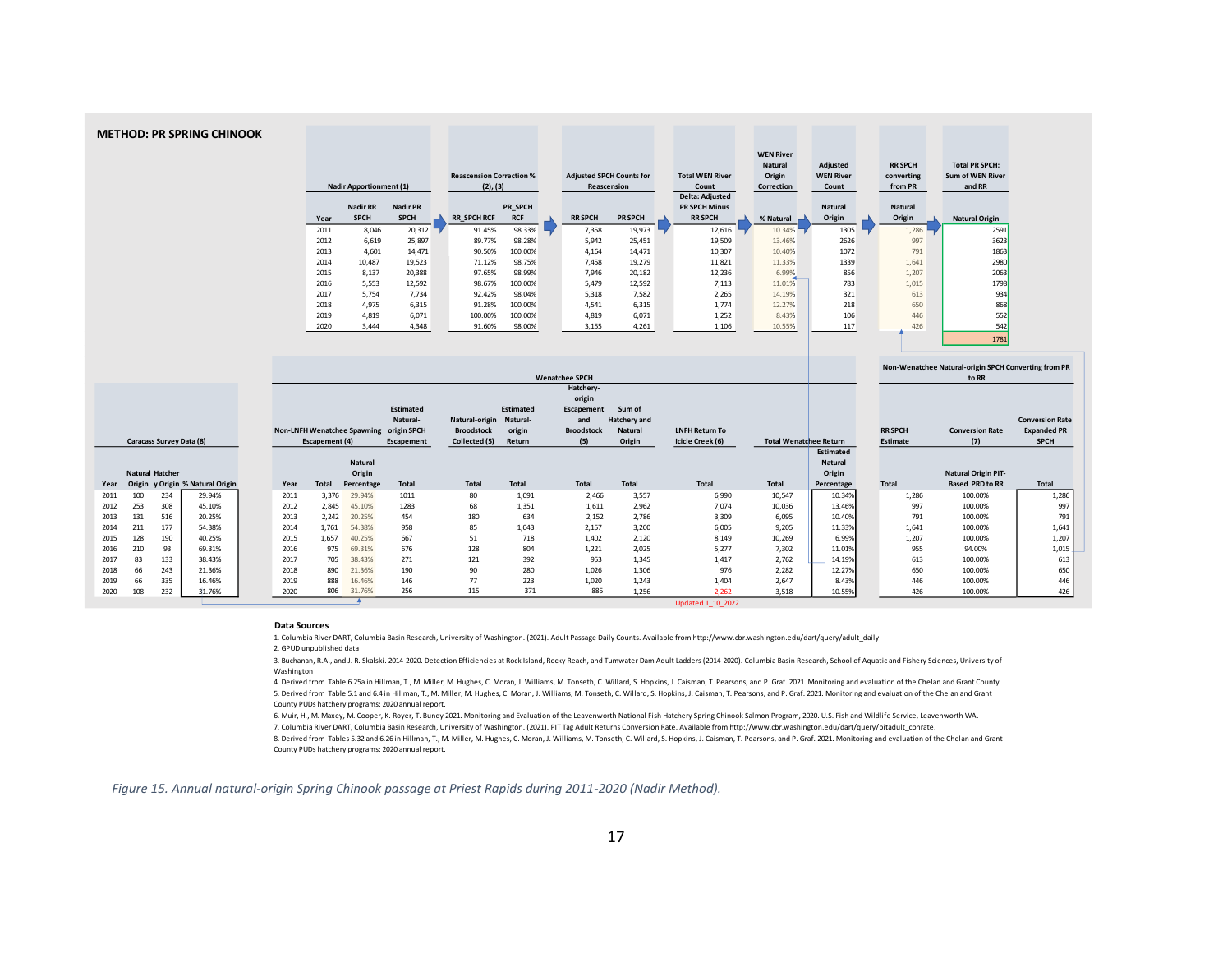**METHOD: PR SPRING CHINOOK**

| | Nadir Apportionment (1) | | Reascension Correction % (2), (3) | | Adjusted SPCH Counts for Reascension | | Total WEN River Count | WEN River Natural Origin Correction | Adjusted WEN River Count | RR SPCH converting from PR | Total PR SPCH: Sum of WEN River and RR |
|---|---|---|---|---|---|---|---|---|---|---|---|
| Year | Nadir RR SPCH | Nadir PR SPCH | RR_SPCH RCF | PR_SPCH RCF | RR SPCH | PR SPCH | Delta: Adjusted PR SPCH Minus RR SPCH | % Natural | Natural Origin | Natural Origin | Natural Origin |
| 2011 | 8,046 | 20,312 | 91.45% | 98.33% | 7,358 | 19,973 | 12,616 | 10.34% | 1305 | 1,286 | 2591 |
| 2012 | 6,619 | 25,897 | 89.77% | 98.28% | 5,942 | 25,451 | 19,509 | 13.46% | 2626 | 997 | 3623 |
| 2013 | 4,601 | 14,471 | 90.50% | 100.00% | 4,164 | 14,471 | 10,307 | 10.40% | 1072 | 791 | 1863 |
| 2014 | 10,487 | 19,523 | 71.12% | 98.75% | 7,458 | 19,279 | 11,821 | 11.33% | 1339 | 1,641 | 2980 |
| 2015 | 8,137 | 20,388 | 97.65% | 98.99% | 7,946 | 20,182 | 12,236 | 6.99% | 856 | 1,207 | 2063 |
| 2016 | 5,553 | 12,592 | 98.67% | 100.00% | 5,479 | 12,592 | 7,113 | 11.01% | 783 | 1,015 | 1798 |
| 2017 | 5,754 | 7,734 | 92.42% | 98.04% | 5,318 | 7,582 | 2,265 | 14.19% | 321 | 613 | 934 |
| 2018 | 4,975 | 6,315 | 91.28% | 100.00% | 4,541 | 6,315 | 1,774 | 12.27% | 218 | 650 | 868 |
| 2019 | 4,819 | 6,071 | 100.00% | 100.00% | 4,819 | 6,071 | 1,252 | 8.43% | 106 | 446 | 552 |
| 2020 | 3,444 | 4,348 | 91.60% | 98.00% | 3,155 | 4,261 | 1,106 | 10.55% | 117 | 426 | 542 |
| | | | | | | | | | | | 1781 |

**Caracass Survey Data (8)**

| Year | Natural Origin | Hatchery Origin | % Natural Origin |
|---|---|---|---|
| 2011 | 100 | 234 | 29.94% |
| 2012 | 253 | 308 | 45.10% |
| 2013 | 131 | 516 | 20.25% |
| 2014 | 211 | 177 | 54.38% |
| 2015 | 128 | 190 | 40.25% |
| 2016 | 210 | 93 | 69.31% |
| 2017 | 83 | 133 | 38.43% |
| 2018 | 66 | 243 | 21.36% |
| 2019 | 66 | 335 | 16.46% |
| 2020 | 108 | 232 | 31.76% |

**Wenatchee SPCH**

| | Non-LNFH Wenatchee Spawning Escapement (4) | | Estimated Natural-origin SPCH Escapement | Natural-origin Broodstock Collected (5) | Estimated Natural-origin Return | Hatchery-origin Escapement and Broodstock (5) | Sum of Hatchery and Natural Origin | LNFH Return To Icicle Creek (6) | Total Wenatchee Return | |
|---|---|---|---|---|---|---|---|---|---|---|
| Year | Total | Natural Origin Percentage | Total | Total | Total | Total | Total | Total | Total | Estimated Natural Origin Percentage |
| 2011 | 3,376 | 29.94% | 1011 | 80 | 1,091 | 2,466 | 3,557 | 6,990 | 10,547 | 10.34% |
| 2012 | 2,845 | 45.10% | 1283 | 68 | 1,351 | 1,611 | 2,962 | 7,074 | 10,036 | 13.46% |
| 2013 | 2,242 | 20.25% | 454 | 180 | 634 | 2,152 | 2,786 | 3,309 | 6,095 | 10.40% |
| 2014 | 1,761 | 54.38% | 958 | 85 | 1,043 | 2,157 | 3,200 | 6,005 | 9,205 | 11.33% |
| 2015 | 1,657 | 40.25% | 667 | 51 | 718 | 1,402 | 2,120 | 8,149 | 10,269 | 6.99% |
| 2016 | 975 | 69.31% | 676 | 128 | 804 | 1,221 | 2,025 | 5,277 | 7,302 | 11.01% |
| 2017 | 705 | 38.43% | 271 | 121 | 392 | 953 | 1,345 | 1,417 | 2,762 | 14.19% |
| 2018 | 890 | 21.36% | 190 | 90 | 280 | 1,026 | 1,306 | 976 | 2,282 | 12.27% |
| 2019 | 888 | 16.46% | 146 | 77 | 223 | 1,020 | 1,243 | 1,404 | 2,647 | 8.43% |
| 2020 | 806 | 31.76% | 256 | 115 | 371 | 885 | 1,256 | 2,262 | 3,518 | 10.55% |

Updated 1_10_2022

**Non-Wenatchee Natural-origin SPCH Converting from PR to RR**

| RR SPCH Estimate | Conversion Rate (7) | Conversion Rate Expanded PR SPCH |
|---|---|---|
| Total | Natural Origin PIT-Based PRD to RR | Total |
| 1,286 | 100.00% | 1,286 |
| 997 | 100.00% | 997 |
| 791 | 100.00% | 791 |
| 1,641 | 100.00% | 1,641 |
| 1,207 | 100.00% | 1,207 |
| 955 | 94.00% | 1,015 |
| 613 | 100.00% | 613 |
| 650 | 100.00% | 650 |
| 446 | 100.00% | 446 |
| 426 | 100.00% | 426 |

**Data Sources**

1. Columbia River DART, Columbia Basin Research, University of Washington. (2021). Adult Passage Daily Counts. Available from http://www.cbr.washington.edu/dart/query/adult_daily.
2. GPUD unpublished data
3. Buchanan, R.A., and J. R. Skalski. 2014-2020. Detection Efficiencies at Rock Island, Rocky Reach, and Tumwater Dam Adult Ladders (2014-2020). Columbia Basin Research, School of Aquatic and Fishery Sciences, University of Washington
4. Derived from Table 6.25a in Hillman, T., M. Miller, M. Hughes, C. Moran, J. Williams, M. Tonseth, C. Willard, S. Hopkins, J. Caisman, T. Pearsons, and P. Graf. 2021. Monitoring and evaluation of the Chelan and Grant County
5. Derived from Table 5.1 and 6.4 in Hillman, T., M. Miller, M. Hughes, C. Moran, J. Williams, M. Tonseth, C. Willard, S. Hopkins, J. Caisman, T. Pearsons, and P. Graf. 2021. Monitoring and evaluation of the Chelan and Grant County PUDs hatchery programs: 2020 annual report.
6. Muir, H., M. Maxey, M. Cooper, K. Royer, T. Bundy 2021. Monitoring and Evaluation of the Leavenworth National Fish Hatchery Spring Chinook Salmon Program, 2020. U.S. Fish and Wildlife Service, Leavenworth WA.
7. Columbia River DART, Columbia Basin Research, University of Washington. (2021). PIT Tag Adult Returns Conversion Rate. Available from http://www.cbr.washington.edu/dart/query/pitadult_conrate.
8. Derived from Tables 5.32 and 6.26 in Hillman, T., M. Miller, M. Hughes, C. Moran, J. Williams, M. Tonseth, C. Willard, S. Hopkins, J. Caisman, T. Pearsons, and P. Graf. 2021. Monitoring and evaluation of the Chelan and Grant County PUDs hatchery programs: 2020 annual report.

*Figure 15. Annual natural-origin Spring Chinook passage at Priest Rapids during 2011-2020 (Nadir Method).*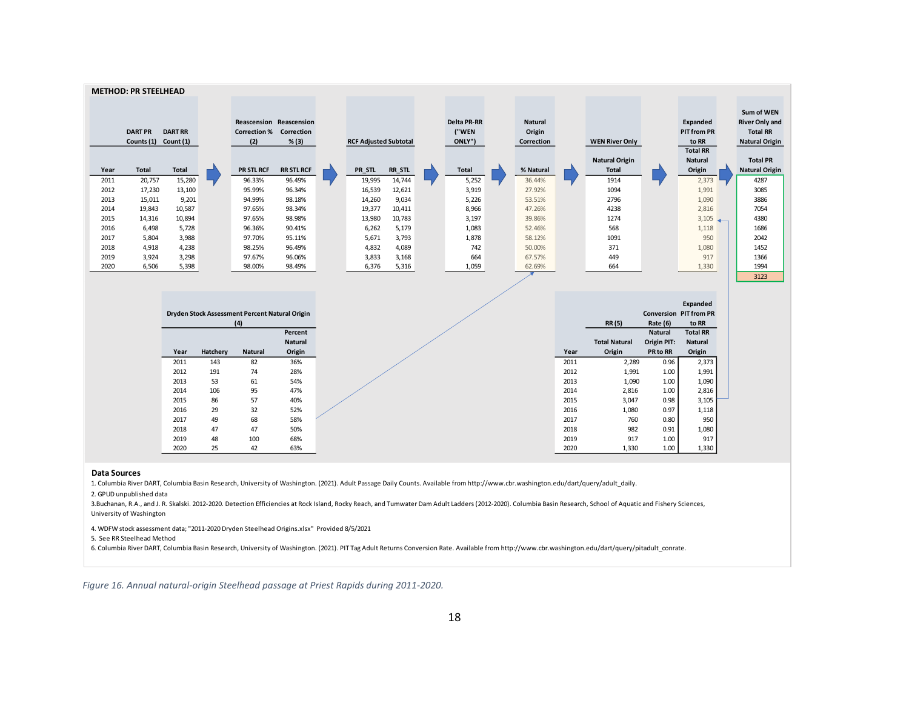**METHOD: PR STEELHEAD**

| Year | DART PR Counts (1) Total | DART RR Count (1) Total | Reascension Correction % (2) PR STL RCF | Reascension Correction % (3) RR STL RCF | RCF Adjusted Subtotal PR_STL | RCF Adjusted Subtotal RR_STL | Delta PR-RR ("WEN ONLY") Total | Natural Origin Correction % Natural | WEN River Only Natural Origin Total | Expanded PIT from PR to RR Total RR Natural Origin | Sum of WEN River Only and Total RR Natural Origin Total PR Natural Origin |
|---|---|---|---|---|---|---|---|---|---|---|---|
| 2011 | 20,757 | 15,280 | 96.33% | 96.49% | 19,995 | 14,744 | 5,252 | 36.44% | 1914 | 2,373 | 4287 |
| 2012 | 17,230 | 13,100 | 95.99% | 96.34% | 16,539 | 12,621 | 3,919 | 27.92% | 1094 | 1,991 | 3085 |
| 2013 | 15,011 | 9,201 | 94.99% | 98.18% | 14,260 | 9,034 | 5,226 | 53.51% | 2796 | 1,090 | 3886 |
| 2014 | 19,843 | 10,587 | 97.65% | 98.34% | 19,377 | 10,411 | 8,966 | 47.26% | 4238 | 2,816 | 7054 |
| 2015 | 14,316 | 10,894 | 97.65% | 98.98% | 13,980 | 10,783 | 3,197 | 39.86% | 1274 | 3,105 | 4380 |
| 2016 | 6,498 | 5,728 | 96.36% | 90.41% | 6,262 | 5,179 | 1,083 | 52.46% | 568 | 1,118 | 1686 |
| 2017 | 5,804 | 3,988 | 97.70% | 95.11% | 5,671 | 3,793 | 1,878 | 58.12% | 1091 | 950 | 2042 |
| 2018 | 4,918 | 4,238 | 98.25% | 96.49% | 4,832 | 4,089 | 742 | 50.00% | 371 | 1,080 | 1452 |
| 2019 | 3,924 | 3,298 | 97.67% | 96.06% | 3,833 | 3,168 | 664 | 67.57% | 449 | 917 | 1366 |
| 2020 | 6,506 | 5,398 | 98.00% | 98.49% | 6,376 | 5,316 | 1,059 | 62.69% | 664 | 1,330 | 1994 |
| | | | | | | | | | | | 3123 |

**Dryden Stock Assessment Percent Natural Origin (4)**

| Year | Hatchery | Natural | Percent Natural Origin |
|---|---|---|---|
| 2011 | 143 | 82 | 36% |
| 2012 | 191 | 74 | 28% |
| 2013 | 53 | 61 | 54% |
| 2014 | 106 | 95 | 47% |
| 2015 | 86 | 57 | 40% |
| 2016 | 29 | 32 | 52% |
| 2017 | 49 | 68 | 58% |
| 2018 | 47 | 47 | 50% |
| 2019 | 48 | 100 | 68% |
| 2020 | 25 | 42 | 63% |

| Year | RR (5) Total Natural Origin | Conversion Rate (6) Natural Origin PIT: PR to RR | Expanded PIT from PR to RR Total RR Natural Origin |
|---|---|---|---|
| 2011 | 2,289 | 0.96 | 2,373 |
| 2012 | 1,991 | 1.00 | 1,991 |
| 2013 | 1,090 | 1.00 | 1,090 |
| 2014 | 2,816 | 1.00 | 2,816 |
| 2015 | 3,047 | 0.98 | 3,105 |
| 2016 | 1,080 | 0.97 | 1,118 |
| 2017 | 760 | 0.80 | 950 |
| 2018 | 982 | 0.91 | 1,080 |
| 2019 | 917 | 1.00 | 917 |
| 2020 | 1,330 | 1.00 | 1,330 |

**Data Sources**

1. Columbia River DART, Columbia Basin Research, University of Washington. (2021). Adult Passage Daily Counts. Available from http://www.cbr.washington.edu/dart/query/adult_daily.
2. GPUD unpublished data
3. Buchanan, R.A., and J. R. Skalski. 2012-2020. Detection Efficiencies at Rock Island, Rocky Reach, and Tumwater Dam Adult Ladders (2012-2020). Columbia Basin Research, School of Aquatic and Fishery Sciences, University of Washington
4. WDFW stock assessment data; "2011-2020 Dryden Steelhead Origins.xlsx" Provided 8/5/2021
5. See RR Steelhead Method
6. Columbia River DART, Columbia Basin Research, University of Washington. (2021). PIT Tag Adult Returns Conversion Rate. Available from http://www.cbr.washington.edu/dart/query/pitadult_conrate.

*Figure 16. Annual natural-origin Steelhead passage at Priest Rapids during 2011-2020.*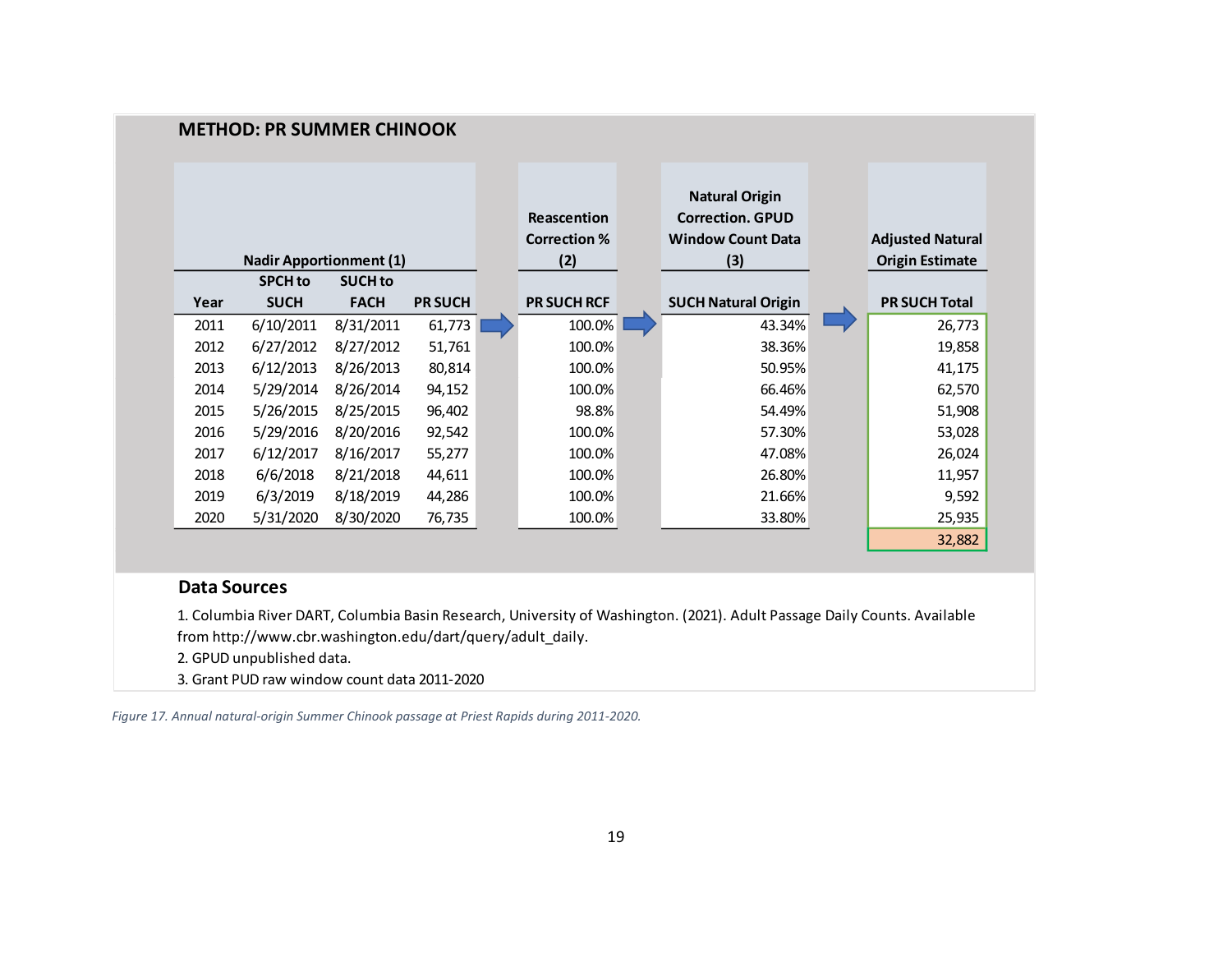## METHOD: PR SUMMER CHINOOK

| Nadir Apportionment (1) | | | | Reascention Correction % (2) | Natural Origin Correction. GPUD Window Count Data (3) | Adjusted Natural Origin Estimate |
|---|---|---|---|---|---|---|
| Year | SPCH to SUCH | SUCH to FACH | PR SUCH | PR SUCH RCF | SUCH Natural Origin | PR SUCH Total |
| 2011 | 6/10/2011 | 8/31/2011 | 61,773 | 100.0% | 43.34% | 26,773 |
| 2012 | 6/27/2012 | 8/27/2012 | 51,761 | 100.0% | 38.36% | 19,858 |
| 2013 | 6/12/2013 | 8/26/2013 | 80,814 | 100.0% | 50.95% | 41,175 |
| 2014 | 5/29/2014 | 8/26/2014 | 94,152 | 100.0% | 66.46% | 62,570 |
| 2015 | 5/26/2015 | 8/25/2015 | 96,402 | 98.8% | 54.49% | 51,908 |
| 2016 | 5/29/2016 | 8/20/2016 | 92,542 | 100.0% | 57.30% | 53,028 |
| 2017 | 6/12/2017 | 8/16/2017 | 55,277 | 100.0% | 47.08% | 26,024 |
| 2018 | 6/6/2018 | 8/21/2018 | 44,611 | 100.0% | 26.80% | 11,957 |
| 2019 | 6/3/2019 | 8/18/2019 | 44,286 | 100.0% | 21.66% | 9,592 |
| 2020 | 5/31/2020 | 8/30/2020 | 76,735 | 100.0% | 33.80% | 25,935 |
| | | | | | | 32,882 |

### Data Sources

1. Columbia River DART, Columbia Basin Research, University of Washington. (2021). Adult Passage Daily Counts. Available from http://www.cbr.washington.edu/dart/query/adult_daily.
2. GPUD unpublished data.
3. Grant PUD raw window count data 2011-2020

*Figure 17. Annual natural-origin Summer Chinook passage at Priest Rapids during 2011-2020.*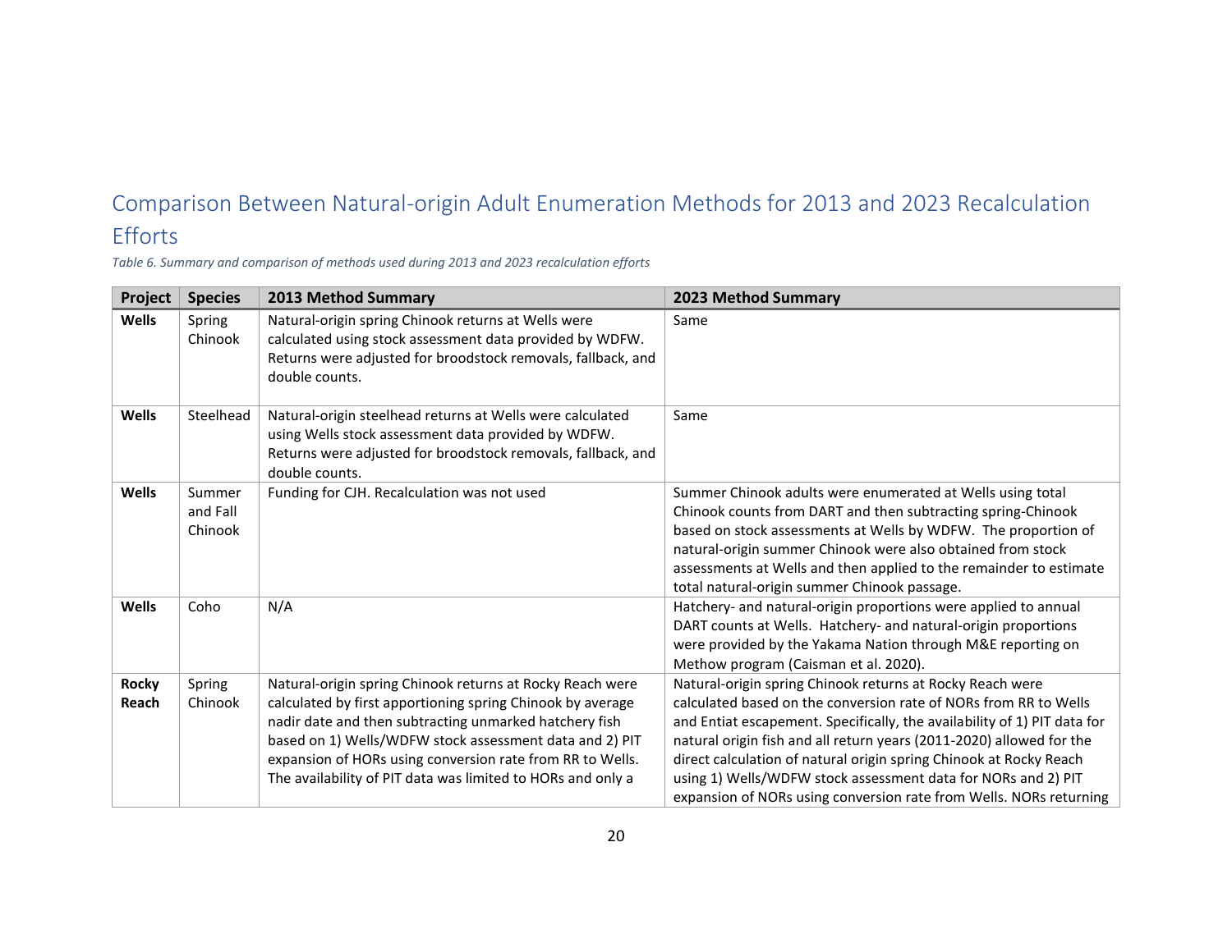## Comparison Between Natural-origin Adult Enumeration Methods for 2013 and 2023 Recalculation Efforts

*Table 6. Summary and comparison of methods used during 2013 and 2023 recalculation efforts*

| Project | Species | 2013 Method Summary | 2023 Method Summary |
|---|---|---|---|
| **Wells** | Spring Chinook | Natural-origin spring Chinook returns at Wells were calculated using stock assessment data provided by WDFW. Returns were adjusted for broodstock removals, fallback, and double counts. | Same |
| **Wells** | Steelhead | Natural-origin steelhead returns at Wells were calculated using Wells stock assessment data provided by WDFW. Returns were adjusted for broodstock removals, fallback, and double counts. | Same |
| **Wells** | Summer and Fall Chinook | Funding for CJH. Recalculation was not used | Summer Chinook adults were enumerated at Wells using total Chinook counts from DART and then subtracting spring-Chinook based on stock assessments at Wells by WDFW. The proportion of natural-origin summer Chinook were also obtained from stock assessments at Wells and then applied to the remainder to estimate total natural-origin summer Chinook passage. |
| **Wells** | Coho | N/A | Hatchery- and natural-origin proportions were applied to annual DART counts at Wells. Hatchery- and natural-origin proportions were provided by the Yakama Nation through M&E reporting on Methow program (Caisman et al. 2020). |
| **Rocky Reach** | Spring Chinook | Natural-origin spring Chinook returns at Rocky Reach were calculated by first apportioning spring Chinook by average nadir date and then subtracting unmarked hatchery fish based on 1) Wells/WDFW stock assessment data and 2) PIT expansion of HORs using conversion rate from RR to Wells. The availability of PIT data was limited to HORs and only a | Natural-origin spring Chinook returns at Rocky Reach were calculated based on the conversion rate of NORs from RR to Wells and Entiat escapement. Specifically, the availability of 1) PIT data for natural origin fish and all return years (2011-2020) allowed for the direct calculation of natural origin spring Chinook at Rocky Reach using 1) Wells/WDFW stock assessment data for NORs and 2) PIT expansion of NORs using conversion rate from Wells. NORs returning |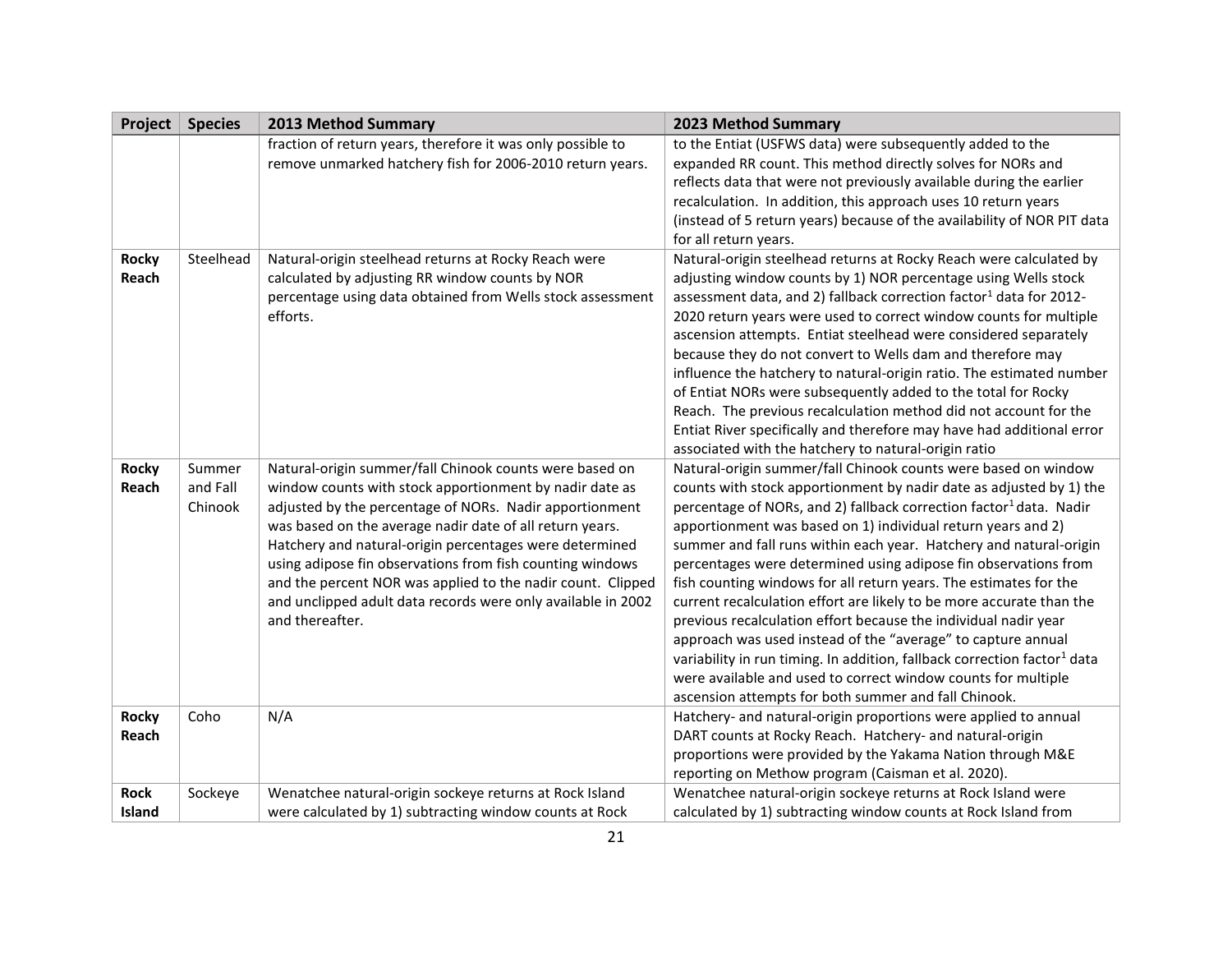| Project | Species | 2013 Method Summary | 2023 Method Summary |
|---|---|---|---|
| | | fraction of return years, therefore it was only possible to remove unmarked hatchery fish for 2006-2010 return years. | to the Entiat (USFWS data) were subsequently added to the expanded RR count. This method directly solves for NORs and reflects data that were not previously available during the earlier recalculation. In addition, this approach uses 10 return years (instead of 5 return years) because of the availability of NOR PIT data for all return years. |
| **Rocky Reach** | Steelhead | Natural-origin steelhead returns at Rocky Reach were calculated by adjusting RR window counts by NOR percentage using data obtained from Wells stock assessment efforts. | Natural-origin steelhead returns at Rocky Reach were calculated by adjusting window counts by 1) NOR percentage using Wells stock assessment data, and 2) fallback correction factor[1] data for 2012-2020 return years were used to correct window counts for multiple ascension attempts. Entiat steelhead were considered separately because they do not convert to Wells dam and therefore may influence the hatchery to natural-origin ratio. The estimated number of Entiat NORs were subsequently added to the total for Rocky Reach. The previous recalculation method did not account for the Entiat River specifically and therefore may have had additional error associated with the hatchery to natural-origin ratio |
| **Rocky Reach** | Summer and Fall Chinook | Natural-origin summer/fall Chinook counts were based on window counts with stock apportionment by nadir date as adjusted by the percentage of NORs. Nadir apportionment was based on the average nadir date of all return years. Hatchery and natural-origin percentages were determined using adipose fin observations from fish counting windows and the percent NOR was applied to the nadir count. Clipped and unclipped adult data records were only available in 2002 and thereafter. | Natural-origin summer/fall Chinook counts were based on window counts with stock apportionment by nadir date as adjusted by 1) the percentage of NORs, and 2) fallback correction factor[1] data. Nadir apportionment was based on 1) individual return years and 2) summer and fall runs within each year. Hatchery and natural-origin percentages were determined using adipose fin observations from fish counting windows for all return years. The estimates for the current recalculation effort are likely to be more accurate than the previous recalculation effort because the individual nadir year approach was used instead of the "average" to capture annual variability in run timing. In addition, fallback correction factor[1] data were available and used to correct window counts for multiple ascension attempts for both summer and fall Chinook. |
| **Rocky Reach** | Coho | N/A | Hatchery- and natural-origin proportions were applied to annual DART counts at Rocky Reach. Hatchery- and natural-origin proportions were provided by the Yakama Nation through M&E reporting on Methow program (Caisman et al. 2020). |
| **Rock Island** | Sockeye | Wenatchee natural-origin sockeye returns at Rock Island were calculated by 1) subtracting window counts at Rock | Wenatchee natural-origin sockeye returns at Rock Island were calculated by 1) subtracting window counts at Rock Island from |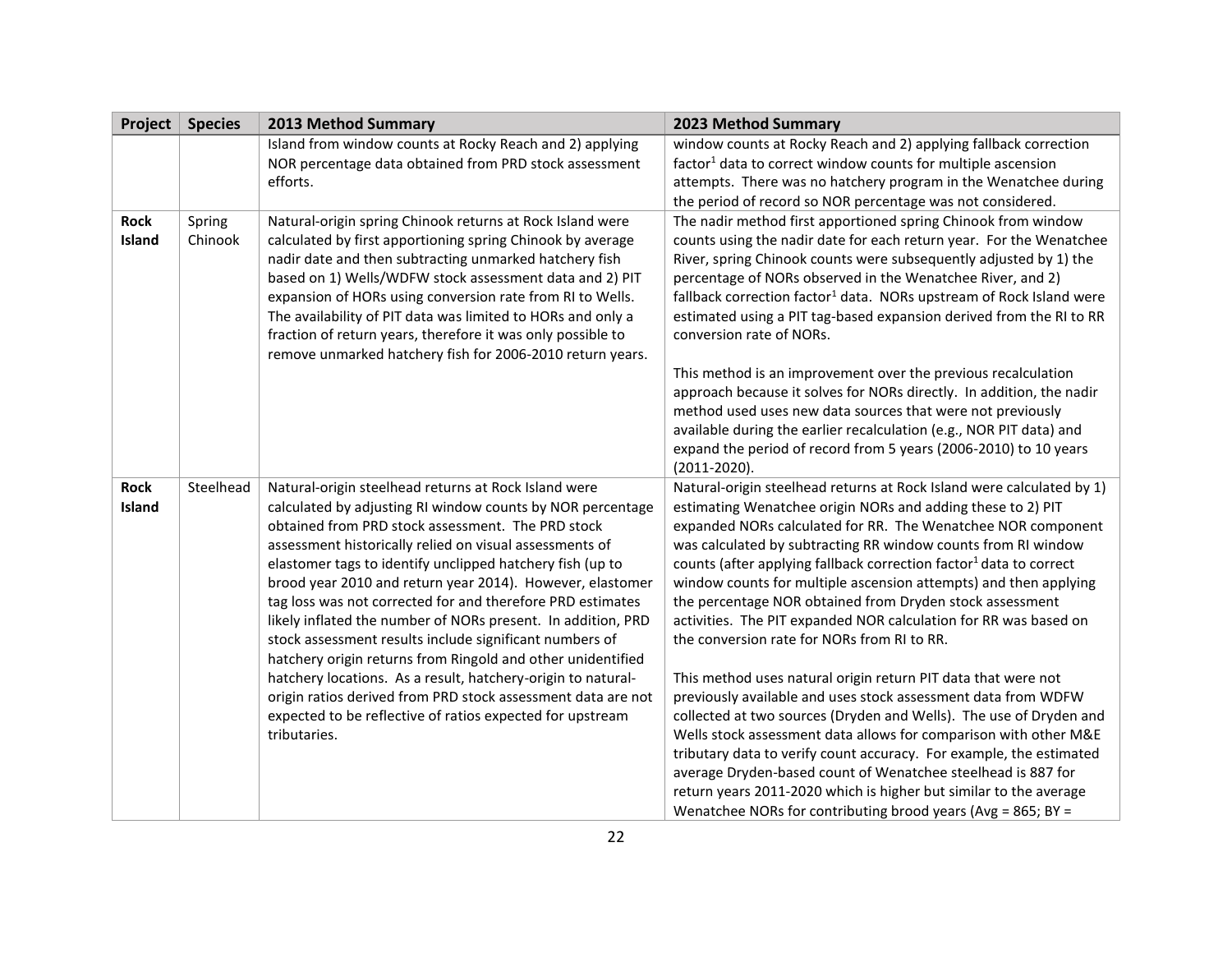| Project | Species | 2013 Method Summary | 2023 Method Summary |
|---|---|---|---|
| | | Island from window counts at Rocky Reach and 2) applying NOR percentage data obtained from PRD stock assessment efforts. | window counts at Rocky Reach and 2) applying fallback correction factor[1] data to correct window counts for multiple ascension attempts. There was no hatchery program in the Wenatchee during the period of record so NOR percentage was not considered. |
| **Rock Island** | Spring Chinook | Natural-origin spring Chinook returns at Rock Island were calculated by first apportioning spring Chinook by average nadir date and then subtracting unmarked hatchery fish based on 1) Wells/WDFW stock assessment data and 2) PIT expansion of HORs using conversion rate from RI to Wells. The availability of PIT data was limited to HORs and only a fraction of return years, therefore it was only possible to remove unmarked hatchery fish for 2006-2010 return years. | The nadir method first apportioned spring Chinook from window counts using the nadir date for each return year. For the Wenatchee River, spring Chinook counts were subsequently adjusted by 1) the percentage of NORs observed in the Wenatchee River, and 2) fallback correction factor[1] data. NORs upstream of Rock Island were estimated using a PIT tag-based expansion derived from the RI to RR conversion rate of NORs.<br><br>This method is an improvement over the previous recalculation approach because it solves for NORs directly. In addition, the nadir method used uses new data sources that were not previously available during the earlier recalculation (e.g., NOR PIT data) and expand the period of record from 5 years (2006-2010) to 10 years (2011-2020). |
| **Rock Island** | Steelhead | Natural-origin steelhead returns at Rock Island were calculated by adjusting RI window counts by NOR percentage obtained from PRD stock assessment. The PRD stock assessment historically relied on visual assessments of elastomer tags to identify unclipped hatchery fish (up to brood year 2010 and return year 2014). However, elastomer tag loss was not corrected for and therefore PRD estimates likely inflated the number of NORs present. In addition, PRD stock assessment results include significant numbers of hatchery origin returns from Ringold and other unidentified hatchery locations. As a result, hatchery-origin to natural-origin ratios derived from PRD stock assessment data are not expected to be reflective of ratios expected for upstream tributaries. | Natural-origin steelhead returns at Rock Island were calculated by 1) estimating Wenatchee origin NORs and adding these to 2) PIT expanded NORs calculated for RR. The Wenatchee NOR component was calculated by subtracting RR window counts from RI window counts (after applying fallback correction factor[1] data to correct window counts for multiple ascension attempts) and then applying the percentage NOR obtained from Dryden stock assessment activities. The PIT expanded NOR calculation for RR was based on the conversion rate for NORs from RI to RR.<br><br>This method uses natural origin return PIT data that were not previously available and uses stock assessment data from WDFW collected at two sources (Dryden and Wells). The use of Dryden and Wells stock assessment data allows for comparison with other M&E tributary data to verify count accuracy. For example, the estimated average Dryden-based count of Wenatchee steelhead is 887 for return years 2011-2020 which is higher but similar to the average Wenatchee NORs for contributing brood years (Avg = 865; BY = |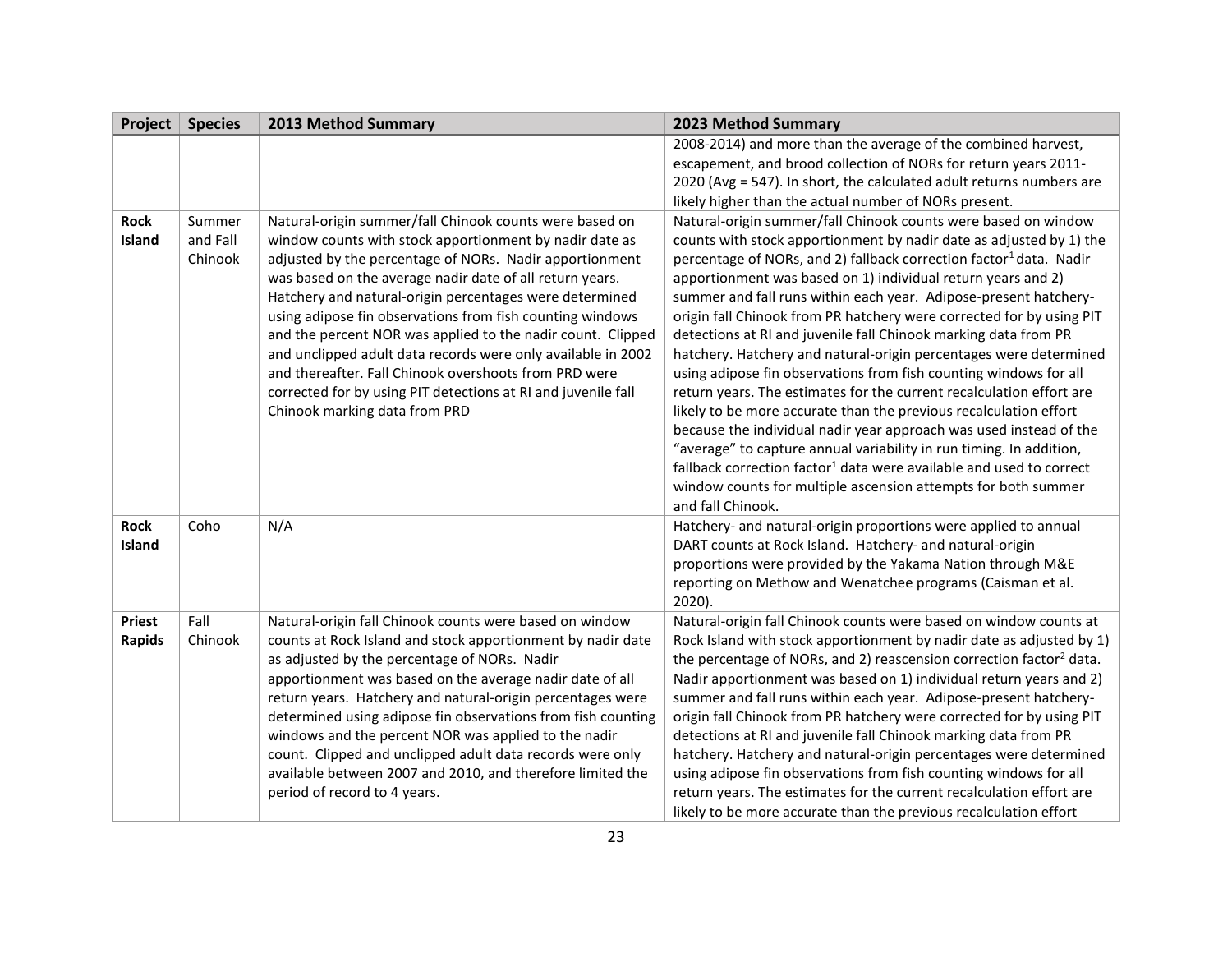| Project | Species | 2013 Method Summary | 2023 Method Summary |
|---|---|---|---|
| | | | 2008-2014) and more than the average of the combined harvest, escapement, and brood collection of NORs for return years 2011-2020 (Avg = 547). In short, the calculated adult returns numbers are likely higher than the actual number of NORs present. |
| **Rock Island** | Summer and Fall Chinook | Natural-origin summer/fall Chinook counts were based on window counts with stock apportionment by nadir date as adjusted by the percentage of NORs. Nadir apportionment was based on the average nadir date of all return years. Hatchery and natural-origin percentages were determined using adipose fin observations from fish counting windows and the percent NOR was applied to the nadir count. Clipped and unclipped adult data records were only available in 2002 and thereafter. Fall Chinook overshoots from PRD were corrected for by using PIT detections at RI and juvenile fall Chinook marking data from PRD | Natural-origin summer/fall Chinook counts were based on window counts with stock apportionment by nadir date as adjusted by 1) the percentage of NORs, and 2) fallback correction factor[1] data. Nadir apportionment was based on 1) individual return years and 2) summer and fall runs within each year. Adipose-present hatchery-origin fall Chinook from PR hatchery were corrected for by using PIT detections at RI and juvenile fall Chinook marking data from PR hatchery. Hatchery and natural-origin percentages were determined using adipose fin observations from fish counting windows for all return years. The estimates for the current recalculation effort are likely to be more accurate than the previous recalculation effort because the individual nadir year approach was used instead of the "average" to capture annual variability in run timing. In addition, fallback correction factor[1] data were available and used to correct window counts for multiple ascension attempts for both summer and fall Chinook. |
| **Rock Island** | Coho | N/A | Hatchery- and natural-origin proportions were applied to annual DART counts at Rock Island. Hatchery- and natural-origin proportions were provided by the Yakama Nation through M&E reporting on Methow and Wenatchee programs (Caisman et al. 2020). |
| **Priest Rapids** | Fall Chinook | Natural-origin fall Chinook counts were based on window counts at Rock Island and stock apportionment by nadir date as adjusted by the percentage of NORs. Nadir apportionment was based on the average nadir date of all return years. Hatchery and natural-origin percentages were determined using adipose fin observations from fish counting windows and the percent NOR was applied to the nadir count. Clipped and unclipped adult data records were only available between 2007 and 2010, and therefore limited the period of record to 4 years. | Natural-origin fall Chinook counts were based on window counts at Rock Island with stock apportionment by nadir date as adjusted by 1) the percentage of NORs, and 2) reascension correction factor[2] data. Nadir apportionment was based on 1) individual return years and 2) summer and fall runs within each year. Adipose-present hatchery-origin fall Chinook from PR hatchery were corrected for by using PIT detections at RI and juvenile fall Chinook marking data from PR hatchery. Hatchery and natural-origin percentages were determined using adipose fin observations from fish counting windows for all return years. The estimates for the current recalculation effort are likely to be more accurate than the previous recalculation effort |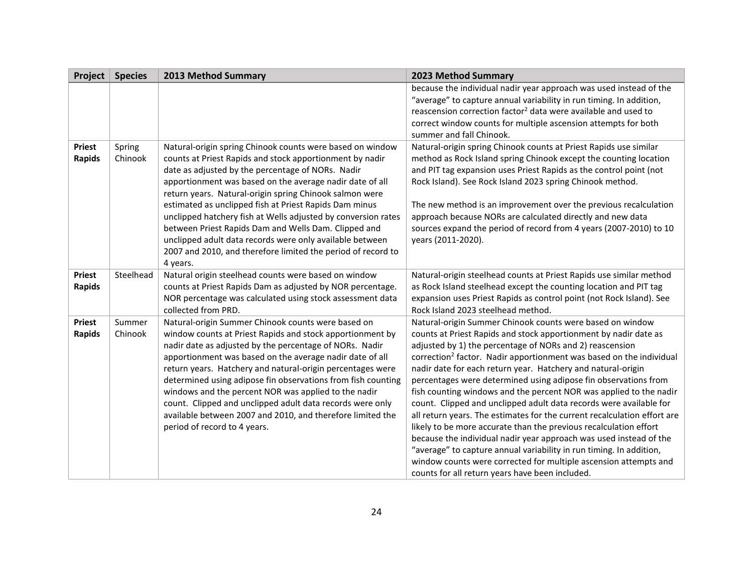| Project | Species | 2013 Method Summary | 2023 Method Summary |
|---|---|---|---|
| | | | because the individual nadir year approach was used instead of the "average" to capture annual variability in run timing. In addition, reascension correction factor[2] data were available and used to correct window counts for multiple ascension attempts for both summer and fall Chinook. |
| **Priest Rapids** | Spring Chinook | Natural-origin spring Chinook counts were based on window counts at Priest Rapids and stock apportionment by nadir date as adjusted by the percentage of NORs. Nadir apportionment was based on the average nadir date of all return years. Natural-origin spring Chinook salmon were estimated as unclipped fish at Priest Rapids Dam minus unclipped hatchery fish at Wells adjusted by conversion rates between Priest Rapids Dam and Wells Dam. Clipped and unclipped adult data records were only available between 2007 and 2010, and therefore limited the period of record to 4 years. | Natural-origin spring Chinook counts at Priest Rapids use similar method as Rock Island spring Chinook except the counting location and PIT tag expansion uses Priest Rapids as the control point (not Rock Island). See Rock Island 2023 spring Chinook method.<br><br>The new method is an improvement over the previous recalculation approach because NORs are calculated directly and new data sources expand the period of record from 4 years (2007-2010) to 10 years (2011-2020). |
| **Priest Rapids** | Steelhead | Natural origin steelhead counts were based on window counts at Priest Rapids Dam as adjusted by NOR percentage. NOR percentage was calculated using stock assessment data collected from PRD. | Natural-origin steelhead counts at Priest Rapids use similar method as Rock Island steelhead except the counting location and PIT tag expansion uses Priest Rapids as control point (not Rock Island). See Rock Island 2023 steelhead method. |
| **Priest Rapids** | Summer Chinook | Natural-origin Summer Chinook counts were based on window counts at Priest Rapids and stock apportionment by nadir date as adjusted by the percentage of NORs. Nadir apportionment was based on the average nadir date of all return years. Hatchery and natural-origin percentages were determined using adipose fin observations from fish counting windows and the percent NOR was applied to the nadir count. Clipped and unclipped adult data records were only available between 2007 and 2010, and therefore limited the period of record to 4 years. | Natural-origin Summer Chinook counts were based on window counts at Priest Rapids and stock apportionment by nadir date as adjusted by 1) the percentage of NORs and 2) reascension correction[2] factor. Nadir apportionment was based on the individual nadir date for each return year. Hatchery and natural-origin percentages were determined using adipose fin observations from fish counting windows and the percent NOR was applied to the nadir count. Clipped and unclipped adult data records were available for all return years. The estimates for the current recalculation effort are likely to be more accurate than the previous recalculation effort because the individual nadir year approach was used instead of the "average" to capture annual variability in run timing. In addition, window counts were corrected for multiple ascension attempts and counts for all return years have been included. |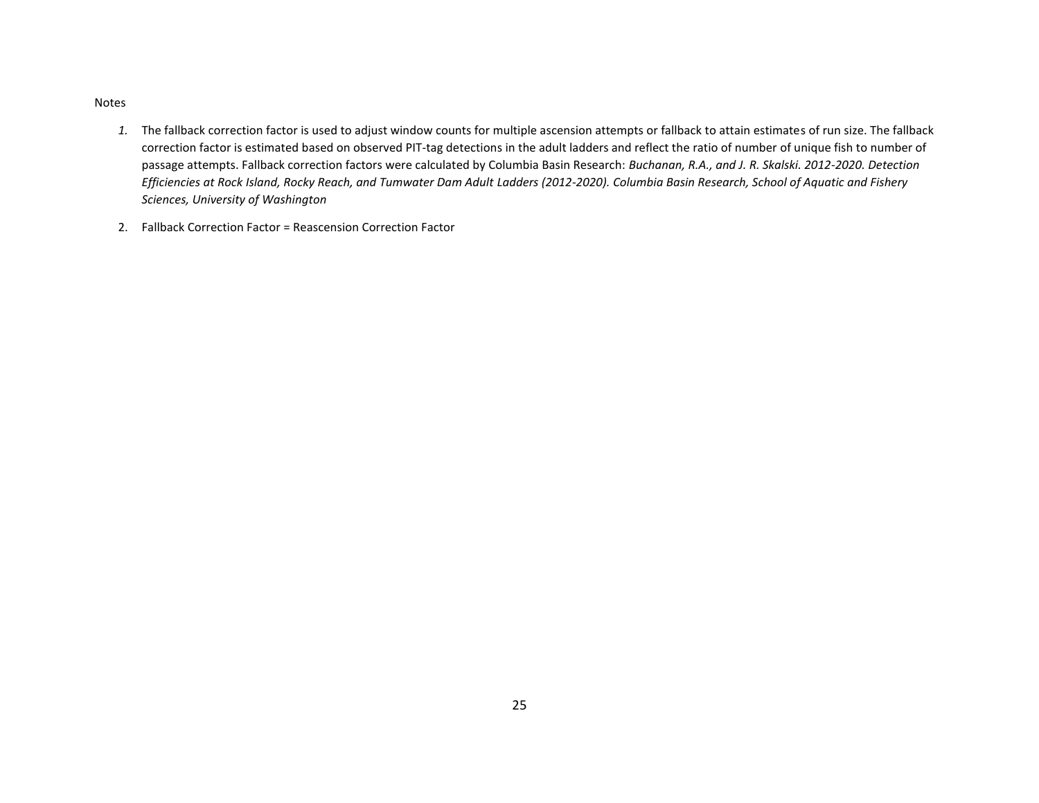Notes

1. The fallback correction factor is used to adjust window counts for multiple ascension attempts or fallback to attain estimates of run size. The fallback correction factor is estimated based on observed PIT-tag detections in the adult ladders and reflect the ratio of number of unique fish to number of passage attempts. Fallback correction factors were calculated by Columbia Basin Research: *Buchanan, R.A., and J. R. Skalski. 2012-2020. Detection Efficiencies at Rock Island, Rocky Reach, and Tumwater Dam Adult Ladders (2012-2020). Columbia Basin Research, School of Aquatic and Fishery Sciences, University of Washington*

2. Fallback Correction Factor = Reascension Correction Factor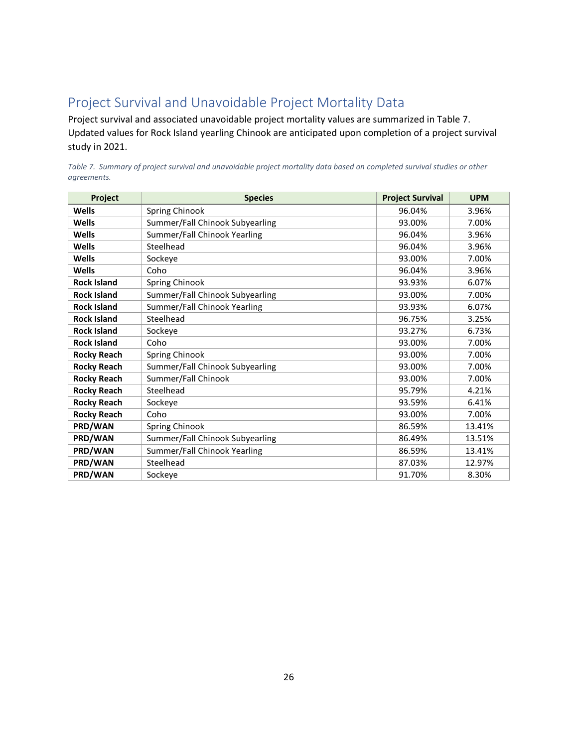## Project Survival and Unavoidable Project Mortality Data

Project survival and associated unavoidable project mortality values are summarized in Table 7. Updated values for Rock Island yearling Chinook are anticipated upon completion of a project survival study in 2021.

*Table 7. Summary of project survival and unavoidable project mortality data based on completed survival studies or other agreements.*

| Project | Species | Project Survival | UPM |
|---|---|---|---|
| **Wells** | Spring Chinook | 96.04% | 3.96% |
| **Wells** | Summer/Fall Chinook Subyearling | 93.00% | 7.00% |
| **Wells** | Summer/Fall Chinook Yearling | 96.04% | 3.96% |
| **Wells** | Steelhead | 96.04% | 3.96% |
| **Wells** | Sockeye | 93.00% | 7.00% |
| **Wells** | Coho | 96.04% | 3.96% |
| **Rock Island** | Spring Chinook | 93.93% | 6.07% |
| **Rock Island** | Summer/Fall Chinook Subyearling | 93.00% | 7.00% |
| **Rock Island** | Summer/Fall Chinook Yearling | 93.93% | 6.07% |
| **Rock Island** | Steelhead | 96.75% | 3.25% |
| **Rock Island** | Sockeye | 93.27% | 6.73% |
| **Rock Island** | Coho | 93.00% | 7.00% |
| **Rocky Reach** | Spring Chinook | 93.00% | 7.00% |
| **Rocky Reach** | Summer/Fall Chinook Subyearling | 93.00% | 7.00% |
| **Rocky Reach** | Summer/Fall Chinook | 93.00% | 7.00% |
| **Rocky Reach** | Steelhead | 95.79% | 4.21% |
| **Rocky Reach** | Sockeye | 93.59% | 6.41% |
| **Rocky Reach** | Coho | 93.00% | 7.00% |
| **PRD/WAN** | Spring Chinook | 86.59% | 13.41% |
| **PRD/WAN** | Summer/Fall Chinook Subyearling | 86.49% | 13.51% |
| **PRD/WAN** | Summer/Fall Chinook Yearling | 86.59% | 13.41% |
| **PRD/WAN** | Steelhead | 87.03% | 12.97% |
| **PRD/WAN** | Sockeye | 91.70% | 8.30% |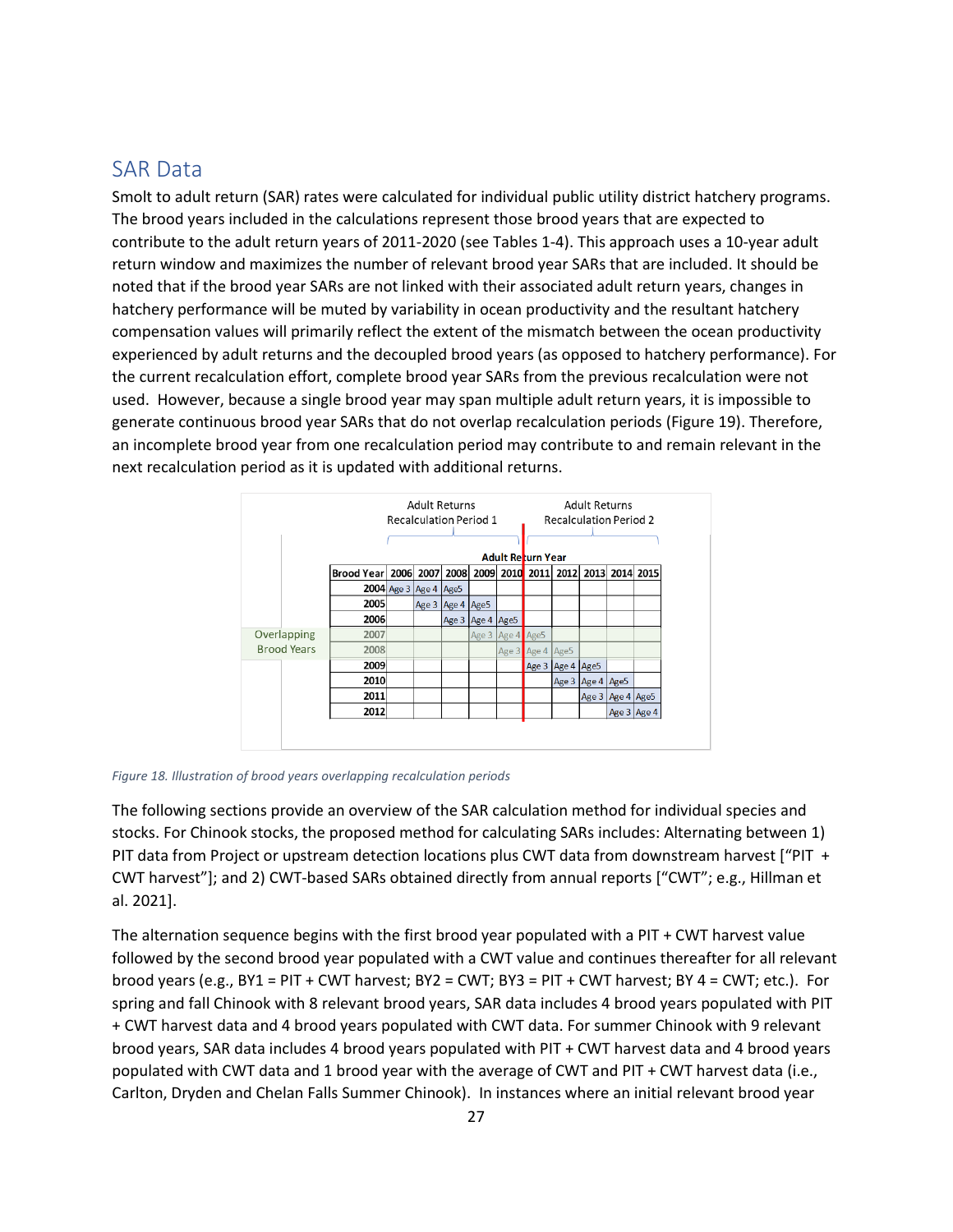## SAR Data

Smolt to adult return (SAR) rates were calculated for individual public utility district hatchery programs. The brood years included in the calculations represent those brood years that are expected to contribute to the adult return years of 2011-2020 (see Tables 1-4). This approach uses a 10-year adult return window and maximizes the number of relevant brood year SARs that are included. It should be noted that if the brood year SARs are not linked with their associated adult return years, changes in hatchery performance will be muted by variability in ocean productivity and the resultant hatchery compensation values will primarily reflect the extent of the mismatch between the ocean productivity experienced by adult returns and the decoupled brood years (as opposed to hatchery performance). For the current recalculation effort, complete brood year SARs from the previous recalculation were not used. However, because a single brood year may span multiple adult return years, it is impossible to generate continuous brood year SARs that do not overlap recalculation periods (Figure 19). Therefore, an incomplete brood year from one recalculation period may contribute to and remain relevant in the next recalculation period as it is updated with additional returns.

Adult Returns Recalculation Period 1

Adult Returns Recalculation Period 2

Adult Return Year

| | Brood Year | 2006 | 2007 | 2008 | 2009 | 2010 | 2011 | 2012 | 2013 | 2014 | 2015 |
|---|---|---|---|---|---|---|---|---|---|---|---|
| | 2004 | Age 3 | Age 4 | Age5 | | | | | | | |
| | 2005 | | Age 3 | Age 4 | Age5 | | | | | | |
| | 2006 | | | Age 3 | Age 4 | Age5 | | | | | |
| Overlapping Brood Years | 2007 | | | | Age 3 | Age 4 | Age5 | | | | |
| | 2008 | | | | | Age 3 | Age 4 | Age5 | | | |
| | 2009 | | | | | | Age 3 | Age 4 | Age5 | | |
| | 2010 | | | | | | | Age 3 | Age 4 | Age5 | |
| | 2011 | | | | | | | | Age 3 | Age 4 | Age5 |
| | 2012 | | | | | | | | | Age 3 | Age 4 |

*Figure 18. Illustration of brood years overlapping recalculation periods*

The following sections provide an overview of the SAR calculation method for individual species and stocks. For Chinook stocks, the proposed method for calculating SARs includes: Alternating between 1) PIT data from Project or upstream detection locations plus CWT data from downstream harvest ["PIT + CWT harvest"]; and 2) CWT-based SARs obtained directly from annual reports ["CWT"; e.g., Hillman et al. 2021].

The alternation sequence begins with the first brood year populated with a PIT + CWT harvest value followed by the second brood year populated with a CWT value and continues thereafter for all relevant brood years (e.g., BY1 = PIT + CWT harvest; BY2 = CWT; BY3 = PIT + CWT harvest; BY 4 = CWT; etc.). For spring and fall Chinook with 8 relevant brood years, SAR data includes 4 brood years populated with PIT + CWT harvest data and 4 brood years populated with CWT data. For summer Chinook with 9 relevant brood years, SAR data includes 4 brood years populated with PIT + CWT harvest data and 4 brood years populated with CWT data and 1 brood year with the average of CWT and PIT + CWT harvest data (i.e., Carlton, Dryden and Chelan Falls Summer Chinook). In instances where an initial relevant brood year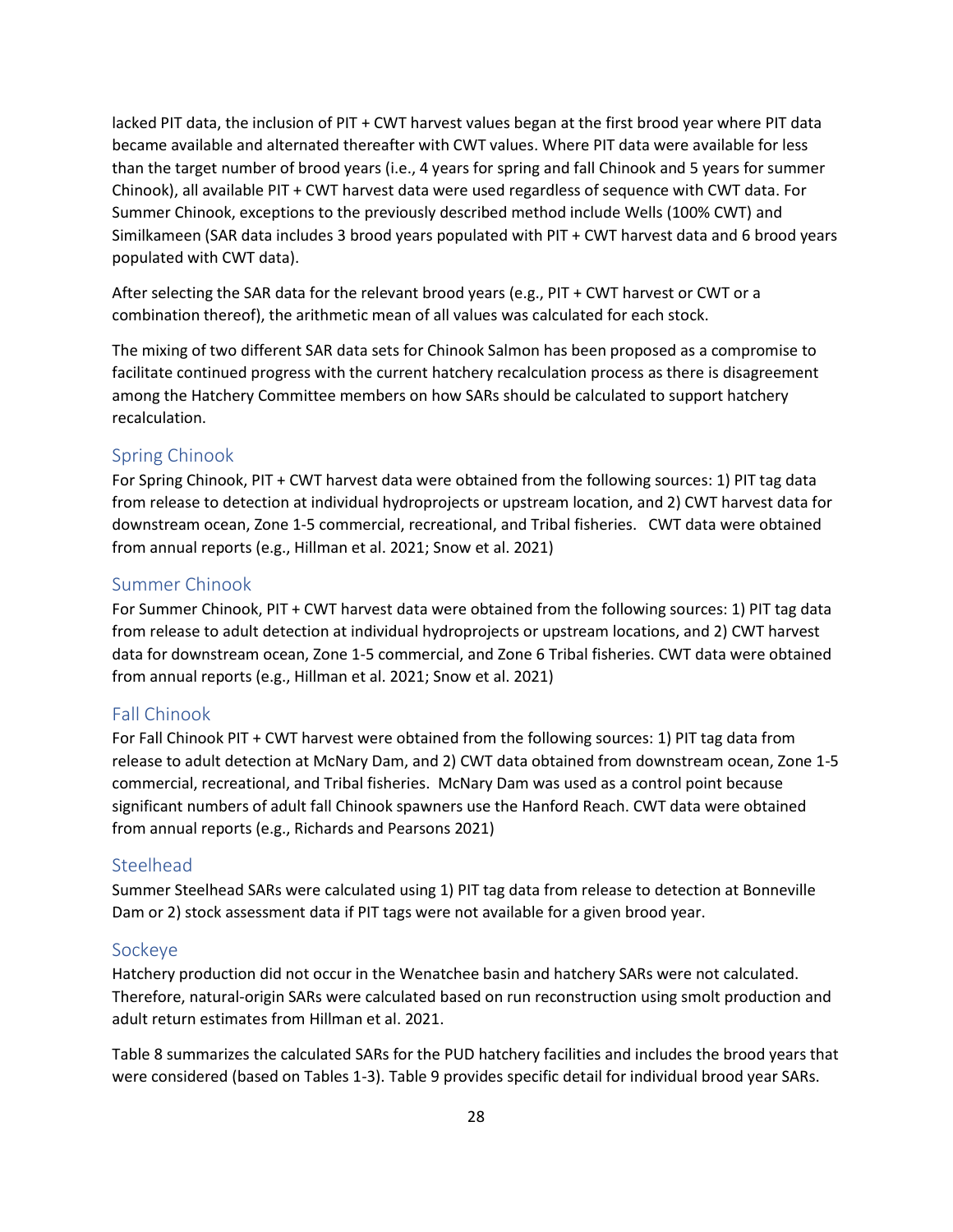lacked PIT data, the inclusion of PIT + CWT harvest values began at the first brood year where PIT data became available and alternated thereafter with CWT values. Where PIT data were available for less than the target number of brood years (i.e., 4 years for spring and fall Chinook and 5 years for summer Chinook), all available PIT + CWT harvest data were used regardless of sequence with CWT data. For Summer Chinook, exceptions to the previously described method include Wells (100% CWT) and Similkameen (SAR data includes 3 brood years populated with PIT + CWT harvest data and 6 brood years populated with CWT data).

After selecting the SAR data for the relevant brood years (e.g., PIT + CWT harvest or CWT or a combination thereof), the arithmetic mean of all values was calculated for each stock.

The mixing of two different SAR data sets for Chinook Salmon has been proposed as a compromise to facilitate continued progress with the current hatchery recalculation process as there is disagreement among the Hatchery Committee members on how SARs should be calculated to support hatchery recalculation.

### Spring Chinook

For Spring Chinook, PIT + CWT harvest data were obtained from the following sources: 1) PIT tag data from release to detection at individual hydroprojects or upstream location, and 2) CWT harvest data for downstream ocean, Zone 1-5 commercial, recreational, and Tribal fisheries. CWT data were obtained from annual reports (e.g., Hillman et al. 2021; Snow et al. 2021)

### Summer Chinook

For Summer Chinook, PIT + CWT harvest data were obtained from the following sources: 1) PIT tag data from release to adult detection at individual hydroprojects or upstream locations, and 2) CWT harvest data for downstream ocean, Zone 1-5 commercial, and Zone 6 Tribal fisheries. CWT data were obtained from annual reports (e.g., Hillman et al. 2021; Snow et al. 2021)

### Fall Chinook

For Fall Chinook PIT + CWT harvest were obtained from the following sources: 1) PIT tag data from release to adult detection at McNary Dam, and 2) CWT data obtained from downstream ocean, Zone 1-5 commercial, recreational, and Tribal fisheries. McNary Dam was used as a control point because significant numbers of adult fall Chinook spawners use the Hanford Reach. CWT data were obtained from annual reports (e.g., Richards and Pearsons 2021)

### Steelhead

Summer Steelhead SARs were calculated using 1) PIT tag data from release to detection at Bonneville Dam or 2) stock assessment data if PIT tags were not available for a given brood year.

### Sockeye

Hatchery production did not occur in the Wenatchee basin and hatchery SARs were not calculated. Therefore, natural-origin SARs were calculated based on run reconstruction using smolt production and adult return estimates from Hillman et al. 2021.

Table 8 summarizes the calculated SARs for the PUD hatchery facilities and includes the brood years that were considered (based on Tables 1-3). Table 9 provides specific detail for individual brood year SARs.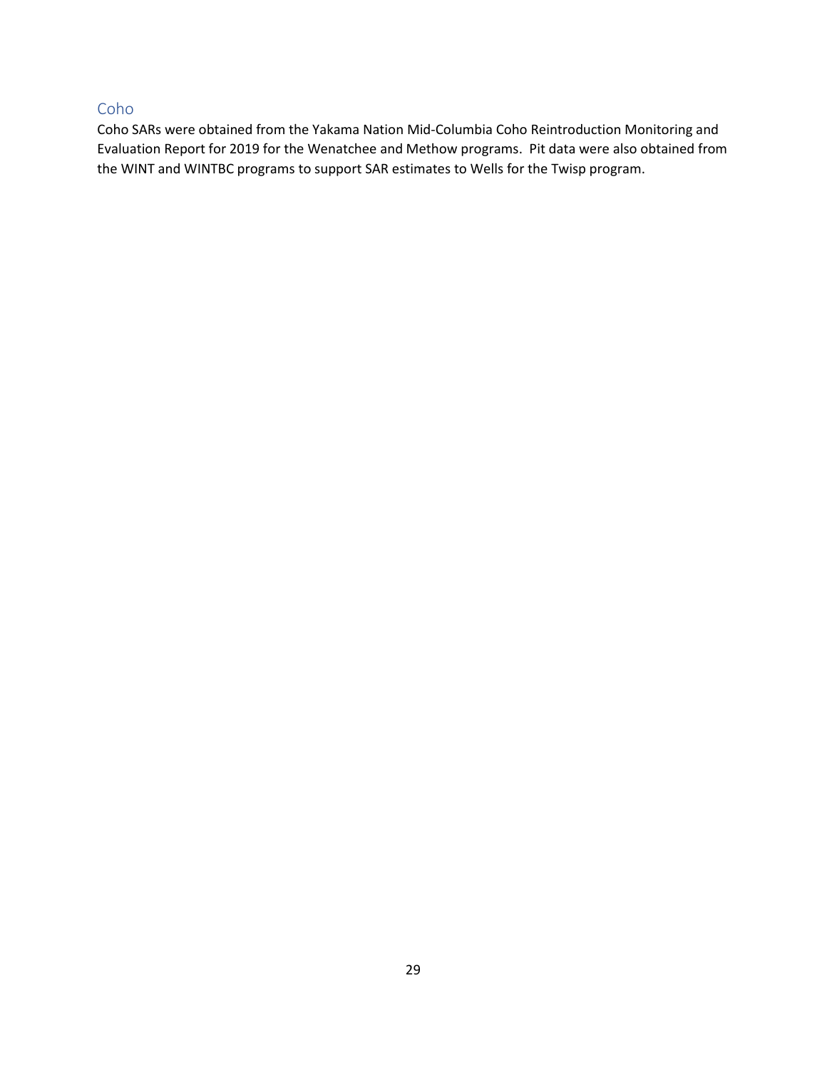## Coho

Coho SARs were obtained from the Yakama Nation Mid-Columbia Coho Reintroduction Monitoring and Evaluation Report for 2019 for the Wenatchee and Methow programs. Pit data were also obtained from the WINT and WINTBC programs to support SAR estimates to Wells for the Twisp program.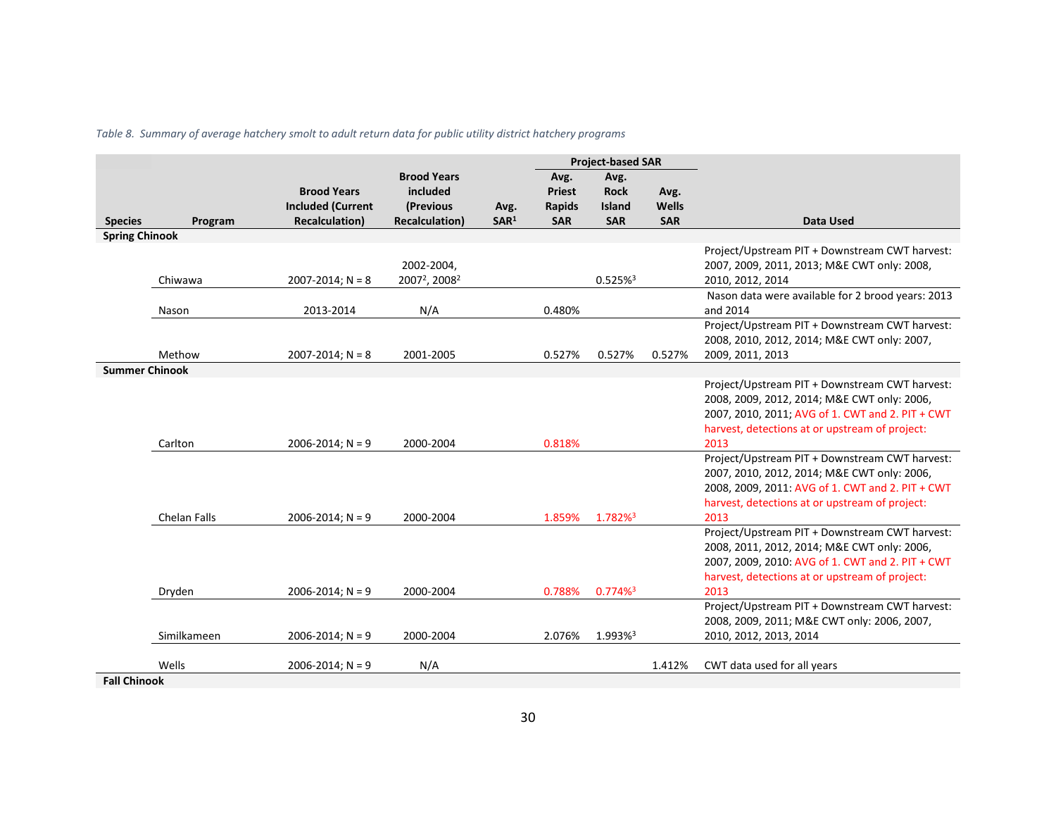*Table 8. Summary of average hatchery smolt to adult return data for public utility district hatchery programs*

| | | | | | Project-based SAR | | | |
|---|---|---|---|---|---|---|---|---|
| Species | Program | Brood Years Included (Current Recalculation) | Brood Years included (Previous Recalculation) | Avg. SAR[1] | Avg. Priest Rapids SAR | Avg. Rock Island SAR | Avg. Wells SAR | Data Used |
| **Spring Chinook** | | | | | | | | |
| | Chiwawa | 2007-2014; N = 8 | 2002-2004, 2007[2], 2008[2] | | | 0.525%[3] | | Project/Upstream PIT + Downstream CWT harvest: 2007, 2009, 2011, 2013; M&E CWT only: 2008, 2010, 2012, 2014 |
| | Nason | 2013-2014 | N/A | | 0.480% | | | Nason data were available for 2 brood years: 2013 and 2014 |
| | Methow | 2007-2014; N = 8 | 2001-2005 | | 0.527% | 0.527% | 0.527% | Project/Upstream PIT + Downstream CWT harvest: 2008, 2010, 2012, 2014; M&E CWT only: 2007, 2009, 2011, 2013 |
| **Summer Chinook** | | | | | | | | |
| | Carlton | 2006-2014; N = 9 | 2000-2004 | | 0.818% | | | Project/Upstream PIT + Downstream CWT harvest: 2008, 2009, 2012, 2014; M&E CWT only: 2006, 2007, 2010, 2011; AVG of 1. CWT and 2. PIT + CWT harvest, detections at or upstream of project: 2013 |
| | Chelan Falls | 2006-2014; N = 9 | 2000-2004 | | 1.859% | 1.782%[3] | | Project/Upstream PIT + Downstream CWT harvest: 2007, 2010, 2012, 2014; M&E CWT only: 2006, 2008, 2009, 2011: AVG of 1. CWT and 2. PIT + CWT harvest, detections at or upstream of project: 2013 |
| | Dryden | 2006-2014; N = 9 | 2000-2004 | | 0.788% | 0.774%[3] | | Project/Upstream PIT + Downstream CWT harvest: 2008, 2011, 2012, 2014; M&E CWT only: 2006, 2007, 2009, 2010: AVG of 1. CWT and 2. PIT + CWT harvest, detections at or upstream of project: 2013 |
| | Similkameen | 2006-2014; N = 9 | 2000-2004 | | 2.076% | 1.993%[3] | | Project/Upstream PIT + Downstream CWT harvest: 2008, 2009, 2011; M&E CWT only: 2006, 2007, 2010, 2012, 2013, 2014 |
| | Wells | 2006-2014; N = 9 | N/A | | | | 1.412% | CWT data used for all years |
| **Fall Chinook** | | | | | | | | |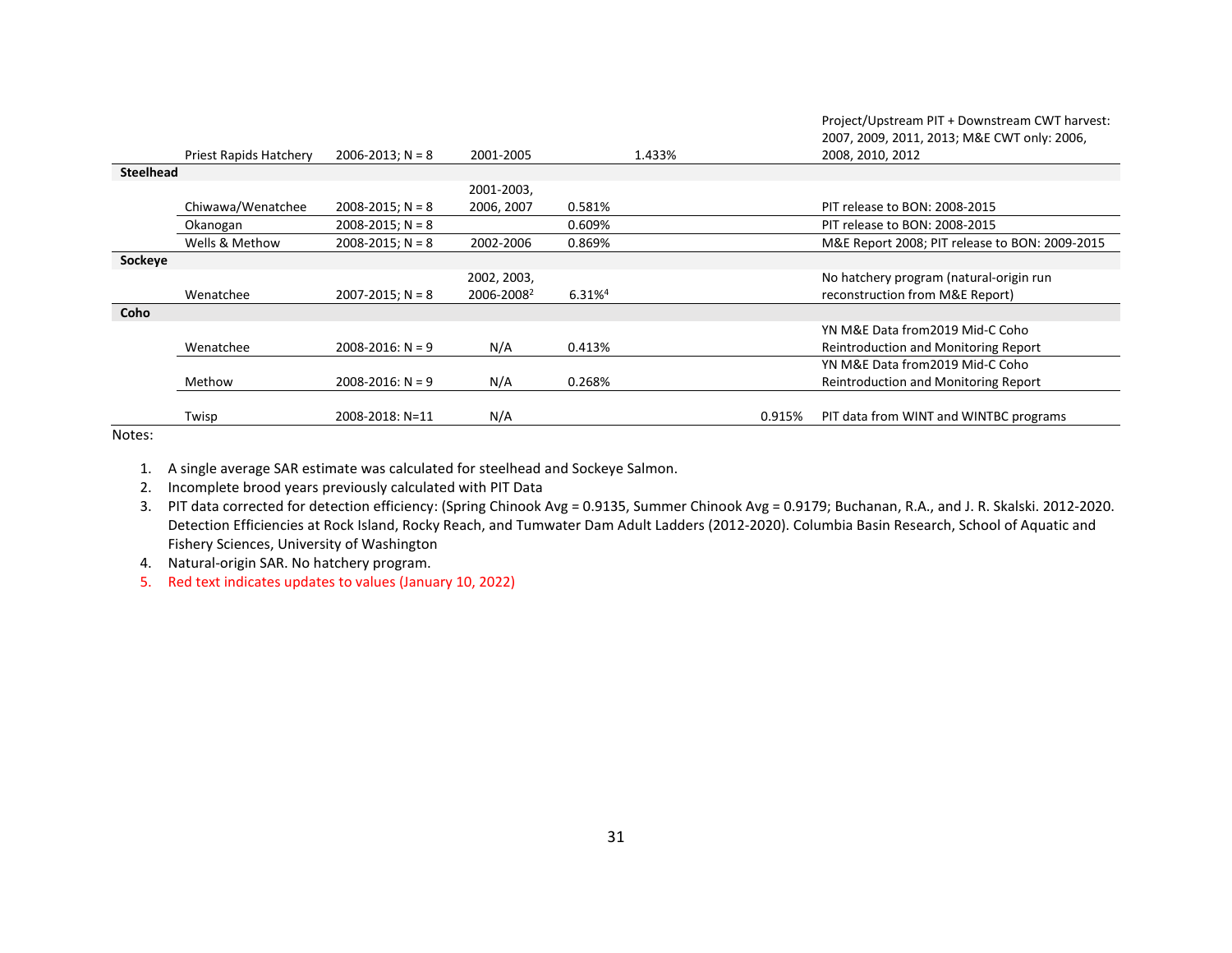| | | | | | | | |
|---|---|---|---|---|---|---|---|
| | Priest Rapids Hatchery | 2006-2013; N = 8 | 2001-2005 | | 1.433% | | Project/Upstream PIT + Downstream CWT harvest: 2007, 2009, 2011, 2013; M&E CWT only: 2006, 2008, 2010, 2012 |
| **Steelhead** | | | | | | | |
| | Chiwawa/Wenatchee | 2008-2015; N = 8 | 2001-2003, 2006, 2007 | 0.581% | | | PIT release to BON: 2008-2015 |
| | Okanogan | 2008-2015; N = 8 | | 0.609% | | | PIT release to BON: 2008-2015 |
| | Wells & Methow | 2008-2015; N = 8 | 2002-2006 | 0.869% | | | M&E Report 2008; PIT release to BON: 2009-2015 |
| **Sockeye** | | | | | | | |
| | Wenatchee | 2007-2015; N = 8 | 2002, 2003, 2006-2008[2] | 6.31%[4] | | | No hatchery program (natural-origin run reconstruction from M&E Report) |
| **Coho** | | | | | | | |
| | Wenatchee | 2008-2016: N = 9 | N/A | 0.413% | | | YN M&E Data from2019 Mid-C Coho Reintroduction and Monitoring Report |
| | Methow | 2008-2016: N = 9 | N/A | 0.268% | | | YN M&E Data from2019 Mid-C Coho Reintroduction and Monitoring Report |
| | Twisp | 2008-2018: N=11 | N/A | | | 0.915% | PIT data from WINT and WINTBC programs |

Notes:

1. A single average SAR estimate was calculated for steelhead and Sockeye Salmon.
2. Incomplete brood years previously calculated with PIT Data
3. PIT data corrected for detection efficiency: (Spring Chinook Avg = 0.9135, Summer Chinook Avg = 0.9179; Buchanan, R.A., and J. R. Skalski. 2012-2020. Detection Efficiencies at Rock Island, Rocky Reach, and Tumwater Dam Adult Ladders (2012-2020). Columbia Basin Research, School of Aquatic and Fishery Sciences, University of Washington
4. Natural-origin SAR. No hatchery program.
5. Red text indicates updates to values (January 10, 2022)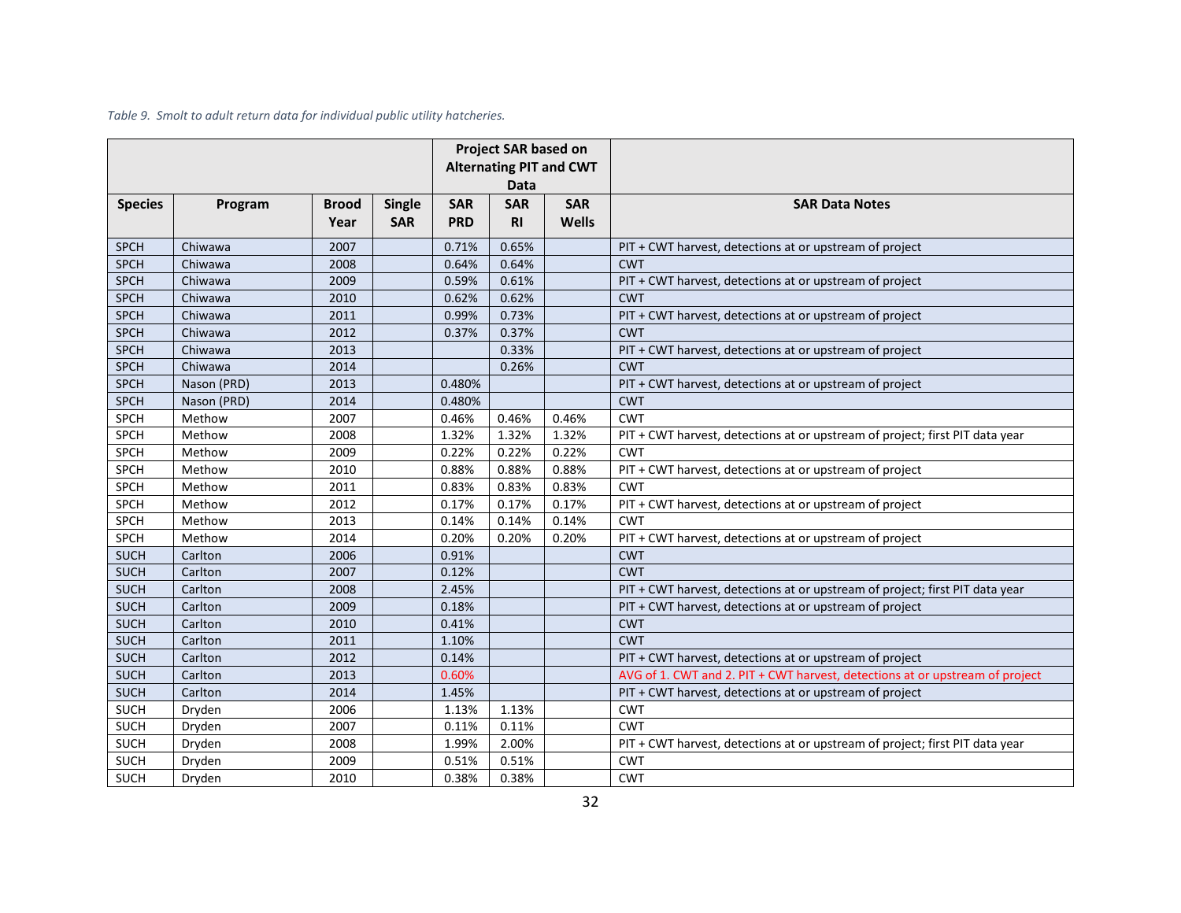*Table 9. Smolt to adult return data for individual public utility hatcheries.*

| | | | | Project SAR based on Alternating PIT and CWT Data | | | |
|---|---|---|---|---|---|---|---|
| **Species** | **Program** | **Brood Year** | **Single SAR** | **SAR PRD** | **SAR RI** | **SAR Wells** | **SAR Data Notes** |
| SPCH | Chiwawa | 2007 | | 0.71% | 0.65% | | PIT + CWT harvest, detections at or upstream of project |
| SPCH | Chiwawa | 2008 | | 0.64% | 0.64% | | CWT |
| SPCH | Chiwawa | 2009 | | 0.59% | 0.61% | | PIT + CWT harvest, detections at or upstream of project |
| SPCH | Chiwawa | 2010 | | 0.62% | 0.62% | | CWT |
| SPCH | Chiwawa | 2011 | | 0.99% | 0.73% | | PIT + CWT harvest, detections at or upstream of project |
| SPCH | Chiwawa | 2012 | | 0.37% | 0.37% | | CWT |
| SPCH | Chiwawa | 2013 | | | 0.33% | | PIT + CWT harvest, detections at or upstream of project |
| SPCH | Chiwawa | 2014 | | | 0.26% | | CWT |
| SPCH | Nason (PRD) | 2013 | | 0.480% | | | PIT + CWT harvest, detections at or upstream of project |
| SPCH | Nason (PRD) | 2014 | | 0.480% | | | CWT |
| SPCH | Methow | 2007 | | 0.46% | 0.46% | 0.46% | CWT |
| SPCH | Methow | 2008 | | 1.32% | 1.32% | 1.32% | PIT + CWT harvest, detections at or upstream of project; first PIT data year |
| SPCH | Methow | 2009 | | 0.22% | 0.22% | 0.22% | CWT |
| SPCH | Methow | 2010 | | 0.88% | 0.88% | 0.88% | PIT + CWT harvest, detections at or upstream of project |
| SPCH | Methow | 2011 | | 0.83% | 0.83% | 0.83% | CWT |
| SPCH | Methow | 2012 | | 0.17% | 0.17% | 0.17% | PIT + CWT harvest, detections at or upstream of project |
| SPCH | Methow | 2013 | | 0.14% | 0.14% | 0.14% | CWT |
| SPCH | Methow | 2014 | | 0.20% | 0.20% | 0.20% | PIT + CWT harvest, detections at or upstream of project |
| SUCH | Carlton | 2006 | | 0.91% | | | CWT |
| SUCH | Carlton | 2007 | | 0.12% | | | CWT |
| SUCH | Carlton | 2008 | | 2.45% | | | PIT + CWT harvest, detections at or upstream of project; first PIT data year |
| SUCH | Carlton | 2009 | | 0.18% | | | PIT + CWT harvest, detections at or upstream of project |
| SUCH | Carlton | 2010 | | 0.41% | | | CWT |
| SUCH | Carlton | 2011 | | 1.10% | | | CWT |
| SUCH | Carlton | 2012 | | 0.14% | | | PIT + CWT harvest, detections at or upstream of project |
| SUCH | Carlton | 2013 | | 0.60% | | | AVG of 1. CWT and 2. PIT + CWT harvest, detections at or upstream of project |
| SUCH | Carlton | 2014 | | 1.45% | | | PIT + CWT harvest, detections at or upstream of project |
| SUCH | Dryden | 2006 | | 1.13% | 1.13% | | CWT |
| SUCH | Dryden | 2007 | | 0.11% | 0.11% | | CWT |
| SUCH | Dryden | 2008 | | 1.99% | 2.00% | | PIT + CWT harvest, detections at or upstream of project; first PIT data year |
| SUCH | Dryden | 2009 | | 0.51% | 0.51% | | CWT |
| SUCH | Dryden | 2010 | | 0.38% | 0.38% | | CWT |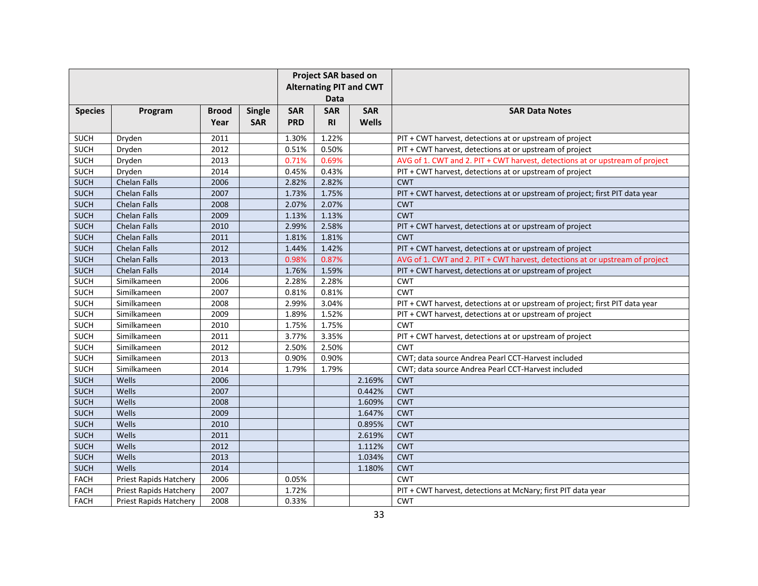| | | | | Project SAR based on Alternating PIT and CWT Data | | | |
|---|---|---|---|---|---|---|---|
| Species | Program | Brood Year | Single SAR | SAR PRD | SAR RI | SAR Wells | SAR Data Notes |
| SUCH | Dryden | 2011 | | 1.30% | 1.22% | | PIT + CWT harvest, detections at or upstream of project |
| SUCH | Dryden | 2012 | | 0.51% | 0.50% | | PIT + CWT harvest, detections at or upstream of project |
| SUCH | Dryden | 2013 | | 0.71% | 0.69% | | AVG of 1. CWT and 2. PIT + CWT harvest, detections at or upstream of project |
| SUCH | Dryden | 2014 | | 0.45% | 0.43% | | PIT + CWT harvest, detections at or upstream of project |
| SUCH | Chelan Falls | 2006 | | 2.82% | 2.82% | | CWT |
| SUCH | Chelan Falls | 2007 | | 1.73% | 1.75% | | PIT + CWT harvest, detections at or upstream of project; first PIT data year |
| SUCH | Chelan Falls | 2008 | | 2.07% | 2.07% | | CWT |
| SUCH | Chelan Falls | 2009 | | 1.13% | 1.13% | | CWT |
| SUCH | Chelan Falls | 2010 | | 2.99% | 2.58% | | PIT + CWT harvest, detections at or upstream of project |
| SUCH | Chelan Falls | 2011 | | 1.81% | 1.81% | | CWT |
| SUCH | Chelan Falls | 2012 | | 1.44% | 1.42% | | PIT + CWT harvest, detections at or upstream of project |
| SUCH | Chelan Falls | 2013 | | 0.98% | 0.87% | | AVG of 1. CWT and 2. PIT + CWT harvest, detections at or upstream of project |
| SUCH | Chelan Falls | 2014 | | 1.76% | 1.59% | | PIT + CWT harvest, detections at or upstream of project |
| SUCH | Similkameen | 2006 | | 2.28% | 2.28% | | CWT |
| SUCH | Similkameen | 2007 | | 0.81% | 0.81% | | CWT |
| SUCH | Similkameen | 2008 | | 2.99% | 3.04% | | PIT + CWT harvest, detections at or upstream of project; first PIT data year |
| SUCH | Similkameen | 2009 | | 1.89% | 1.52% | | PIT + CWT harvest, detections at or upstream of project |
| SUCH | Similkameen | 2010 | | 1.75% | 1.75% | | CWT |
| SUCH | Similkameen | 2011 | | 3.77% | 3.35% | | PIT + CWT harvest, detections at or upstream of project |
| SUCH | Similkameen | 2012 | | 2.50% | 2.50% | | CWT |
| SUCH | Similkameen | 2013 | | 0.90% | 0.90% | | CWT; data source Andrea Pearl CCT-Harvest included |
| SUCH | Similkameen | 2014 | | 1.79% | 1.79% | | CWT; data source Andrea Pearl CCT-Harvest included |
| SUCH | Wells | 2006 | | | | 2.169% | CWT |
| SUCH | Wells | 2007 | | | | 0.442% | CWT |
| SUCH | Wells | 2008 | | | | 1.609% | CWT |
| SUCH | Wells | 2009 | | | | 1.647% | CWT |
| SUCH | Wells | 2010 | | | | 0.895% | CWT |
| SUCH | Wells | 2011 | | | | 2.619% | CWT |
| SUCH | Wells | 2012 | | | | 1.112% | CWT |
| SUCH | Wells | 2013 | | | | 1.034% | CWT |
| SUCH | Wells | 2014 | | | | 1.180% | CWT |
| FACH | Priest Rapids Hatchery | 2006 | | 0.05% | | | CWT |
| FACH | Priest Rapids Hatchery | 2007 | | 1.72% | | | PIT + CWT harvest, detections at McNary; first PIT data year |
| FACH | Priest Rapids Hatchery | 2008 | | 0.33% | | | CWT |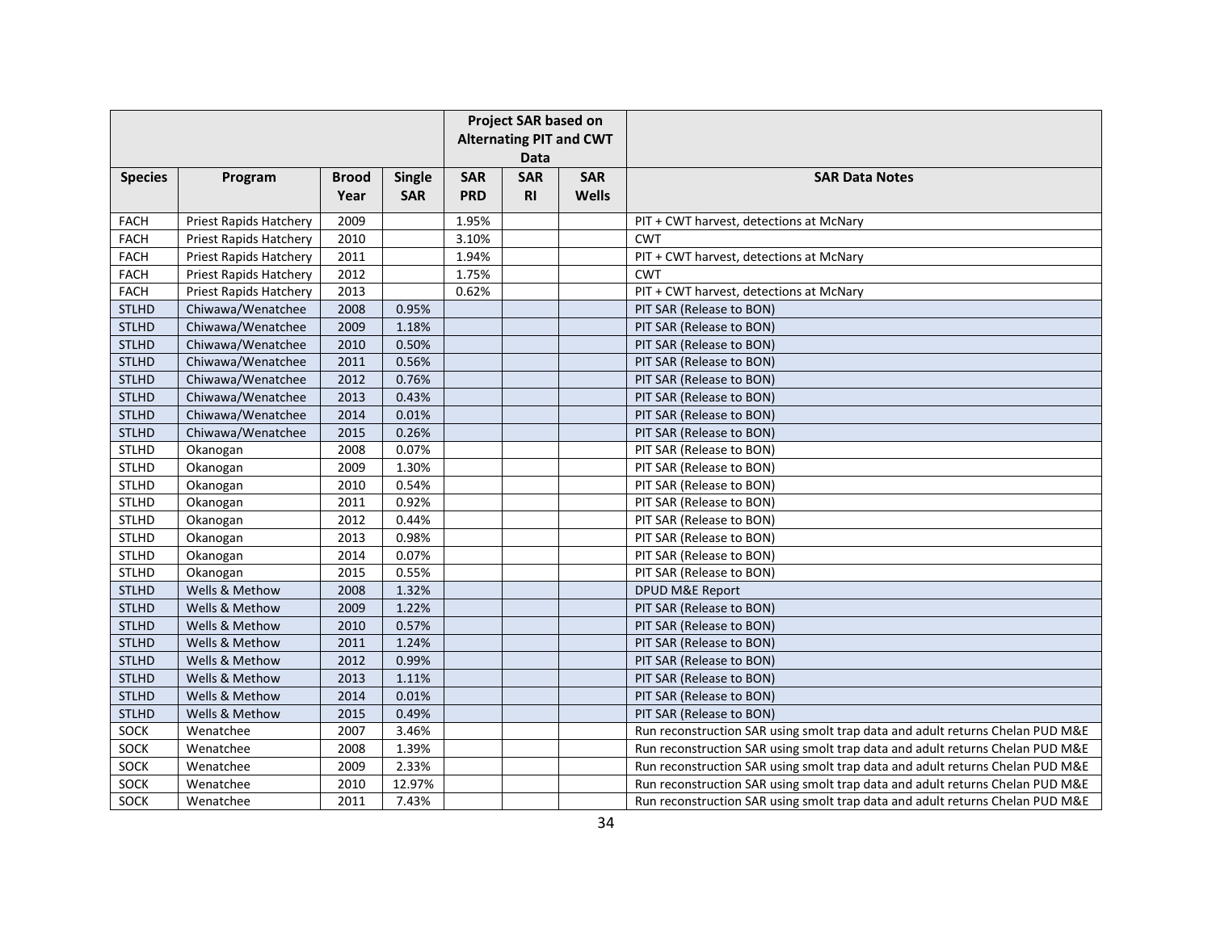| | | | | Project SAR based on Alternating PIT and CWT Data | | | |
|---|---|---|---|---|---|---|---|
| **Species** | **Program** | **Brood Year** | **Single SAR** | **SAR PRD** | **SAR RI** | **SAR Wells** | **SAR Data Notes** |
| FACH | Priest Rapids Hatchery | 2009 | | 1.95% | | | PIT + CWT harvest, detections at McNary |
| FACH | Priest Rapids Hatchery | 2010 | | 3.10% | | | CWT |
| FACH | Priest Rapids Hatchery | 2011 | | 1.94% | | | PIT + CWT harvest, detections at McNary |
| FACH | Priest Rapids Hatchery | 2012 | | 1.75% | | | CWT |
| FACH | Priest Rapids Hatchery | 2013 | | 0.62% | | | PIT + CWT harvest, detections at McNary |
| STLHD | Chiwawa/Wenatchee | 2008 | 0.95% | | | | PIT SAR (Release to BON) |
| STLHD | Chiwawa/Wenatchee | 2009 | 1.18% | | | | PIT SAR (Release to BON) |
| STLHD | Chiwawa/Wenatchee | 2010 | 0.50% | | | | PIT SAR (Release to BON) |
| STLHD | Chiwawa/Wenatchee | 2011 | 0.56% | | | | PIT SAR (Release to BON) |
| STLHD | Chiwawa/Wenatchee | 2012 | 0.76% | | | | PIT SAR (Release to BON) |
| STLHD | Chiwawa/Wenatchee | 2013 | 0.43% | | | | PIT SAR (Release to BON) |
| STLHD | Chiwawa/Wenatchee | 2014 | 0.01% | | | | PIT SAR (Release to BON) |
| STLHD | Chiwawa/Wenatchee | 2015 | 0.26% | | | | PIT SAR (Release to BON) |
| STLHD | Okanogan | 2008 | 0.07% | | | | PIT SAR (Release to BON) |
| STLHD | Okanogan | 2009 | 1.30% | | | | PIT SAR (Release to BON) |
| STLHD | Okanogan | 2010 | 0.54% | | | | PIT SAR (Release to BON) |
| STLHD | Okanogan | 2011 | 0.92% | | | | PIT SAR (Release to BON) |
| STLHD | Okanogan | 2012 | 0.44% | | | | PIT SAR (Release to BON) |
| STLHD | Okanogan | 2013 | 0.98% | | | | PIT SAR (Release to BON) |
| STLHD | Okanogan | 2014 | 0.07% | | | | PIT SAR (Release to BON) |
| STLHD | Okanogan | 2015 | 0.55% | | | | PIT SAR (Release to BON) |
| STLHD | Wells & Methow | 2008 | 1.32% | | | | DPUD M&E Report |
| STLHD | Wells & Methow | 2009 | 1.22% | | | | PIT SAR (Release to BON) |
| STLHD | Wells & Methow | 2010 | 0.57% | | | | PIT SAR (Release to BON) |
| STLHD | Wells & Methow | 2011 | 1.24% | | | | PIT SAR (Release to BON) |
| STLHD | Wells & Methow | 2012 | 0.99% | | | | PIT SAR (Release to BON) |
| STLHD | Wells & Methow | 2013 | 1.11% | | | | PIT SAR (Release to BON) |
| STLHD | Wells & Methow | 2014 | 0.01% | | | | PIT SAR (Release to BON) |
| STLHD | Wells & Methow | 2015 | 0.49% | | | | PIT SAR (Release to BON) |
| SOCK | Wenatchee | 2007 | 3.46% | | | | Run reconstruction SAR using smolt trap data and adult returns Chelan PUD M&E |
| SOCK | Wenatchee | 2008 | 1.39% | | | | Run reconstruction SAR using smolt trap data and adult returns Chelan PUD M&E |
| SOCK | Wenatchee | 2009 | 2.33% | | | | Run reconstruction SAR using smolt trap data and adult returns Chelan PUD M&E |
| SOCK | Wenatchee | 2010 | 12.97% | | | | Run reconstruction SAR using smolt trap data and adult returns Chelan PUD M&E |
| SOCK | Wenatchee | 2011 | 7.43% | | | | Run reconstruction SAR using smolt trap data and adult returns Chelan PUD M&E |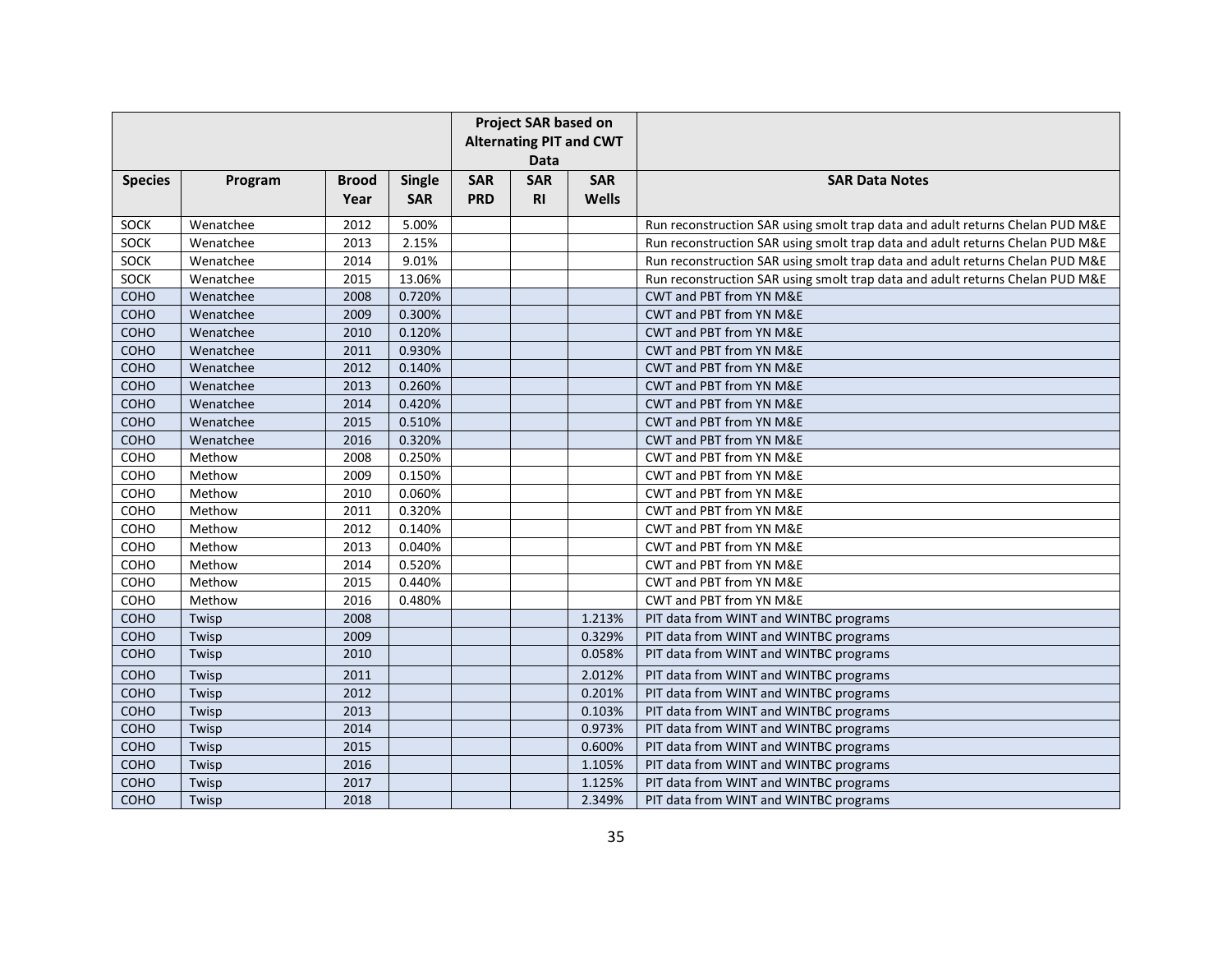| | | | | Project SAR based on Alternating PIT and CWT Data | | | |
|---|---|---|---|---|---|---|---|
| Species | Program | Brood Year | Single SAR | SAR PRD | SAR RI | SAR Wells | SAR Data Notes |
| SOCK | Wenatchee | 2012 | 5.00% | | | | Run reconstruction SAR using smolt trap data and adult returns Chelan PUD M&E |
| SOCK | Wenatchee | 2013 | 2.15% | | | | Run reconstruction SAR using smolt trap data and adult returns Chelan PUD M&E |
| SOCK | Wenatchee | 2014 | 9.01% | | | | Run reconstruction SAR using smolt trap data and adult returns Chelan PUD M&E |
| SOCK | Wenatchee | 2015 | 13.06% | | | | Run reconstruction SAR using smolt trap data and adult returns Chelan PUD M&E |
| COHO | Wenatchee | 2008 | 0.720% | | | | CWT and PBT from YN M&E |
| COHO | Wenatchee | 2009 | 0.300% | | | | CWT and PBT from YN M&E |
| COHO | Wenatchee | 2010 | 0.120% | | | | CWT and PBT from YN M&E |
| COHO | Wenatchee | 2011 | 0.930% | | | | CWT and PBT from YN M&E |
| COHO | Wenatchee | 2012 | 0.140% | | | | CWT and PBT from YN M&E |
| COHO | Wenatchee | 2013 | 0.260% | | | | CWT and PBT from YN M&E |
| COHO | Wenatchee | 2014 | 0.420% | | | | CWT and PBT from YN M&E |
| COHO | Wenatchee | 2015 | 0.510% | | | | CWT and PBT from YN M&E |
| COHO | Wenatchee | 2016 | 0.320% | | | | CWT and PBT from YN M&E |
| COHO | Methow | 2008 | 0.250% | | | | CWT and PBT from YN M&E |
| COHO | Methow | 2009 | 0.150% | | | | CWT and PBT from YN M&E |
| COHO | Methow | 2010 | 0.060% | | | | CWT and PBT from YN M&E |
| COHO | Methow | 2011 | 0.320% | | | | CWT and PBT from YN M&E |
| COHO | Methow | 2012 | 0.140% | | | | CWT and PBT from YN M&E |
| COHO | Methow | 2013 | 0.040% | | | | CWT and PBT from YN M&E |
| COHO | Methow | 2014 | 0.520% | | | | CWT and PBT from YN M&E |
| COHO | Methow | 2015 | 0.440% | | | | CWT and PBT from YN M&E |
| COHO | Methow | 2016 | 0.480% | | | | CWT and PBT from YN M&E |
| COHO | Twisp | 2008 | | | | 1.213% | PIT data from WINT and WINTBC programs |
| COHO | Twisp | 2009 | | | | 0.329% | PIT data from WINT and WINTBC programs |
| COHO | Twisp | 2010 | | | | 0.058% | PIT data from WINT and WINTBC programs |
| COHO | Twisp | 2011 | | | | 2.012% | PIT data from WINT and WINTBC programs |
| COHO | Twisp | 2012 | | | | 0.201% | PIT data from WINT and WINTBC programs |
| COHO | Twisp | 2013 | | | | 0.103% | PIT data from WINT and WINTBC programs |
| COHO | Twisp | 2014 | | | | 0.973% | PIT data from WINT and WINTBC programs |
| COHO | Twisp | 2015 | | | | 0.600% | PIT data from WINT and WINTBC programs |
| COHO | Twisp | 2016 | | | | 1.105% | PIT data from WINT and WINTBC programs |
| COHO | Twisp | 2017 | | | | 1.125% | PIT data from WINT and WINTBC programs |
| COHO | Twisp | 2018 | | | | 2.349% | PIT data from WINT and WINTBC programs |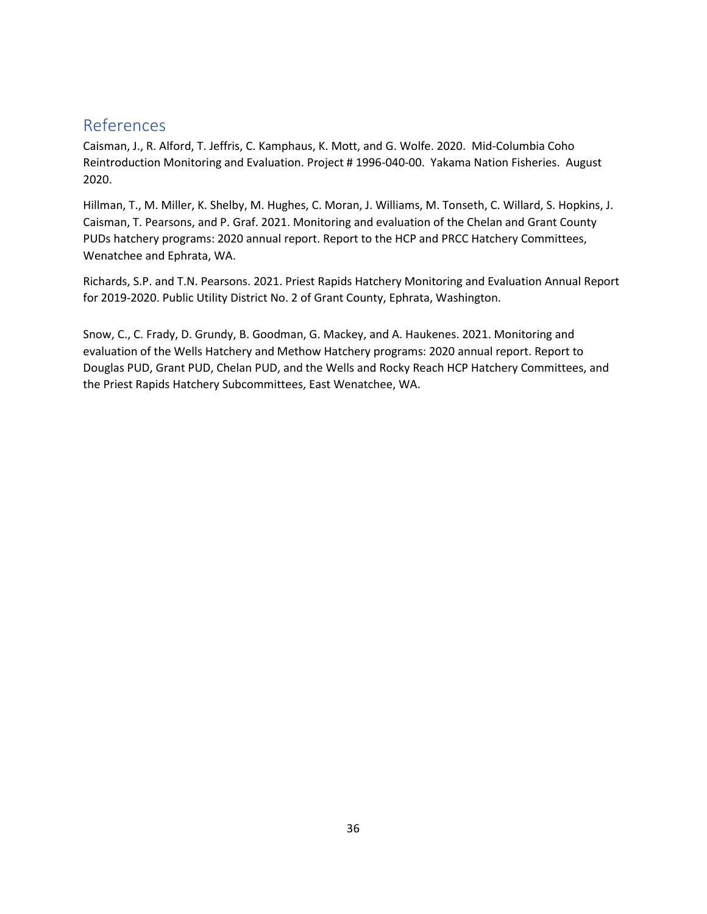## References

Caisman, J., R. Alford, T. Jeffris, C. Kamphaus, K. Mott, and G. Wolfe. 2020. Mid-Columbia Coho Reintroduction Monitoring and Evaluation. Project # 1996-040-00. Yakama Nation Fisheries. August 2020.

Hillman, T., M. Miller, K. Shelby, M. Hughes, C. Moran, J. Williams, M. Tonseth, C. Willard, S. Hopkins, J. Caisman, T. Pearsons, and P. Graf. 2021. Monitoring and evaluation of the Chelan and Grant County PUDs hatchery programs: 2020 annual report. Report to the HCP and PRCC Hatchery Committees, Wenatchee and Ephrata, WA.

Richards, S.P. and T.N. Pearsons. 2021. Priest Rapids Hatchery Monitoring and Evaluation Annual Report for 2019-2020. Public Utility District No. 2 of Grant County, Ephrata, Washington.

Snow, C., C. Frady, D. Grundy, B. Goodman, G. Mackey, and A. Haukenes. 2021. Monitoring and evaluation of the Wells Hatchery and Methow Hatchery programs: 2020 annual report. Report to Douglas PUD, Grant PUD, Chelan PUD, and the Wells and Rocky Reach HCP Hatchery Committees, and the Priest Rapids Hatchery Subcommittees, East Wenatchee, WA.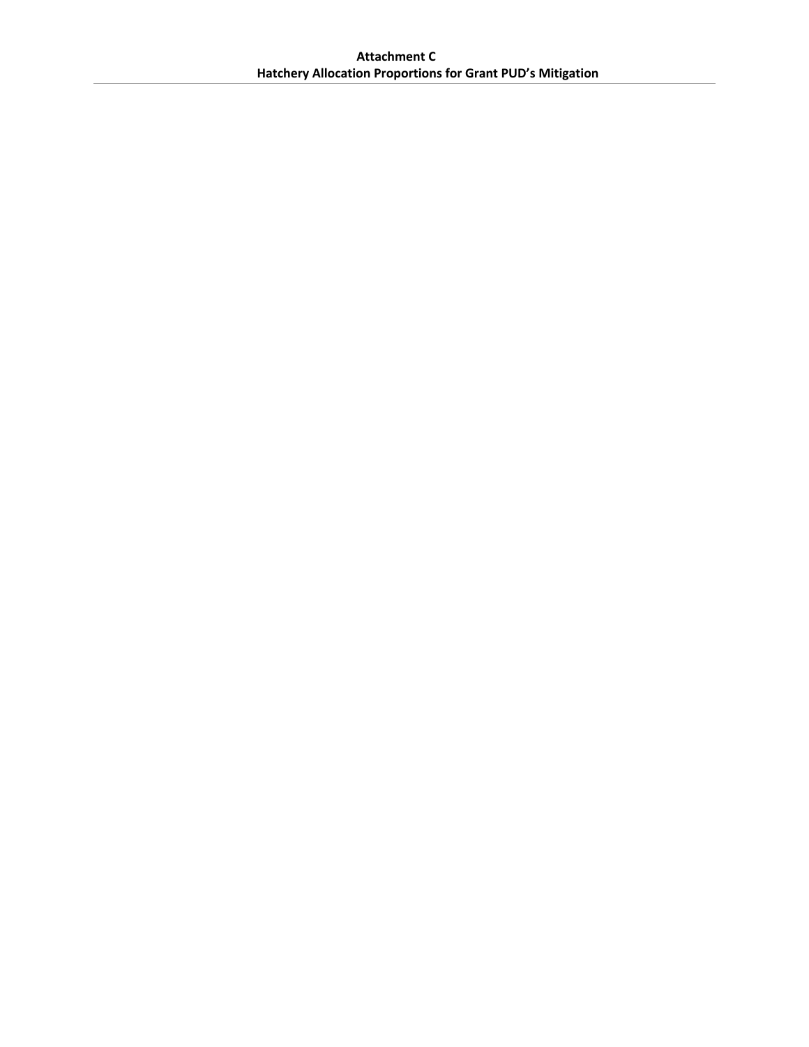# Attachment C

## Hatchery Allocation Proportions for Grant PUD's Mitigation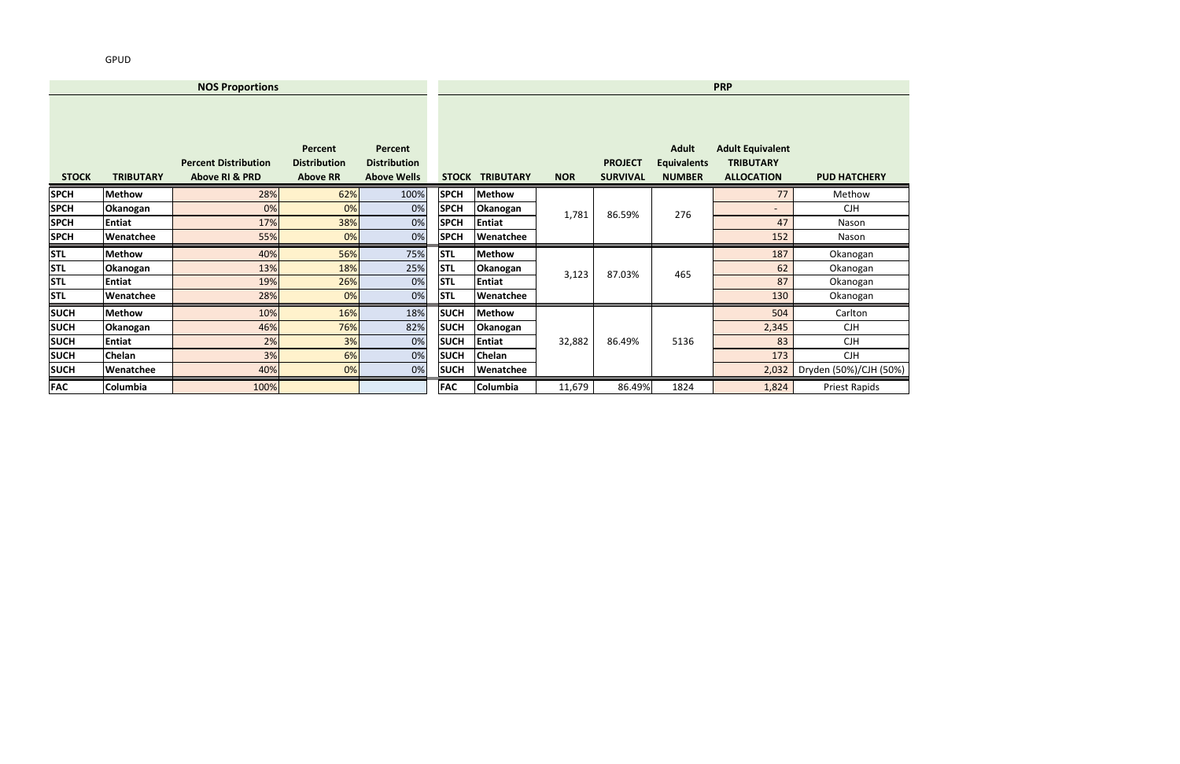GPUD

| NOS Proportions | | | | | PRP | | | | | | | |
|---|---|---|---|---|---|---|---|---|---|---|---|---|
| STOCK | TRIBUTARY | Percent Distribution Above RI & PRD | Percent Distribution Above RR | Percent Distribution Above Wells | STOCK | TRIBUTARY | NOR | PROJECT SURVIVAL | Adult Equivalents NUMBER | Adult Equivalent TRIBUTARY ALLOCATION | PUD HATCHERY |
| SPCH | Methow | 28% | 62% | 100% | SPCH | Methow | 1,781 | 86.59% | 276 | 77 | Methow |
| SPCH | Okanogan | 0% | 0% | 0% | SPCH | Okanogan | | | | - | CJH |
| SPCH | Entiat | 17% | 38% | 0% | SPCH | Entiat | | | | 47 | Nason |
| SPCH | Wenatchee | 55% | 0% | 0% | SPCH | Wenatchee | | | | 152 | Nason |
| STL | Methow | 40% | 56% | 75% | STL | Methow | 3,123 | 87.03% | 465 | 187 | Okanogan |
| STL | Okanogan | 13% | 18% | 25% | STL | Okanogan | | | | 62 | Okanogan |
| STL | Entiat | 19% | 26% | 0% | STL | Entiat | | | | 87 | Okanogan |
| STL | Wenatchee | 28% | 0% | 0% | STL | Wenatchee | | | | 130 | Okanogan |
| SUCH | Methow | 10% | 16% | 18% | SUCH | Methow | 32,882 | 86.49% | 5136 | 504 | Carlton |
| SUCH | Okanogan | 46% | 76% | 82% | SUCH | Okanogan | | | | 2,345 | CJH |
| SUCH | Entiat | 2% | 3% | 0% | SUCH | Entiat | | | | 83 | CJH |
| SUCH | Chelan | 3% | 6% | 0% | SUCH | Chelan | | | | 173 | CJH |
| SUCH | Wenatchee | 40% | 0% | 0% | SUCH | Wenatchee | | | | 2,032 | Dryden (50%)/CJH (50%) |
| FAC | Columbia | 100% | | | FAC | Columbia | 11,679 | 86.49% | 1824 | 1,824 | Priest Rapids |